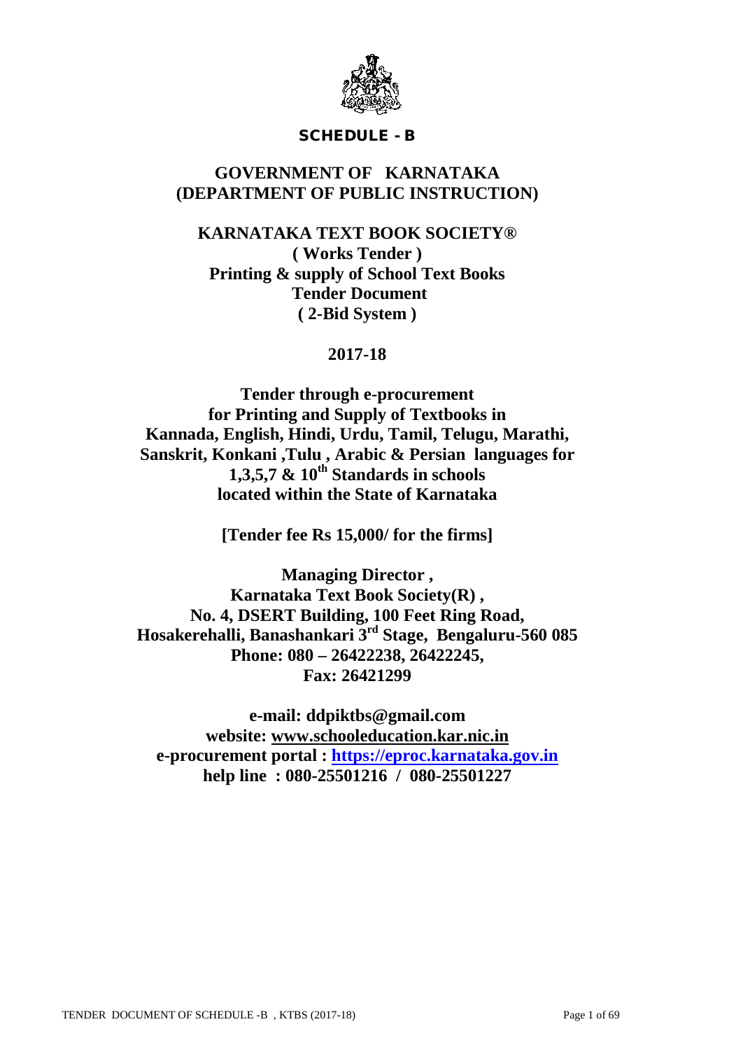## SCHEDULE - B

# GOVERNMENT OF KARNATAKA
# (DEPARTMENT OF PUBLIC INSTRUCTION)

## KARNATAKA TEXT BOOK SOCIETY®

**( Works Tender )**
**Printing & supply of School Text Books**
**Tender Document**
**( 2-Bid System )**

**2017-18**

**Tender through e-procurement for Printing and Supply of Textbooks in Kannada, English, Hindi, Urdu, Tamil, Telugu, Marathi, Sanskrit, Konkani ,Tulu , Arabic & Persian languages for 1,3,5,7 & 10th Standards in schools located within the State of Karnataka**

**[Tender fee Rs 15,000/ for the firms]**

**Managing Director ,**
**Karnataka Text Book Society(R) ,**
**No. 4, DSERT Building, 100 Feet Ring Road,**
**Hosakerehalli, Banashankari 3rd Stage, Bengaluru-560 085**
**Phone: 080 – 26422238, 26422245,**
**Fax: 26421299**

**e-mail: ddpiktbs@gmail.com**
**website: www.schooleducation.kar.nic.in**
**e-procurement portal : https://eproc.karnataka.gov.in**
**help line : 080-25501216 / 080-25501227**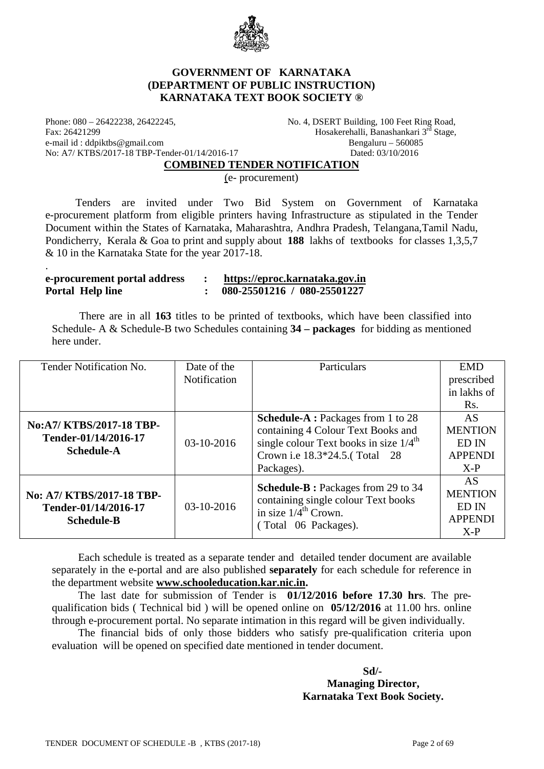# GOVERNMENT OF KARNATAKA
## (DEPARTMENT OF PUBLIC INSTRUCTION)
## KARNATAKA TEXT BOOK SOCIETY ®

Phone: 080 – 26422238, 26422245,
Fax: 26421299
e-mail id : ddpiktbs@gmail.com
No: A7/ KTBS/2017-18 TBP-Tender-01/14/2016-17

No. 4, DSERT Building, 100 Feet Ring Road,
Hosakerehalli, Banashankari 3rd Stage,
Bengaluru – 560085
Dated: 03/10/2016

**COMBINED TENDER NOTIFICATION**

(e- procurement)

Tenders are invited under Two Bid System on Government of Karnataka e-procurement platform from eligible printers having Infrastructure as stipulated in the Tender Document within the States of Karnataka, Maharashtra, Andhra Pradesh, Telangana,Tamil Nadu, Pondicherry, Kerala & Goa to print and supply about **188** lakhs of textbooks for classes 1,3,5,7 & 10 in the Karnataka State for the year 2017-18.

.

| | | |
|---|---|---|
| **e-procurement portal address** | **:** | **https://eproc.karnataka.gov.in** |
| **Portal Help line** | **:** | **080-25501216 / 080-25501227** |

There are in all **163** titles to be printed of textbooks, which have been classified into Schedule- A & Schedule-B two Schedules containing **34 – packages** for bidding as mentioned here under.

| Tender Notification No. | Date of the Notification | Particulars | EMD prescribed in lakhs of Rs. |
|---|---|---|---|
| **No:A7/ KTBS/2017-18 TBP-Tender-01/14/2016-17 Schedule-A** | 03-10-2016 | **Schedule-A :** Packages from 1 to 28 containing 4 Colour Text Books and single colour Text books in size 1/4th Crown i.e 18.3*24.5.( Total 28 Packages). | AS MENTIONED IN APPENDIX-P |
| **No: A7/ KTBS/2017-18 TBP-Tender-01/14/2016-17 Schedule-B** | 03-10-2016 | **Schedule-B :** Packages from 29 to 34 containing single colour Text books in size 1/4th Crown. ( Total 06 Packages). | AS MENTIONED IN APPENDIX-P |

Each schedule is treated as a separate tender and detailed tender document are available separately in the e-portal and are also published **separately** for each schedule for reference in the department website **www.schooleducation.kar.nic.in.**

The last date for submission of Tender is **01/12/2016 before 17.30 hrs**. The pre-qualification bids ( Technical bid ) will be opened online on **05/12/2016** at 11.00 hrs. online through e-procurement portal. No separate intimation in this regard will be given individually.

The financial bids of only those bidders who satisfy pre-qualification criteria upon evaluation will be opened on specified date mentioned in tender document.

**Sd/-**
**Managing Director,**
**Karnataka Text Book Society.**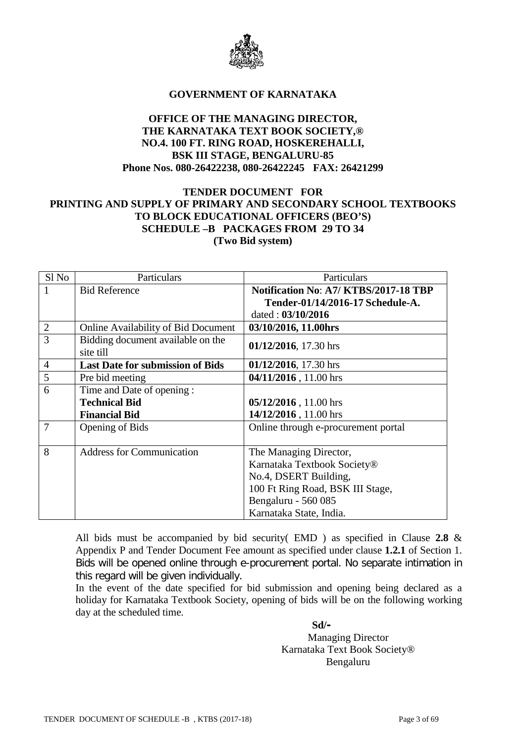**GOVERNMENT OF KARNATAKA**

**OFFICE OF THE MANAGING DIRECTOR,**
**THE KARNATAKA TEXT BOOK SOCIETY,®**
**NO.4. 100 FT. RING ROAD, HOSKEREHALLI,**
**BSK III STAGE, BENGALURU-85**
**Phone Nos. 080-26422238, 080-26422245 FAX: 26421299**

# TENDER DOCUMENT FOR PRINTING AND SUPPLY OF PRIMARY AND SECONDARY SCHOOL TEXTBOOKS TO BLOCK EDUCATIONAL OFFICERS (BEO'S) SCHEDULE –B PACKAGES FROM 29 TO 34

**(Two Bid system)**

| Sl No | Particulars | Particulars |
|---|---|---|
| 1 | Bid Reference | **Notification No**: **A7/ KTBS/2017-18 TBP Tender-01/14/2016-17 Schedule-A.** dated : **03/10/2016** |
| 2 | Online Availability of Bid Document | **03/10/2016, 11.00hrs** |
| 3 | Bidding document available on the site till | **01/12/2016**, 17.30 hrs |
| 4 | **Last Date for submission of Bids** | **01/12/2016**, 17.30 hrs |
| 5 | Pre bid meeting | **04/11/2016** , 11.00 hrs |
| 6 | Time and Date of opening : **Technical Bid** **Financial Bid** | **05/12/2016** , 11.00 hrs **14/12/2016** , 11.00 hrs |
| 7 | Opening of Bids | Online through e-procurement portal |
| 8 | Address for Communication | The Managing Director, Karnataka Textbook Society® No.4, DSERT Building, 100 Ft Ring Road, BSK III Stage, Bengaluru - 560 085 Karnataka State, India. |

All bids must be accompanied by bid security( EMD ) as specified in Clause **2.8** & Appendix P and Tender Document Fee amount as specified under clause **1.2.1** of Section 1. Bids will be opened online through e-procurement portal. No separate intimation in this regard will be given individually.

In the event of the date specified for bid submission and opening being declared as a holiday for Karnataka Textbook Society, opening of bids will be on the following working day at the scheduled time.

**Sd/-**
Managing Director
Karnataka Text Book Society®
Bengaluru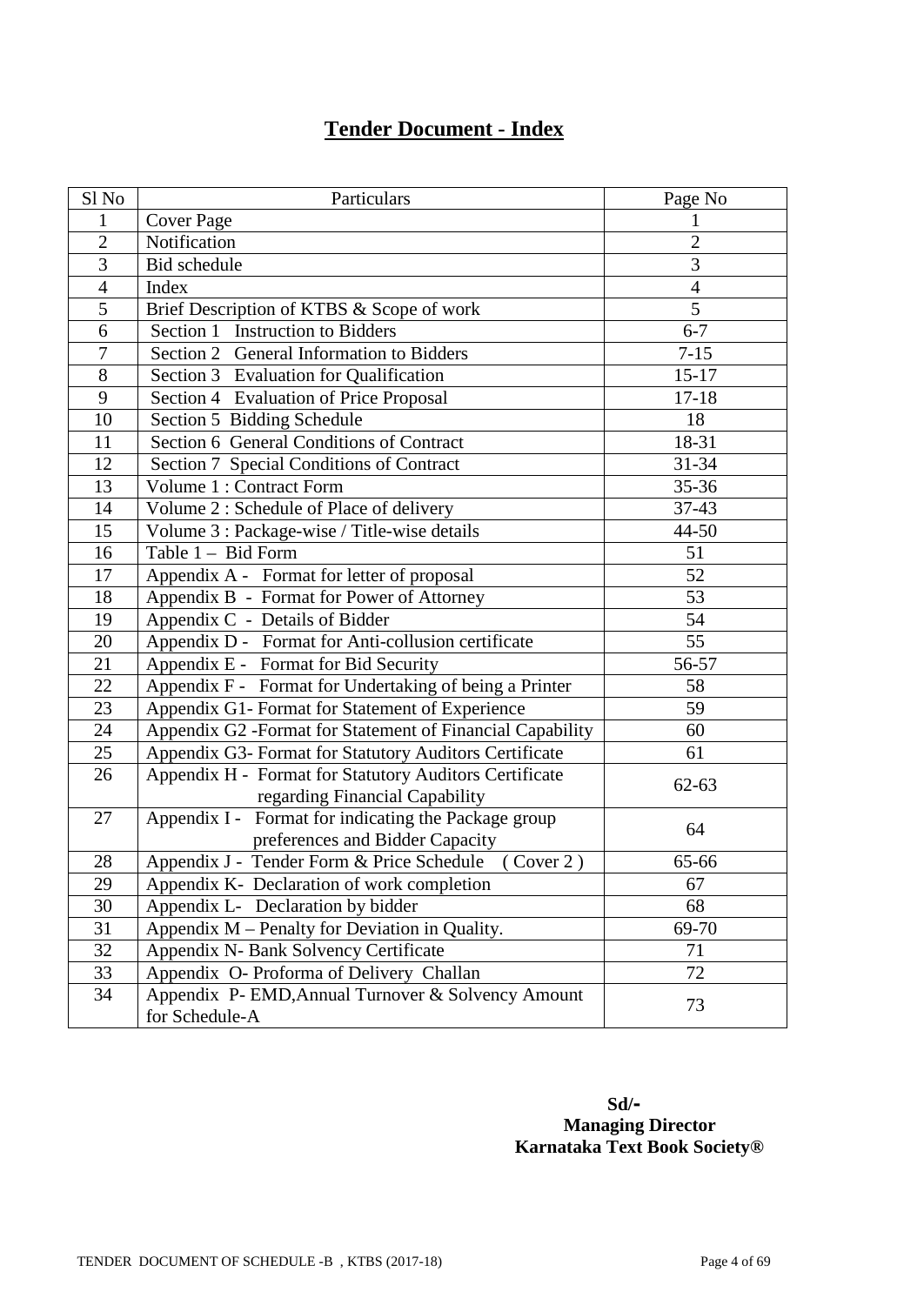# Tender Document - Index

| Sl No | Particulars | Page No |
|---|---|---|
| 1 | Cover Page | 1 |
| 2 | Notification | 2 |
| 3 | Bid schedule | 3 |
| 4 | Index | 4 |
| 5 | Brief Description of KTBS & Scope of work | 5 |
| 6 | Section 1 Instruction to Bidders | 6-7 |
| 7 | Section 2 General Information to Bidders | 7-15 |
| 8 | Section 3 Evaluation for Qualification | 15-17 |
| 9 | Section 4 Evaluation of Price Proposal | 17-18 |
| 10 | Section 5 Bidding Schedule | 18 |
| 11 | Section 6 General Conditions of Contract | 18-31 |
| 12 | Section 7 Special Conditions of Contract | 31-34 |
| 13 | Volume 1 : Contract Form | 35-36 |
| 14 | Volume 2 : Schedule of Place of delivery | 37-43 |
| 15 | Volume 3 : Package-wise / Title-wise details | 44-50 |
| 16 | Table 1 – Bid Form | 51 |
| 17 | Appendix A - Format for letter of proposal | 52 |
| 18 | Appendix B - Format for Power of Attorney | 53 |
| 19 | Appendix C - Details of Bidder | 54 |
| 20 | Appendix D - Format for Anti-collusion certificate | 55 |
| 21 | Appendix E - Format for Bid Security | 56-57 |
| 22 | Appendix F - Format for Undertaking of being a Printer | 58 |
| 23 | Appendix G1- Format for Statement of Experience | 59 |
| 24 | Appendix G2 -Format for Statement of Financial Capability | 60 |
| 25 | Appendix G3- Format for Statutory Auditors Certificate | 61 |
| 26 | Appendix H - Format for Statutory Auditors Certificate regarding Financial Capability | 62-63 |
| 27 | Appendix I - Format for indicating the Package group preferences and Bidder Capacity | 64 |
| 28 | Appendix J - Tender Form & Price Schedule ( Cover 2 ) | 65-66 |
| 29 | Appendix K- Declaration of work completion | 67 |
| 30 | Appendix L- Declaration by bidder | 68 |
| 31 | Appendix M – Penalty for Deviation in Quality. | 69-70 |
| 32 | Appendix N- Bank Solvency Certificate | 71 |
| 33 | Appendix O- Proforma of Delivery Challan | 72 |
| 34 | Appendix P- EMD,Annual Turnover & Solvency Amount for Schedule-A | 73 |

**Sd/-**
**Managing Director**
**Karnataka Text Book Society®**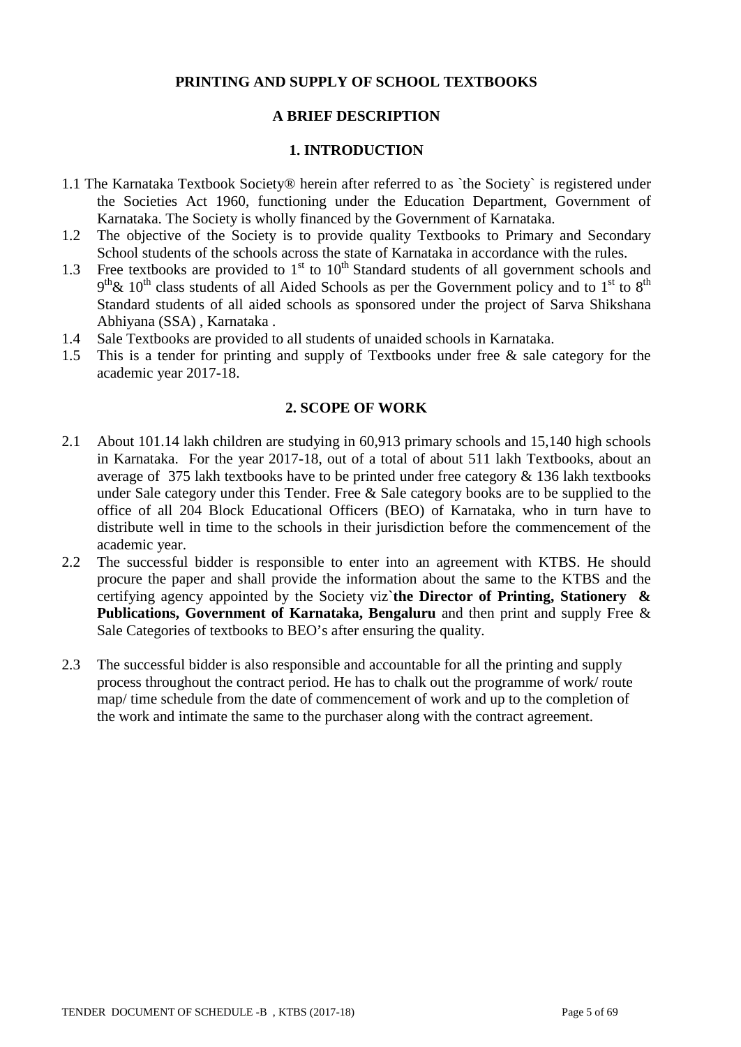## PRINTING AND SUPPLY OF SCHOOL TEXTBOOKS

### A BRIEF DESCRIPTION

### 1. INTRODUCTION

1.1 The Karnataka Textbook Society® herein after referred to as `the Society` is registered under the Societies Act 1960, functioning under the Education Department, Government of Karnataka. The Society is wholly financed by the Government of Karnataka.

1.2 The objective of the Society is to provide quality Textbooks to Primary and Secondary School students of the schools across the state of Karnataka in accordance with the rules.

1.3 Free textbooks are provided to 1st to 10th Standard students of all government schools and 9th & 10th class students of all Aided Schools as per the Government policy and to 1st to 8th Standard students of all aided schools as sponsored under the project of Sarva Shikshana Abhiyana (SSA) , Karnataka .

1.4 Sale Textbooks are provided to all students of unaided schools in Karnataka.

1.5 This is a tender for printing and supply of Textbooks under free & sale category for the academic year 2017-18.

### 2. SCOPE OF WORK

2.1 About 101.14 lakh children are studying in 60,913 primary schools and 15,140 high schools in Karnataka. For the year 2017-18, out of a total of about 511 lakh Textbooks, about an average of 375 lakh textbooks have to be printed under free category & 136 lakh textbooks under Sale category under this Tender. Free & Sale category books are to be supplied to the office of all 204 Block Educational Officers (BEO) of Karnataka, who in turn have to distribute well in time to the schools in their jurisdiction before the commencement of the academic year.

2.2 The successful bidder is responsible to enter into an agreement with KTBS. He should procure the paper and shall provide the information about the same to the KTBS and the certifying agency appointed by the Society viz`**the Director of Printing, Stationery & Publications, Government of Karnataka, Bengaluru** and then print and supply Free & Sale Categories of textbooks to BEO's after ensuring the quality.

2.3 The successful bidder is also responsible and accountable for all the printing and supply process throughout the contract period. He has to chalk out the programme of work/ route map/ time schedule from the date of commencement of work and up to the completion of the work and intimate the same to the purchaser along with the contract agreement.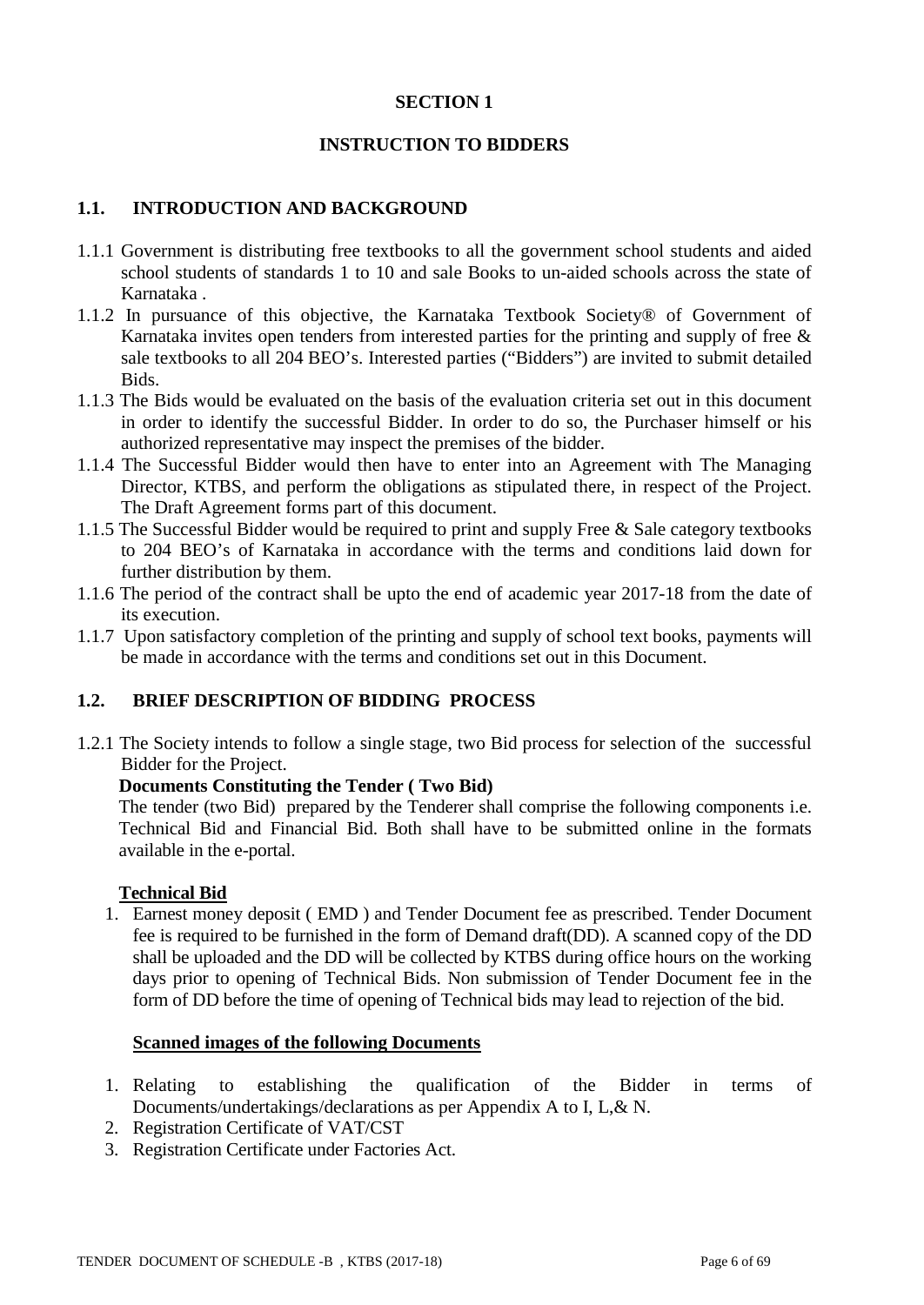## SECTION 1

## INSTRUCTION TO BIDDERS

### 1.1. INTRODUCTION AND BACKGROUND

1.1.1 Government is distributing free textbooks to all the government school students and aided school students of standards 1 to 10 and sale Books to un-aided schools across the state of Karnataka .

1.1.2 In pursuance of this objective, the Karnataka Textbook Society® of Government of Karnataka invites open tenders from interested parties for the printing and supply of free & sale textbooks to all 204 BEO's. Interested parties ("Bidders") are invited to submit detailed Bids.

1.1.3 The Bids would be evaluated on the basis of the evaluation criteria set out in this document in order to identify the successful Bidder. In order to do so, the Purchaser himself or his authorized representative may inspect the premises of the bidder.

1.1.4 The Successful Bidder would then have to enter into an Agreement with The Managing Director, KTBS, and perform the obligations as stipulated there, in respect of the Project. The Draft Agreement forms part of this document.

1.1.5 The Successful Bidder would be required to print and supply Free & Sale category textbooks to 204 BEO's of Karnataka in accordance with the terms and conditions laid down for further distribution by them.

1.1.6 The period of the contract shall be upto the end of academic year 2017-18 from the date of its execution.

1.1.7 Upon satisfactory completion of the printing and supply of school text books, payments will be made in accordance with the terms and conditions set out in this Document.

### 1.2. BRIEF DESCRIPTION OF BIDDING PROCESS

1.2.1 The Society intends to follow a single stage, two Bid process for selection of the successful Bidder for the Project.

**Documents Constituting the Tender ( Two Bid)**

The tender (two Bid) prepared by the Tenderer shall comprise the following components i.e. Technical Bid and Financial Bid. Both shall have to be submitted online in the formats available in the e-portal.

**<u>Technical Bid</u>**

1. Earnest money deposit ( EMD ) and Tender Document fee as prescribed. Tender Document fee is required to be furnished in the form of Demand draft(DD). A scanned copy of the DD shall be uploaded and the DD will be collected by KTBS during office hours on the working days prior to opening of Technical Bids. Non submission of Tender Document fee in the form of DD before the time of opening of Technical bids may lead to rejection of the bid.

**<u>Scanned images of the following Documents</u>**

1. Relating to establishing the qualification of the Bidder in terms of Documents/undertakings/declarations as per Appendix A to I, L,& N.
2. Registration Certificate of VAT/CST
3. Registration Certificate under Factories Act.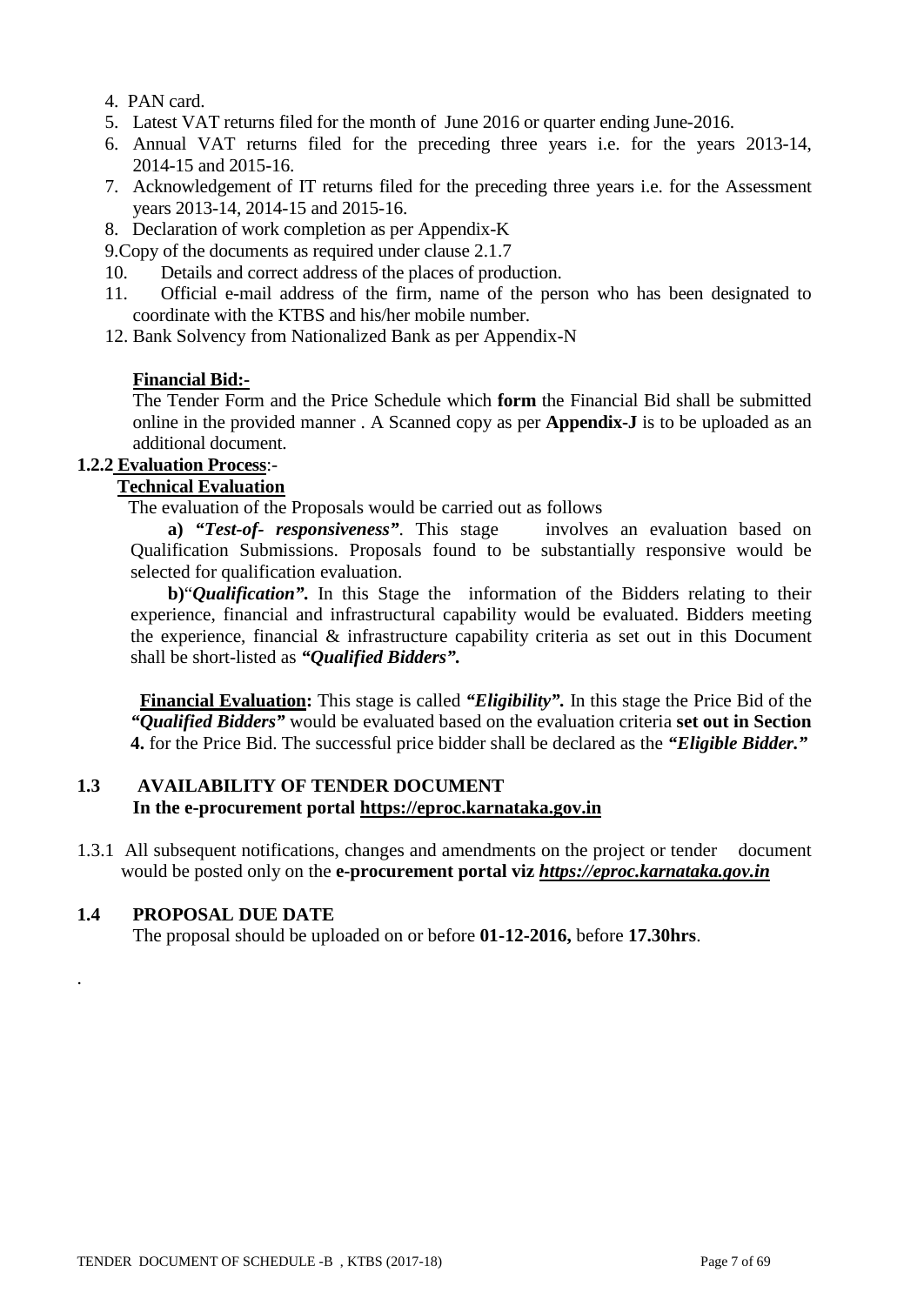4. PAN card.
5. Latest VAT returns filed for the month of June 2016 or quarter ending June-2016.
6. Annual VAT returns filed for the preceding three years i.e. for the years 2013-14, 2014-15 and 2015-16.
7. Acknowledgement of IT returns filed for the preceding three years i.e. for the Assessment years 2013-14, 2014-15 and 2015-16.
8. Declaration of work completion as per Appendix-K
9. Copy of the documents as required under clause 2.1.7
10. Details and correct address of the places of production.
11. Official e-mail address of the firm, name of the person who has been designated to coordinate with the KTBS and his/her mobile number.
12. Bank Solvency from Nationalized Bank as per Appendix-N

**Financial Bid:-**

The Tender Form and the Price Schedule which **form** the Financial Bid shall be submitted online in the provided manner . A Scanned copy as per **Appendix-J** is to be uploaded as an additional document.

**1.2.2 Evaluation Process**:-

**Technical Evaluation**

The evaluation of the Proposals would be carried out as follows

**a)** ***"Test-of- responsiveness"***. This stage involves an evaluation based on Qualification Submissions. Proposals found to be substantially responsive would be selected for qualification evaluation.

**b)**"***Qualification"***. In this Stage the information of the Bidders relating to their experience, financial and infrastructural capability would be evaluated. Bidders meeting the experience, financial & infrastructure capability criteria as set out in this Document shall be short-listed as ***"Qualified Bidders".***

**Financial Evaluation:** This stage is called ***"Eligibility".*** In this stage the Price Bid of the ***"Qualified Bidders"*** would be evaluated based on the evaluation criteria **set out in Section 4.** for the Price Bid. The successful price bidder shall be declared as the ***"Eligible Bidder."***

## 1.3 AVAILABILITY OF TENDER DOCUMENT

**In the e-procurement portal https://eproc.karnataka.gov.in**

1.3.1 All subsequent notifications, changes and amendments on the project or tender document would be posted only on the **e-procurement portal viz *https://eproc.karnataka.gov.in***

## 1.4 PROPOSAL DUE DATE

The proposal should be uploaded on or before **01-12-2016,** before **17.30hrs**.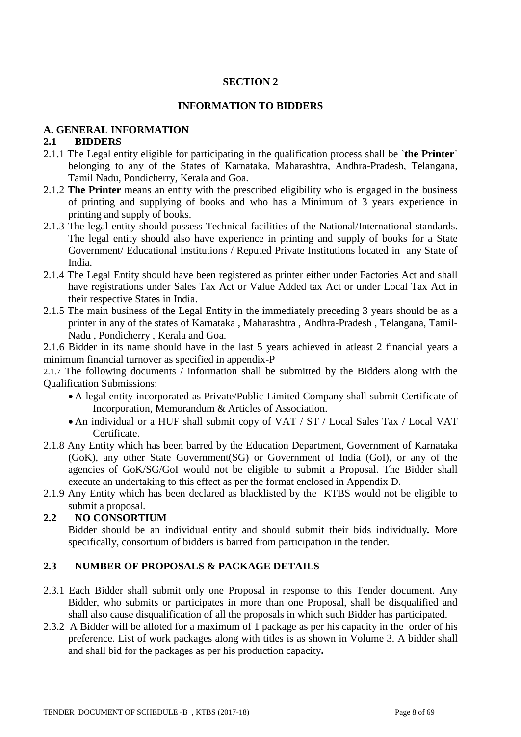# SECTION 2

## INFORMATION TO BIDDERS

### A. GENERAL INFORMATION

### 2.1 BIDDERS

2.1.1 The Legal entity eligible for participating in the qualification process shall be `**the Printer**` belonging to any of the States of Karnataka, Maharashtra, Andhra-Pradesh, Telangana, Tamil Nadu, Pondicherry, Kerala and Goa.

2.1.2 **The Printer** means an entity with the prescribed eligibility who is engaged in the business of printing and supplying of books and who has a Minimum of 3 years experience in printing and supply of books.

2.1.3 The legal entity should possess Technical facilities of the National/International standards. The legal entity should also have experience in printing and supply of books for a State Government/ Educational Institutions / Reputed Private Institutions located in any State of India.

2.1.4 The Legal Entity should have been registered as printer either under Factories Act and shall have registrations under Sales Tax Act or Value Added tax Act or under Local Tax Act in their respective States in India.

2.1.5 The main business of the Legal Entity in the immediately preceding 3 years should be as a printer in any of the states of Karnataka , Maharashtra , Andhra-Pradesh , Telangana, Tamil-Nadu , Pondicherry , Kerala and Goa.

2.1.6 Bidder in its name should have in the last 5 years achieved in atleast 2 financial years a minimum financial turnover as specified in appendix-P

2.1.7 The following documents / information shall be submitted by the Bidders along with the Qualification Submissions:

- A legal entity incorporated as Private/Public Limited Company shall submit Certificate of Incorporation, Memorandum & Articles of Association.
- An individual or a HUF shall submit copy of VAT / ST / Local Sales Tax / Local VAT Certificate.

2.1.8 Any Entity which has been barred by the Education Department, Government of Karnataka (GoK), any other State Government(SG) or Government of India (GoI), or any of the agencies of GoK/SG/GoI would not be eligible to submit a Proposal. The Bidder shall execute an undertaking to this effect as per the format enclosed in Appendix D.

2.1.9 Any Entity which has been declared as blacklisted by the KTBS would not be eligible to submit a proposal.

### 2.2 NO CONSORTIUM

Bidder should be an individual entity and should submit their bids individually**.** More specifically, consortium of bidders is barred from participation in the tender.

### 2.3 NUMBER OF PROPOSALS & PACKAGE DETAILS

2.3.1 Each Bidder shall submit only one Proposal in response to this Tender document. Any Bidder, who submits or participates in more than one Proposal, shall be disqualified and shall also cause disqualification of all the proposals in which such Bidder has participated.

2.3.2 A Bidder will be alloted for a maximum of 1 package as per his capacity in the order of his preference. List of work packages along with titles is as shown in Volume 3. A bidder shall and shall bid for the packages as per his production capacity**.**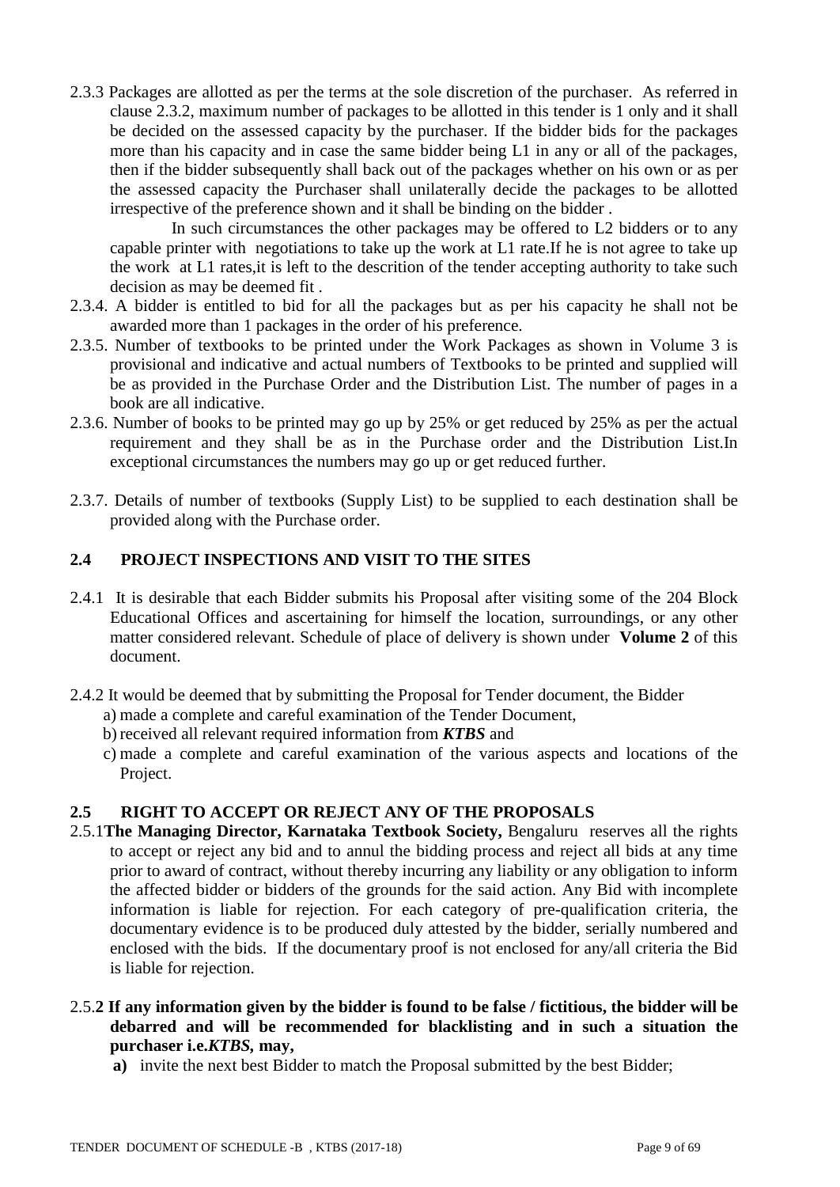2.3.3 Packages are allotted as per the terms at the sole discretion of the purchaser. As referred in clause 2.3.2, maximum number of packages to be allotted in this tender is 1 only and it shall be decided on the assessed capacity by the purchaser. If the bidder bids for the packages more than his capacity and in case the same bidder being L1 in any or all of the packages, then if the bidder subsequently shall back out of the packages whether on his own or as per the assessed capacity the Purchaser shall unilaterally decide the packages to be allotted irrespective of the preference shown and it shall be binding on the bidder .

In such circumstances the other packages may be offered to L2 bidders or to any capable printer with negotiations to take up the work at L1 rate.If he is not agree to take up the work at L1 rates,it is left to the descrition of the tender accepting authority to take such decision as may be deemed fit .

2.3.4. A bidder is entitled to bid for all the packages but as per his capacity he shall not be awarded more than 1 packages in the order of his preference.

2.3.5. Number of textbooks to be printed under the Work Packages as shown in Volume 3 is provisional and indicative and actual numbers of Textbooks to be printed and supplied will be as provided in the Purchase Order and the Distribution List. The number of pages in a book are all indicative.

2.3.6. Number of books to be printed may go up by 25% or get reduced by 25% as per the actual requirement and they shall be as in the Purchase order and the Distribution List.In exceptional circumstances the numbers may go up or get reduced further.

2.3.7. Details of number of textbooks (Supply List) to be supplied to each destination shall be provided along with the Purchase order.

## 2.4 PROJECT INSPECTIONS AND VISIT TO THE SITES

2.4.1 It is desirable that each Bidder submits his Proposal after visiting some of the 204 Block Educational Offices and ascertaining for himself the location, surroundings, or any other matter considered relevant. Schedule of place of delivery is shown under **Volume 2** of this document.

2.4.2 It would be deemed that by submitting the Proposal for Tender document, the Bidder

a) made a complete and careful examination of the Tender Document,

b) received all relevant required information from ***KTBS*** and

c) made a complete and careful examination of the various aspects and locations of the Project.

## 2.5 RIGHT TO ACCEPT OR REJECT ANY OF THE PROPOSALS

2.5.1**The Managing Director, Karnataka Textbook Society,** Bengaluru reserves all the rights to accept or reject any bid and to annul the bidding process and reject all bids at any time prior to award of contract, without thereby incurring any liability or any obligation to inform the affected bidder or bidders of the grounds for the said action. Any Bid with incomplete information is liable for rejection. For each category of pre-qualification criteria, the documentary evidence is to be produced duly attested by the bidder, serially numbered and enclosed with the bids. If the documentary proof is not enclosed for any/all criteria the Bid is liable for rejection.

2.5.**2 If any information given by the bidder is found to be false / fictitious, the bidder will be debarred and will be recommended for blacklisting and in such a situation the purchaser i.e.*KTBS*, may,**

**a)** invite the next best Bidder to match the Proposal submitted by the best Bidder;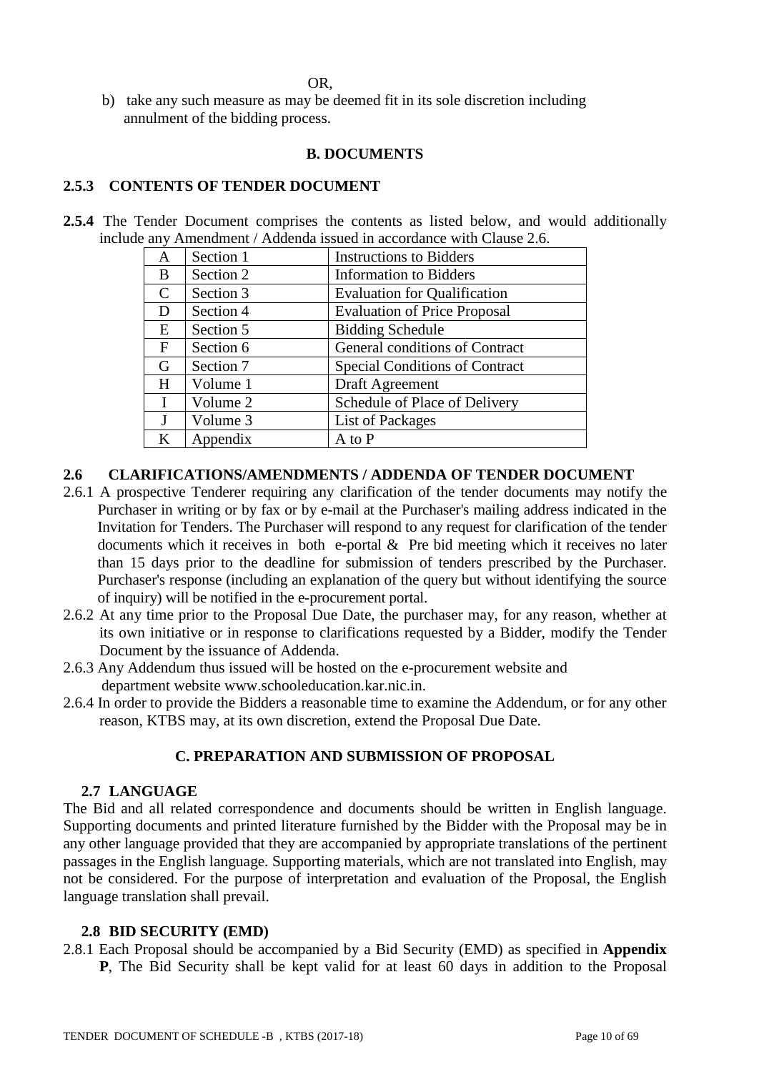OR,

b) take any such measure as may be deemed fit in its sole discretion including annulment of the bidding process.

## B. DOCUMENTS

### 2.5.3 CONTENTS OF TENDER DOCUMENT

**2.5.4** The Tender Document comprises the contents as listed below, and would additionally include any Amendment / Addenda issued in accordance with Clause 2.6.

| | | |
|---|---|---|
| A | Section 1 | Instructions to Bidders |
| B | Section 2 | Information to Bidders |
| C | Section 3 | Evaluation for Qualification |
| D | Section 4 | Evaluation of Price Proposal |
| E | Section 5 | Bidding Schedule |
| F | Section 6 | General conditions of Contract |
| G | Section 7 | Special Conditions of Contract |
| H | Volume 1 | Draft Agreement |
| I | Volume 2 | Schedule of Place of Delivery |
| J | Volume 3 | List of Packages |
| K | Appendix | A to P |

### 2.6 CLARIFICATIONS/AMENDMENTS / ADDENDA OF TENDER DOCUMENT

2.6.1 A prospective Tenderer requiring any clarification of the tender documents may notify the Purchaser in writing or by fax or by e-mail at the Purchaser's mailing address indicated in the Invitation for Tenders. The Purchaser will respond to any request for clarification of the tender documents which it receives in both e-portal & Pre bid meeting which it receives no later than 15 days prior to the deadline for submission of tenders prescribed by the Purchaser. Purchaser's response (including an explanation of the query but without identifying the source of inquiry) will be notified in the e-procurement portal.

2.6.2 At any time prior to the Proposal Due Date, the purchaser may, for any reason, whether at its own initiative or in response to clarifications requested by a Bidder, modify the Tender Document by the issuance of Addenda.

2.6.3 Any Addendum thus issued will be hosted on the e-procurement website and department website www.schooleducation.kar.nic.in.

2.6.4 In order to provide the Bidders a reasonable time to examine the Addendum, or for any other reason, KTBS may, at its own discretion, extend the Proposal Due Date.

## C. PREPARATION AND SUBMISSION OF PROPOSAL

### 2.7 LANGUAGE

The Bid and all related correspondence and documents should be written in English language. Supporting documents and printed literature furnished by the Bidder with the Proposal may be in any other language provided that they are accompanied by appropriate translations of the pertinent passages in the English language. Supporting materials, which are not translated into English, may not be considered. For the purpose of interpretation and evaluation of the Proposal, the English language translation shall prevail.

### 2.8 BID SECURITY (EMD)

2.8.1 Each Proposal should be accompanied by a Bid Security (EMD) as specified in **Appendix P**, The Bid Security shall be kept valid for at least 60 days in addition to the Proposal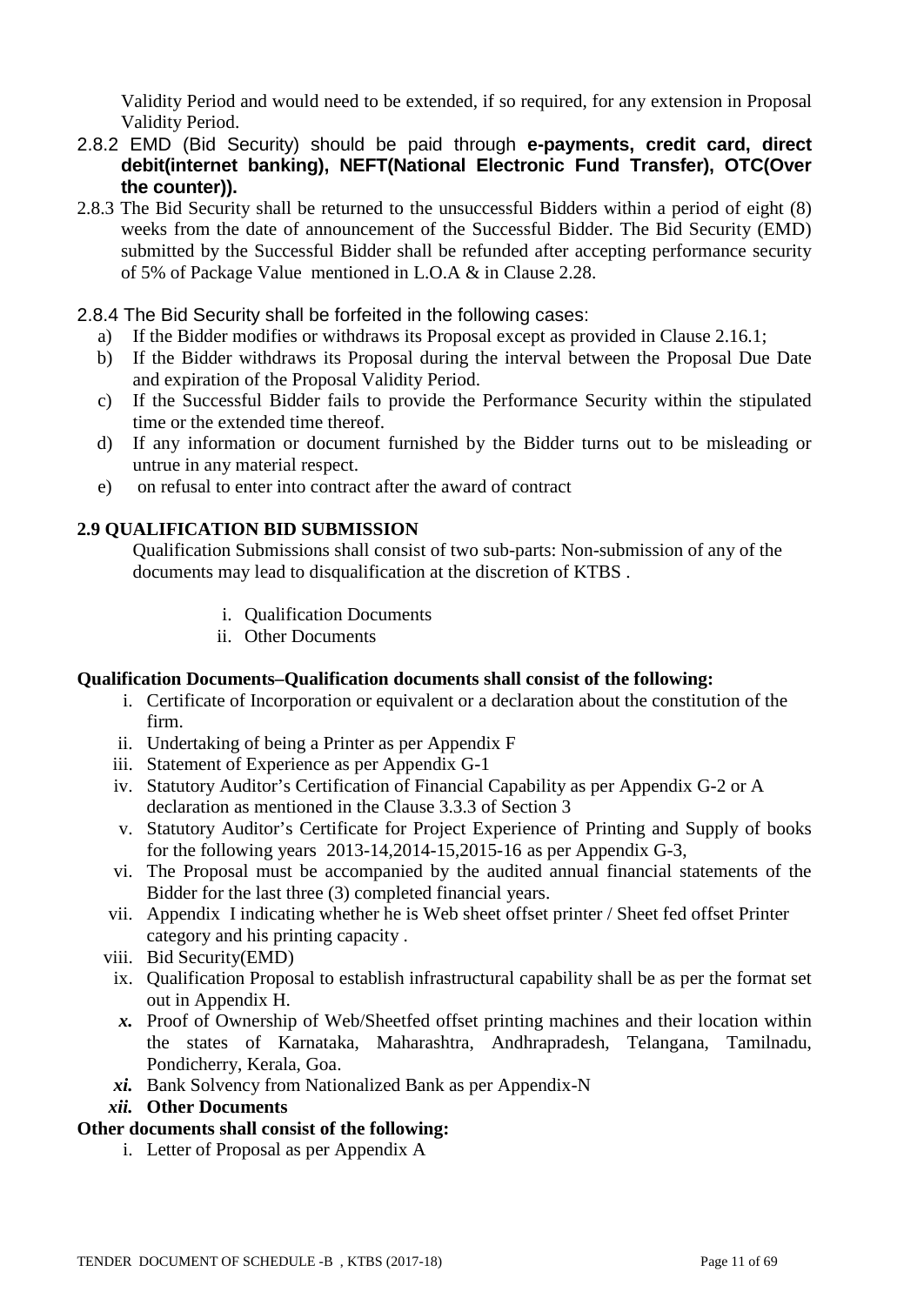Validity Period and would need to be extended, if so required, for any extension in Proposal Validity Period.

2.8.2 EMD (Bid Security) should be paid through **e-payments, credit card, direct debit(internet banking), NEFT(National Electronic Fund Transfer), OTC(Over the counter)).**

2.8.3 The Bid Security shall be returned to the unsuccessful Bidders within a period of eight (8) weeks from the date of announcement of the Successful Bidder. The Bid Security (EMD) submitted by the Successful Bidder shall be refunded after accepting performance security of 5% of Package Value mentioned in L.O.A & in Clause 2.28.

2.8.4 The Bid Security shall be forfeited in the following cases:

a) If the Bidder modifies or withdraws its Proposal except as provided in Clause 2.16.1;
b) If the Bidder withdraws its Proposal during the interval between the Proposal Due Date and expiration of the Proposal Validity Period.
c) If the Successful Bidder fails to provide the Performance Security within the stipulated time or the extended time thereof.
d) If any information or document furnished by the Bidder turns out to be misleading or untrue in any material respect.
e) on refusal to enter into contract after the award of contract

**2.9 QUALIFICATION BID SUBMISSION**

Qualification Submissions shall consist of two sub-parts: Non-submission of any of the documents may lead to disqualification at the discretion of KTBS .

i. Qualification Documents
ii. Other Documents

**Qualification Documents–Qualification documents shall consist of the following:**

i. Certificate of Incorporation or equivalent or a declaration about the constitution of the firm.
ii. Undertaking of being a Printer as per Appendix F
iii. Statement of Experience as per Appendix G-1
iv. Statutory Auditor's Certification of Financial Capability as per Appendix G-2 or A declaration as mentioned in the Clause 3.3.3 of Section 3
v. Statutory Auditor's Certificate for Project Experience of Printing and Supply of books for the following years 2013-14,2014-15,2015-16 as per Appendix G-3,
vi. The Proposal must be accompanied by the audited annual financial statements of the Bidder for the last three (3) completed financial years.
vii. Appendix I indicating whether he is Web sheet offset printer / Sheet fed offset Printer category and his printing capacity .
viii. Bid Security(EMD)
ix. Qualification Proposal to establish infrastructural capability shall be as per the format set out in Appendix H.
***x.*** Proof of Ownership of Web/Sheetfed offset printing machines and their location within the states of Karnataka, Maharashtra, Andhrapradesh, Telangana, Tamilnadu, Pondicherry, Kerala, Goa.
***xi.*** Bank Solvency from Nationalized Bank as per Appendix-N
***xii.*** **Other Documents**

**Other documents shall consist of the following:**

i. Letter of Proposal as per Appendix A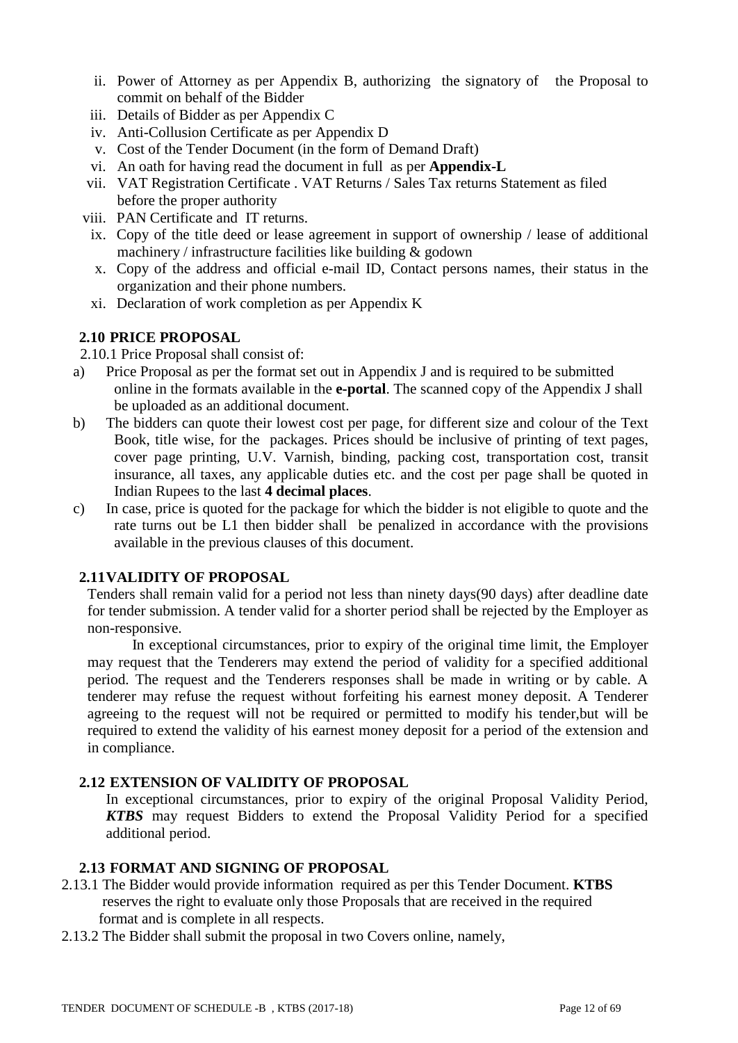ii. Power of Attorney as per Appendix B, authorizing the signatory of the Proposal to commit on behalf of the Bidder
iii. Details of Bidder as per Appendix C
iv. Anti-Collusion Certificate as per Appendix D
v. Cost of the Tender Document (in the form of Demand Draft)
vi. An oath for having read the document in full as per **Appendix-L**
vii. VAT Registration Certificate . VAT Returns / Sales Tax returns Statement as filed before the proper authority
viii. PAN Certificate and IT returns.
ix. Copy of the title deed or lease agreement in support of ownership / lease of additional machinery / infrastructure facilities like building & godown
x. Copy of the address and official e-mail ID, Contact persons names, their status in the organization and their phone numbers.
xi. Declaration of work completion as per Appendix K

### 2.10 PRICE PROPOSAL

2.10.1 Price Proposal shall consist of:

a) Price Proposal as per the format set out in Appendix J and is required to be submitted online in the formats available in the **e-portal**. The scanned copy of the Appendix J shall be uploaded as an additional document.

b) The bidders can quote their lowest cost per page, for different size and colour of the Text Book, title wise, for the packages. Prices should be inclusive of printing of text pages, cover page printing, U.V. Varnish, binding, packing cost, transportation cost, transit insurance, all taxes, any applicable duties etc. and the cost per page shall be quoted in Indian Rupees to the last **4 decimal places**.

c) In case, price is quoted for the package for which the bidder is not eligible to quote and the rate turns out be L1 then bidder shall be penalized in accordance with the provisions available in the previous clauses of this document.

### 2.11VALIDITY OF PROPOSAL

Tenders shall remain valid for a period not less than ninety days(90 days) after deadline date for tender submission. A tender valid for a shorter period shall be rejected by the Employer as non-responsive.

In exceptional circumstances, prior to expiry of the original time limit, the Employer may request that the Tenderers may extend the period of validity for a specified additional period. The request and the Tenderers responses shall be made in writing or by cable. A tenderer may refuse the request without forfeiting his earnest money deposit. A Tenderer agreeing to the request will not be required or permitted to modify his tender,but will be required to extend the validity of his earnest money deposit for a period of the extension and in compliance.

### 2.12 EXTENSION OF VALIDITY OF PROPOSAL

In exceptional circumstances, prior to expiry of the original Proposal Validity Period, ***KTBS*** may request Bidders to extend the Proposal Validity Period for a specified additional period.

### 2.13 FORMAT AND SIGNING OF PROPOSAL

2.13.1 The Bidder would provide information required as per this Tender Document. **KTBS** reserves the right to evaluate only those Proposals that are received in the required format and is complete in all respects.

2.13.2 The Bidder shall submit the proposal in two Covers online, namely,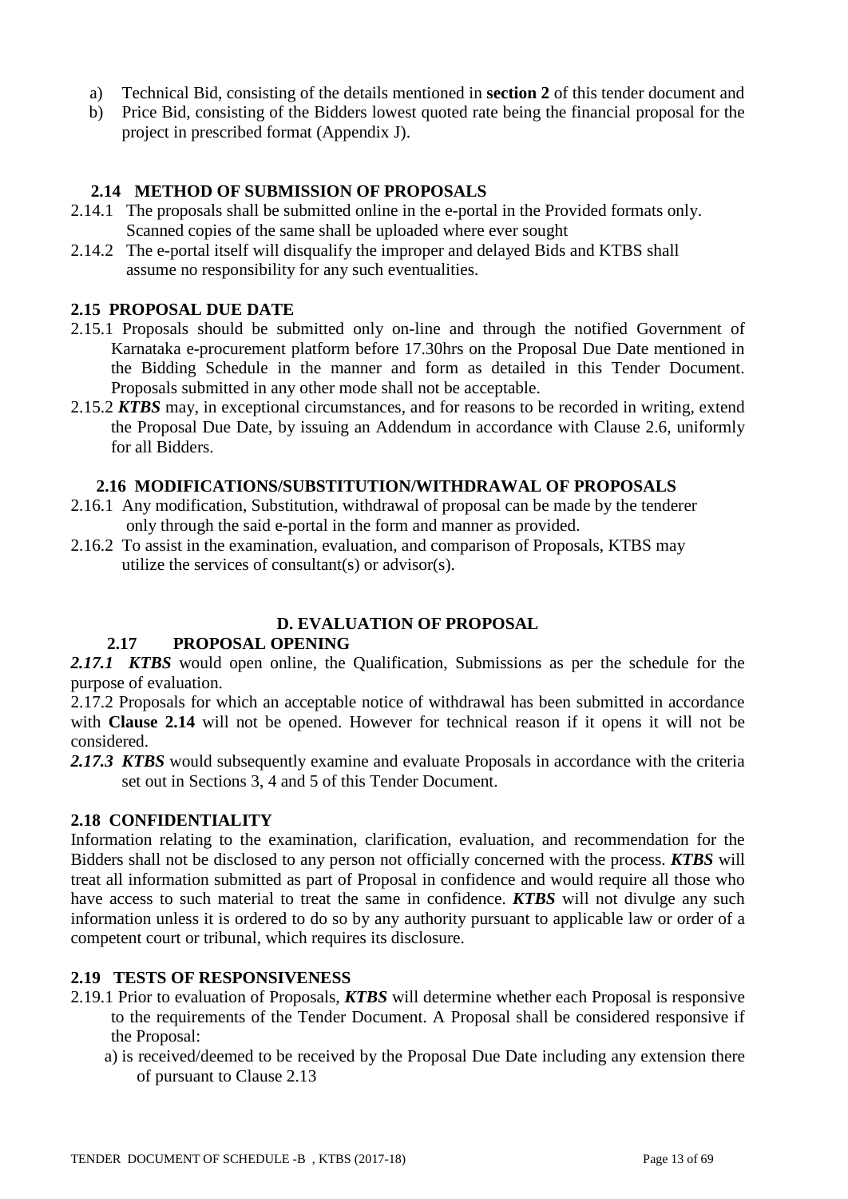a) Technical Bid, consisting of the details mentioned in **section 2** of this tender document and
b) Price Bid, consisting of the Bidders lowest quoted rate being the financial proposal for the project in prescribed format (Appendix J).

### 2.14 METHOD OF SUBMISSION OF PROPOSALS

2.14.1 The proposals shall be submitted online in the e-portal in the Provided formats only. Scanned copies of the same shall be uploaded where ever sought

2.14.2 The e-portal itself will disqualify the improper and delayed Bids and KTBS shall assume no responsibility for any such eventualities.

### 2.15 PROPOSAL DUE DATE

2.15.1 Proposals should be submitted only on-line and through the notified Government of Karnataka e-procurement platform before 17.30hrs on the Proposal Due Date mentioned in the Bidding Schedule in the manner and form as detailed in this Tender Document. Proposals submitted in any other mode shall not be acceptable.

2.15.2 ***KTBS*** may, in exceptional circumstances, and for reasons to be recorded in writing, extend the Proposal Due Date, by issuing an Addendum in accordance with Clause 2.6, uniformly for all Bidders.

### 2.16 MODIFICATIONS/SUBSTITUTION/WITHDRAWAL OF PROPOSALS

2.16.1 Any modification, Substitution, withdrawal of proposal can be made by the tenderer only through the said e-portal in the form and manner as provided.

2.16.2 To assist in the examination, evaluation, and comparison of Proposals, KTBS may utilize the services of consultant(s) or advisor(s).

## D. EVALUATION OF PROPOSAL

### 2.17 PROPOSAL OPENING

***2.17.1 KTBS*** would open online, the Qualification, Submissions as per the schedule for the purpose of evaluation.

2.17.2 Proposals for which an acceptable notice of withdrawal has been submitted in accordance with **Clause 2.14** will not be opened. However for technical reason if it opens it will not be considered.

***2.17.3 KTBS*** would subsequently examine and evaluate Proposals in accordance with the criteria set out in Sections 3, 4 and 5 of this Tender Document.

### 2.18 CONFIDENTIALITY

Information relating to the examination, clarification, evaluation, and recommendation for the Bidders shall not be disclosed to any person not officially concerned with the process. ***KTBS*** will treat all information submitted as part of Proposal in confidence and would require all those who have access to such material to treat the same in confidence. ***KTBS*** will not divulge any such information unless it is ordered to do so by any authority pursuant to applicable law or order of a competent court or tribunal, which requires its disclosure.

### 2.19 TESTS OF RESPONSIVENESS

2.19.1 Prior to evaluation of Proposals, ***KTBS*** will determine whether each Proposal is responsive to the requirements of the Tender Document. A Proposal shall be considered responsive if the Proposal:

a) is received/deemed to be received by the Proposal Due Date including any extension there of pursuant to Clause 2.13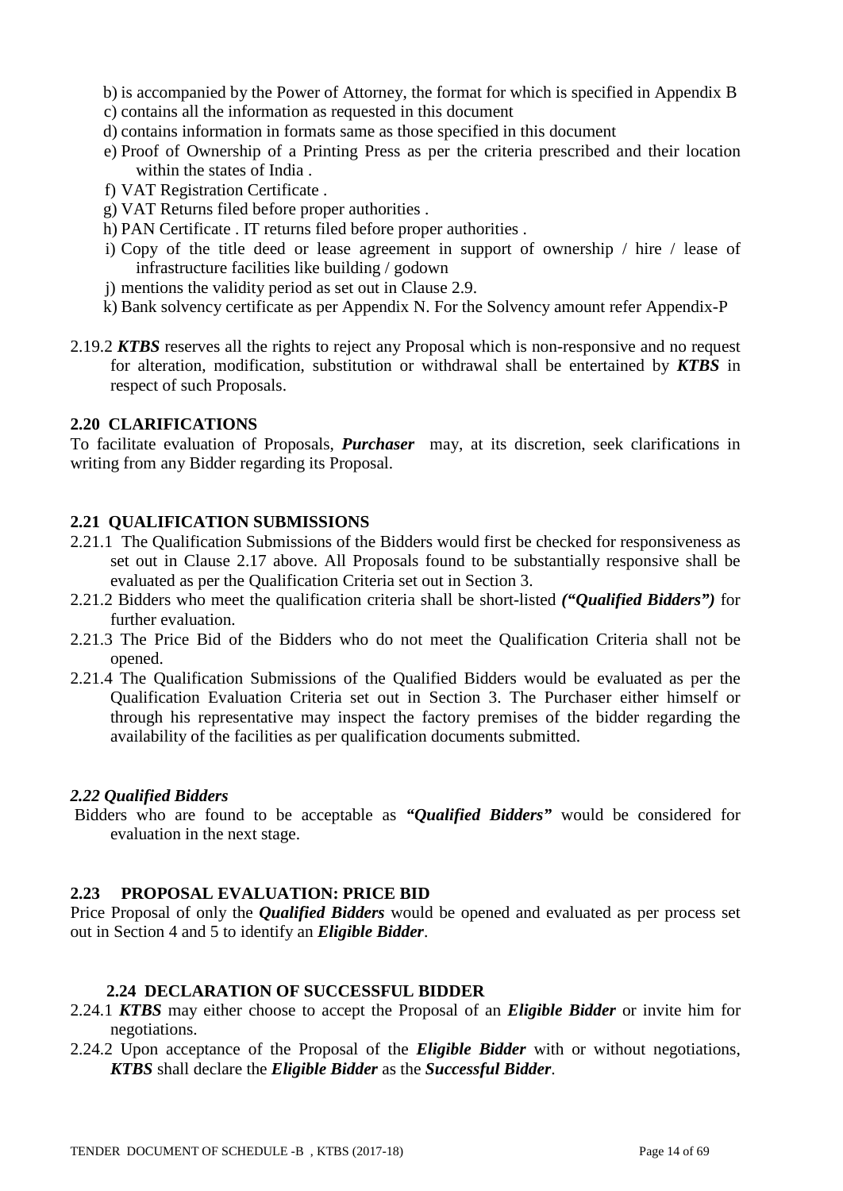b) is accompanied by the Power of Attorney, the format for which is specified in Appendix B

c) contains all the information as requested in this document

d) contains information in formats same as those specified in this document

e) Proof of Ownership of a Printing Press as per the criteria prescribed and their location within the states of India .

f) VAT Registration Certificate .

g) VAT Returns filed before proper authorities .

h) PAN Certificate . IT returns filed before proper authorities .

i) Copy of the title deed or lease agreement in support of ownership / hire / lease of infrastructure facilities like building / godown

j) mentions the validity period as set out in Clause 2.9.

k) Bank solvency certificate as per Appendix N. For the Solvency amount refer Appendix-P

2.19.2 ***KTBS*** reserves all the rights to reject any Proposal which is non-responsive and no request for alteration, modification, substitution or withdrawal shall be entertained by ***KTBS*** in respect of such Proposals.

### 2.20 CLARIFICATIONS

To facilitate evaluation of Proposals, ***Purchaser*** may, at its discretion, seek clarifications in writing from any Bidder regarding its Proposal.

### 2.21 QUALIFICATION SUBMISSIONS

2.21.1 The Qualification Submissions of the Bidders would first be checked for responsiveness as set out in Clause 2.17 above. All Proposals found to be substantially responsive shall be evaluated as per the Qualification Criteria set out in Section 3.

2.21.2 Bidders who meet the qualification criteria shall be short-listed ***("Qualified Bidders")*** for further evaluation.

2.21.3 The Price Bid of the Bidders who do not meet the Qualification Criteria shall not be opened.

2.21.4 The Qualification Submissions of the Qualified Bidders would be evaluated as per the Qualification Evaluation Criteria set out in Section 3. The Purchaser either himself or through his representative may inspect the factory premises of the bidder regarding the availability of the facilities as per qualification documents submitted.

### *2.22 Qualified Bidders*

Bidders who are found to be acceptable as ***"Qualified Bidders"*** would be considered for evaluation in the next stage.

### 2.23 PROPOSAL EVALUATION: PRICE BID

Price Proposal of only the ***Qualified Bidders*** would be opened and evaluated as per process set out in Section 4 and 5 to identify an ***Eligible Bidder***.

### 2.24 DECLARATION OF SUCCESSFUL BIDDER

2.24.1 ***KTBS*** may either choose to accept the Proposal of an ***Eligible Bidder*** or invite him for negotiations.

2.24.2 Upon acceptance of the Proposal of the ***Eligible Bidder*** with or without negotiations, ***KTBS*** shall declare the ***Eligible Bidder*** as the ***Successful Bidder***.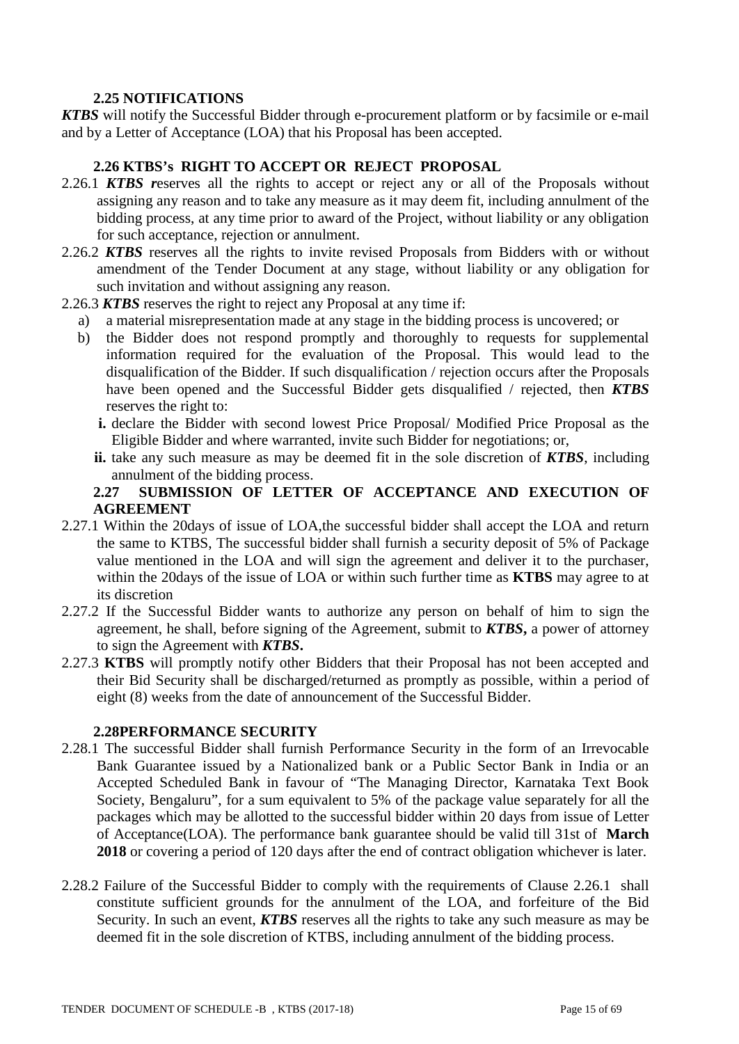### 2.25 NOTIFICATIONS

***KTBS*** will notify the Successful Bidder through e-procurement platform or by facsimile or e-mail and by a Letter of Acceptance (LOA) that his Proposal has been accepted.

### 2.26 KTBS's RIGHT TO ACCEPT OR REJECT PROPOSAL

2.26.1 ***KTBS r***eserves all the rights to accept or reject any or all of the Proposals without assigning any reason and to take any measure as it may deem fit, including annulment of the bidding process, at any time prior to award of the Project, without liability or any obligation for such acceptance, rejection or annulment.

2.26.2 ***KTBS*** reserves all the rights to invite revised Proposals from Bidders with or without amendment of the Tender Document at any stage, without liability or any obligation for such invitation and without assigning any reason.

2.26.3 ***KTBS*** reserves the right to reject any Proposal at any time if:

a) a material misrepresentation made at any stage in the bidding process is uncovered; or

b) the Bidder does not respond promptly and thoroughly to requests for supplemental information required for the evaluation of the Proposal. This would lead to the disqualification of the Bidder. If such disqualification / rejection occurs after the Proposals have been opened and the Successful Bidder gets disqualified / rejected, then ***KTBS*** reserves the right to:

   **i.** declare the Bidder with second lowest Price Proposal/ Modified Price Proposal as the Eligible Bidder and where warranted, invite such Bidder for negotiations; or,

   **ii.** take any such measure as may be deemed fit in the sole discretion of ***KTBS***, including annulment of the bidding process.

### 2.27 SUBMISSION OF LETTER OF ACCEPTANCE AND EXECUTION OF AGREEMENT

2.27.1 Within the 20days of issue of LOA,the successful bidder shall accept the LOA and return the same to KTBS, The successful bidder shall furnish a security deposit of 5% of Package value mentioned in the LOA and will sign the agreement and deliver it to the purchaser, within the 20days of the issue of LOA or within such further time as **KTBS** may agree to at its discretion

2.27.2 If the Successful Bidder wants to authorize any person on behalf of him to sign the agreement, he shall, before signing of the Agreement, submit to ***KTBS*****,** a power of attorney to sign the Agreement with ***KTBS*****.**

2.27.3 **KTBS** will promptly notify other Bidders that their Proposal has not been accepted and their Bid Security shall be discharged/returned as promptly as possible, within a period of eight (8) weeks from the date of announcement of the Successful Bidder.

### 2.28PERFORMANCE SECURITY

2.28.1 The successful Bidder shall furnish Performance Security in the form of an Irrevocable Bank Guarantee issued by a Nationalized bank or a Public Sector Bank in India or an Accepted Scheduled Bank in favour of "The Managing Director, Karnataka Text Book Society, Bengaluru", for a sum equivalent to 5% of the package value separately for all the packages which may be allotted to the successful bidder within 20 days from issue of Letter of Acceptance(LOA). The performance bank guarantee should be valid till 31st of **March 2018** or covering a period of 120 days after the end of contract obligation whichever is later.

2.28.2 Failure of the Successful Bidder to comply with the requirements of Clause 2.26.1 shall constitute sufficient grounds for the annulment of the LOA, and forfeiture of the Bid Security. In such an event, ***KTBS*** reserves all the rights to take any such measure as may be deemed fit in the sole discretion of KTBS, including annulment of the bidding process.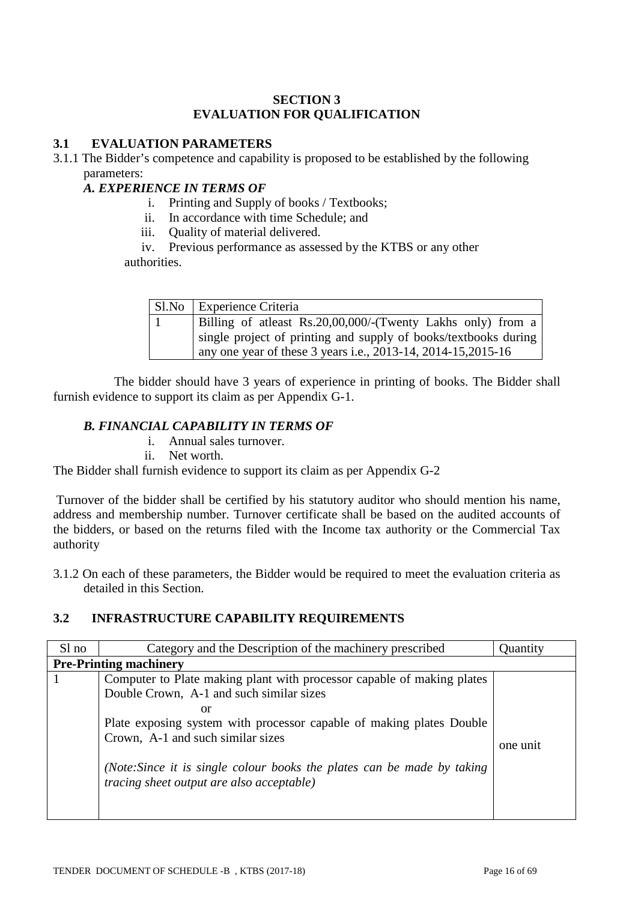# SECTION 3
# EVALUATION FOR QUALIFICATION

## 3.1 EVALUATION PARAMETERS

3.1.1 The Bidder's competence and capability is proposed to be established by the following parameters:

***A. EXPERIENCE IN TERMS OF***

i. Printing and Supply of books / Textbooks;
ii. In accordance with time Schedule; and
iii. Quality of material delivered.
iv. Previous performance as assessed by the KTBS or any other authorities.

| Sl.No | Experience Criteria |
|---|---|
| 1 | Billing of atleast Rs.20,00,000/-(Twenty Lakhs only) from a single project of printing and supply of books/textbooks during any one year of these 3 years i.e., 2013-14, 2014-15,2015-16 |

The bidder should have 3 years of experience in printing of books. The Bidder shall furnish evidence to support its claim as per Appendix G-1.

***B. FINANCIAL CAPABILITY IN TERMS OF***

i. Annual sales turnover.
ii. Net worth.

The Bidder shall furnish evidence to support its claim as per Appendix G-2

Turnover of the bidder shall be certified by his statutory auditor who should mention his name, address and membership number. Turnover certificate shall be based on the audited accounts of the bidders, or based on the returns filed with the Income tax authority or the Commercial Tax authority

3.1.2 On each of these parameters, the Bidder would be required to meet the evaluation criteria as detailed in this Section.

## 3.2 INFRASTRUCTURE CAPABILITY REQUIREMENTS

| Sl no | Category and the Description of the machinery prescribed | Quantity |
|---|---|---|
| **Pre-Printing machinery** | | |
| 1 | Computer to Plate making plant with processor capable of making plates Double Crown, A-1 and such similar sizes<br>or<br>Plate exposing system with processor capable of making plates Double Crown, A-1 and such similar sizes<br><br>*(Note:Since it is single colour books the plates can be made by taking tracing sheet output are also acceptable)* | one unit |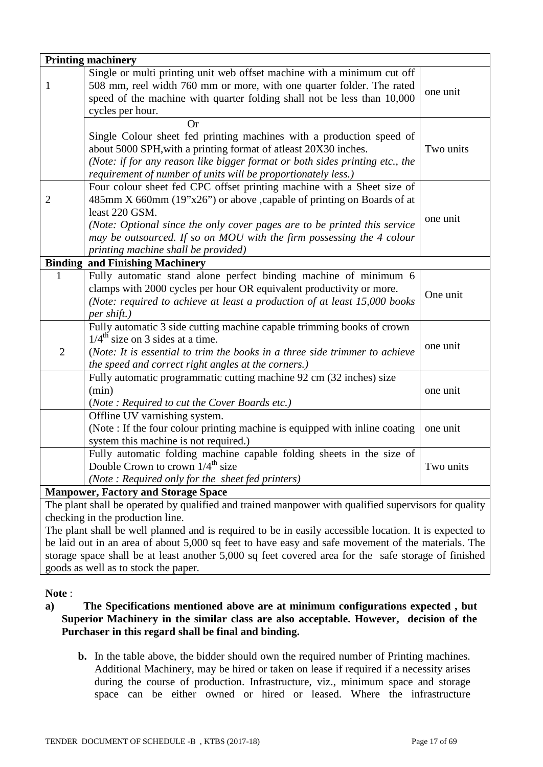| Printing machinery | | |
|---|---|---|
| 1 | Single or multi printing unit web offset machine with a minimum cut off 508 mm, reel width 760 mm or more, with one quarter folder. The rated speed of the machine with quarter folding shall not be less than 10,000 cycles per hour. | one unit |
| | Or<br>Single Colour sheet fed printing machines with a production speed of about 5000 SPH,with a printing format of atleast 20X30 inches.<br>*(Note: if for any reason like bigger format or both sides printing etc., the requirement of number of units will be proportionately less.)* | Two units |
| 2 | Four colour sheet fed CPC offset printing machine with a Sheet size of 485mm X 660mm (19"x26") or above ,capable of printing on Boards of at least 220 GSM.<br>*(Note: Optional since the only cover pages are to be printed this service may be outsourced. If so on MOU with the firm possessing the 4 colour printing machine shall be provided)* | one unit |
| **Binding and Finishing Machinery** | | |
| 1 | Fully automatic stand alone perfect binding machine of minimum 6 clamps with 2000 cycles per hour OR equivalent productivity or more.<br>*(Note: required to achieve at least a production of at least 15,000 books per shift.)* | One unit |
| 2 | Fully automatic 3 side cutting machine capable trimming books of crown $1/4^{th}$ size on 3 sides at a time.<br>(*Note: It is essential to trim the books in a three side trimmer to achieve the speed and correct right angles at the corners.)* | one unit |
| | Fully automatic programmatic cutting machine 92 cm (32 inches) size (min)<br>(*Note : Required to cut the Cover Boards etc.)* | one unit |
| | Offline UV varnishing system.<br>(Note : If the four colour printing machine is equipped with inline coating system this machine is not required.) | one unit |
| | Fully automatic folding machine capable folding sheets in the size of Double Crown to crown $1/4^{th}$ size<br>*(Note : Required only for the sheet fed printers)* | Two units |
| **Manpower, Factory and Storage Space** | | |
| The plant shall be operated by qualified and trained manpower with qualified supervisors for quality checking in the production line.<br>The plant shall be well planned and is required to be in easily accessible location. It is expected to be laid out in an area of about 5,000 sq feet to have easy and safe movement of the materials. The storage space shall be at least another 5,000 sq feet covered area for the safe storage of finished goods as well as to stock the paper. | | |

**Note** :

**a) The Specifications mentioned above are at minimum configurations expected , but Superior Machinery in the similar class are also acceptable. However, decision of the Purchaser in this regard shall be final and binding.**

**b.** In the table above, the bidder should own the required number of Printing machines. Additional Machinery, may be hired or taken on lease if required if a necessity arises during the course of production. Infrastructure, viz., minimum space and storage space can be either owned or hired or leased. Where the infrastructure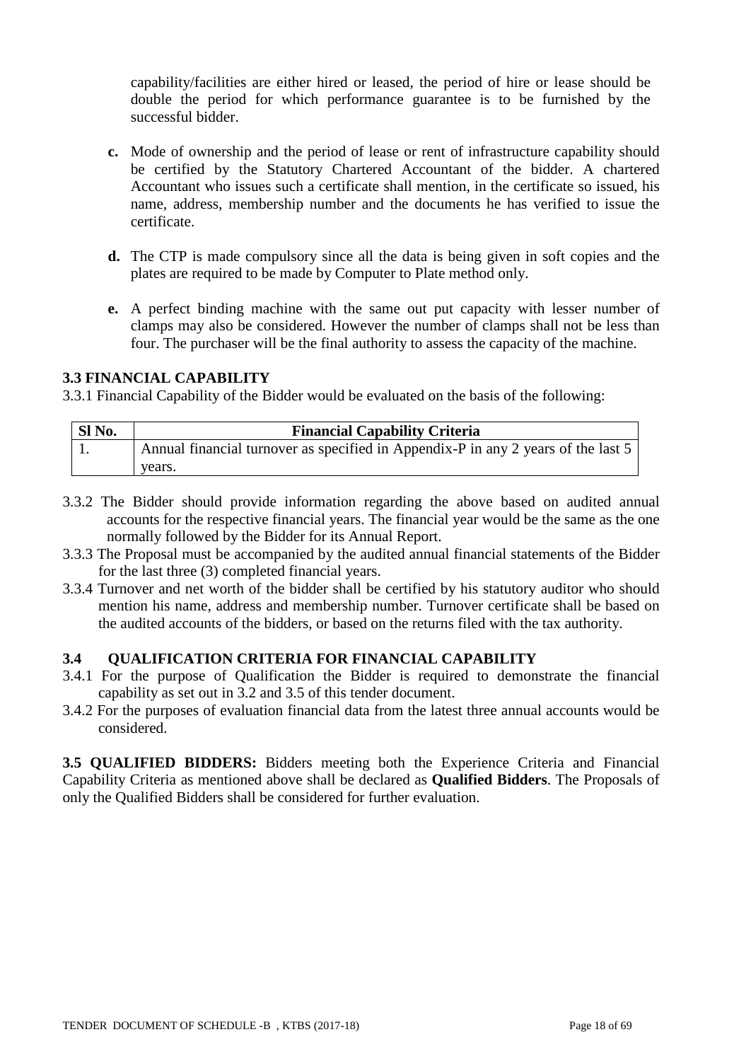capability/facilities are either hired or leased, the period of hire or lease should be double the period for which performance guarantee is to be furnished by the successful bidder.

**c.** Mode of ownership and the period of lease or rent of infrastructure capability should be certified by the Statutory Chartered Accountant of the bidder. A chartered Accountant who issues such a certificate shall mention, in the certificate so issued, his name, address, membership number and the documents he has verified to issue the certificate.

**d.** The CTP is made compulsory since all the data is being given in soft copies and the plates are required to be made by Computer to Plate method only.

**e.** A perfect binding machine with the same out put capacity with lesser number of clamps may also be considered. However the number of clamps shall not be less than four. The purchaser will be the final authority to assess the capacity of the machine.

### 3.3 FINANCIAL CAPABILITY

3.3.1 Financial Capability of the Bidder would be evaluated on the basis of the following:

| Sl No. | Financial Capability Criteria |
|---|---|
| 1. | Annual financial turnover as specified in Appendix-P in any 2 years of the last 5 years. |

3.3.2 The Bidder should provide information regarding the above based on audited annual accounts for the respective financial years. The financial year would be the same as the one normally followed by the Bidder for its Annual Report.

3.3.3 The Proposal must be accompanied by the audited annual financial statements of the Bidder for the last three (3) completed financial years.

3.3.4 Turnover and net worth of the bidder shall be certified by his statutory auditor who should mention his name, address and membership number. Turnover certificate shall be based on the audited accounts of the bidders, or based on the returns filed with the tax authority.

### 3.4 QUALIFICATION CRITERIA FOR FINANCIAL CAPABILITY

3.4.1 For the purpose of Qualification the Bidder is required to demonstrate the financial capability as set out in 3.2 and 3.5 of this tender document.

3.4.2 For the purposes of evaluation financial data from the latest three annual accounts would be considered.

**3.5 QUALIFIED BIDDERS:** Bidders meeting both the Experience Criteria and Financial Capability Criteria as mentioned above shall be declared as **Qualified Bidders**. The Proposals of only the Qualified Bidders shall be considered for further evaluation.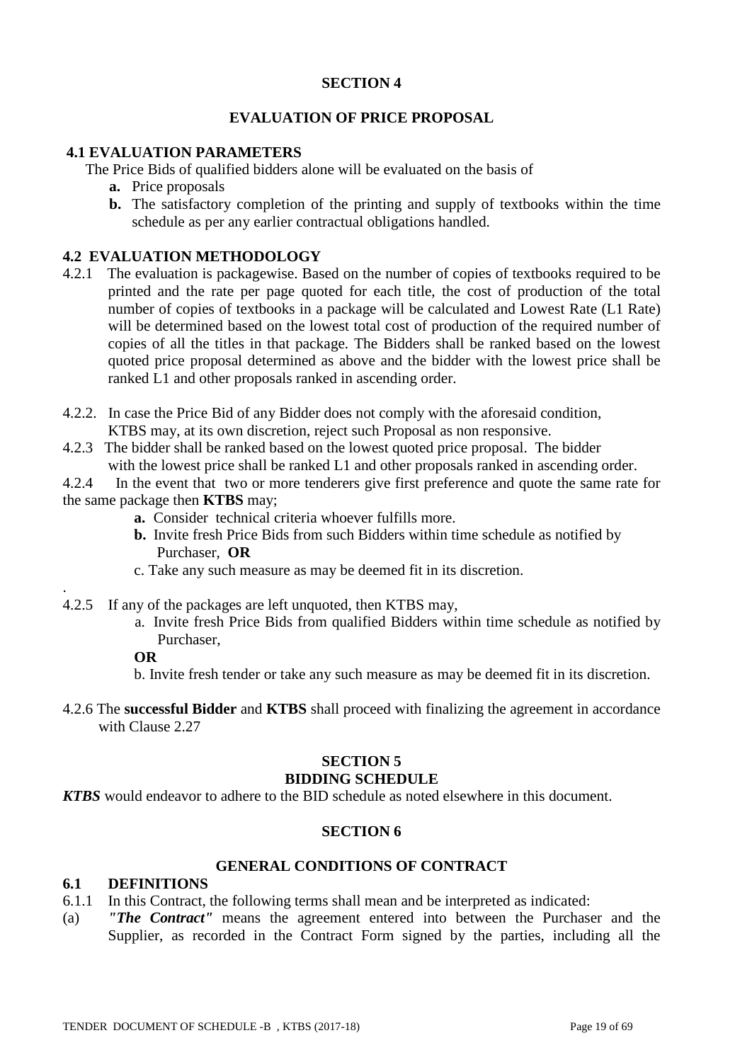## SECTION 4

## EVALUATION OF PRICE PROPOSAL

### 4.1 EVALUATION PARAMETERS

The Price Bids of qualified bidders alone will be evaluated on the basis of

- **a.** Price proposals
- **b.** The satisfactory completion of the printing and supply of textbooks within the time schedule as per any earlier contractual obligations handled.

### 4.2 EVALUATION METHODOLOGY

4.2.1 The evaluation is packagewise. Based on the number of copies of textbooks required to be printed and the rate per page quoted for each title, the cost of production of the total number of copies of textbooks in a package will be calculated and Lowest Rate (L1 Rate) will be determined based on the lowest total cost of production of the required number of copies of all the titles in that package. The Bidders shall be ranked based on the lowest quoted price proposal determined as above and the bidder with the lowest price shall be ranked L1 and other proposals ranked in ascending order.

4.2.2. In case the Price Bid of any Bidder does not comply with the aforesaid condition, KTBS may, at its own discretion, reject such Proposal as non responsive.

4.2.3 The bidder shall be ranked based on the lowest quoted price proposal. The bidder with the lowest price shall be ranked L1 and other proposals ranked in ascending order.

4.2.4 In the event that two or more tenderers give first preference and quote the same rate for the same package then **KTBS** may;

- **a.** Consider technical criteria whoever fulfills more.
- **b.** Invite fresh Price Bids from such Bidders within time schedule as notified by Purchaser, **OR**
- c. Take any such measure as may be deemed fit in its discretion.

.

4.2.5 If any of the packages are left unquoted, then KTBS may,

- a. Invite fresh Price Bids from qualified Bidders within time schedule as notified by Purchaser,

  **OR**

- b. Invite fresh tender or take any such measure as may be deemed fit in its discretion.

4.2.6 The **successful Bidder** and **KTBS** shall proceed with finalizing the agreement in accordance with Clause 2.27

## SECTION 5
## BIDDING SCHEDULE

***KTBS*** would endeavor to adhere to the BID schedule as noted elsewhere in this document.

## SECTION 6

## GENERAL CONDITIONS OF CONTRACT

### 6.1 DEFINITIONS

6.1.1 In this Contract, the following terms shall mean and be interpreted as indicated:

(a) ***"The Contract"*** means the agreement entered into between the Purchaser and the Supplier, as recorded in the Contract Form signed by the parties, including all the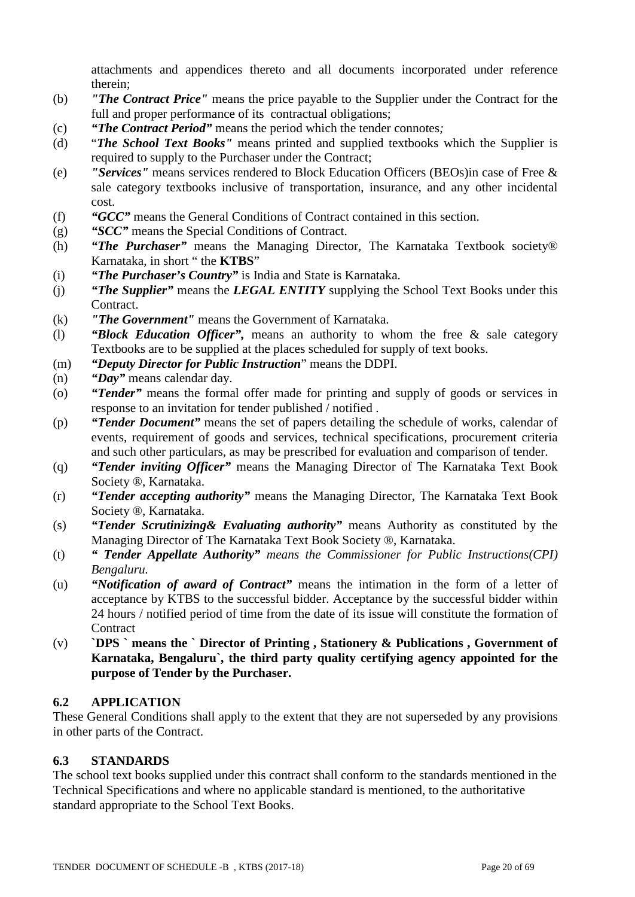attachments and appendices thereto and all documents incorporated under reference therein;

(b) ***"The Contract Price"*** means the price payable to the Supplier under the Contract for the full and proper performance of its contractual obligations;

(c) ***"The Contract Period"*** means the period which the tender connotes*;*

(d) "***The School Text Books"*** means printed and supplied textbooks which the Supplier is required to supply to the Purchaser under the Contract;

(e) ***"Services"*** means services rendered to Block Education Officers (BEOs)in case of Free & sale category textbooks inclusive of transportation, insurance, and any other incidental cost.

(f) ***"GCC"*** means the General Conditions of Contract contained in this section.

(g) ***"SCC"*** means the Special Conditions of Contract.

(h) ***"The Purchaser"*** means the Managing Director, The Karnataka Textbook society® Karnataka, in short " the **KTBS**"

(i) ***"The Purchaser's Country"*** is India and State is Karnataka.

(j) ***"The Supplier"*** means the ***LEGAL ENTITY*** supplying the School Text Books under this Contract.

(k) ***"The Government"*** means the Government of Karnataka.

(l) ***"Block Education Officer",*** means an authority to whom the free & sale category Textbooks are to be supplied at the places scheduled for supply of text books.

(m) ***"Deputy Director for Public Instruction***" means the DDPI.

(n) ***"Day"*** means calendar day.

(o) ***"Tender"*** means the formal offer made for printing and supply of goods or services in response to an invitation for tender published / notified .

(p) ***"Tender Document"*** means the set of papers detailing the schedule of works, calendar of events, requirement of goods and services, technical specifications, procurement criteria and such other particulars, as may be prescribed for evaluation and comparison of tender.

(q) ***"Tender inviting Officer"*** means the Managing Director of The Karnataka Text Book Society ®, Karnataka.

(r) ***"Tender accepting authority"*** means the Managing Director, The Karnataka Text Book Society ®, Karnataka.

(s) ***"Tender Scrutinizing& Evaluating authority"*** means Authority as constituted by the Managing Director of The Karnataka Text Book Society ®, Karnataka.

(t) ***" Tender Appellate Authority"*** *means the Commissioner for Public Instructions(CPI) Bengaluru.*

(u) ***"Notification of award of Contract"*** means the intimation in the form of a letter of acceptance by KTBS to the successful bidder. Acceptance by the successful bidder within 24 hours / notified period of time from the date of its issue will constitute the formation of Contract

(v) **`DPS ` means the ` Director of Printing , Stationery & Publications , Government of Karnataka, Bengaluru`, the third party quality certifying agency appointed for the purpose of Tender by the Purchaser.**

## 6.2 APPLICATION

These General Conditions shall apply to the extent that they are not superseded by any provisions in other parts of the Contract.

## 6.3 STANDARDS

The school text books supplied under this contract shall conform to the standards mentioned in the Technical Specifications and where no applicable standard is mentioned, to the authoritative standard appropriate to the School Text Books.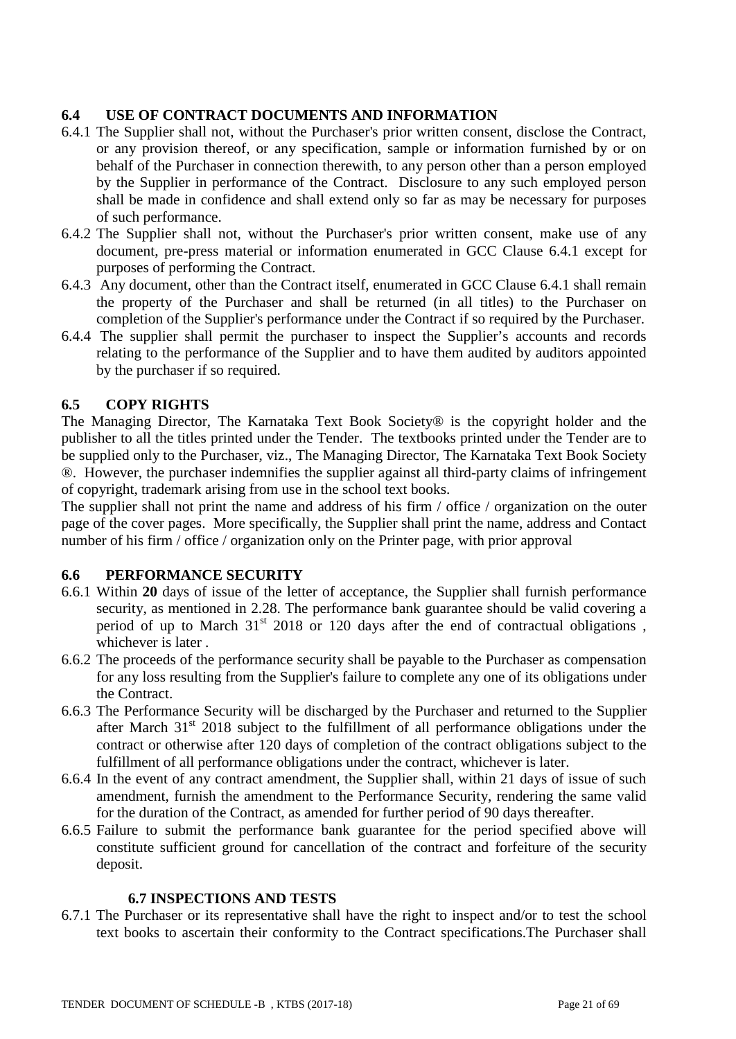### 6.4 USE OF CONTRACT DOCUMENTS AND INFORMATION

6.4.1 The Supplier shall not, without the Purchaser's prior written consent, disclose the Contract, or any provision thereof, or any specification, sample or information furnished by or on behalf of the Purchaser in connection therewith, to any person other than a person employed by the Supplier in performance of the Contract. Disclosure to any such employed person shall be made in confidence and shall extend only so far as may be necessary for purposes of such performance.

6.4.2 The Supplier shall not, without the Purchaser's prior written consent, make use of any document, pre-press material or information enumerated in GCC Clause 6.4.1 except for purposes of performing the Contract.

6.4.3 Any document, other than the Contract itself, enumerated in GCC Clause 6.4.1 shall remain the property of the Purchaser and shall be returned (in all titles) to the Purchaser on completion of the Supplier's performance under the Contract if so required by the Purchaser.

6.4.4 The supplier shall permit the purchaser to inspect the Supplier's accounts and records relating to the performance of the Supplier and to have them audited by auditors appointed by the purchaser if so required.

### 6.5 COPY RIGHTS

The Managing Director, The Karnataka Text Book Society® is the copyright holder and the publisher to all the titles printed under the Tender. The textbooks printed under the Tender are to be supplied only to the Purchaser, viz., The Managing Director, The Karnataka Text Book Society ®. However, the purchaser indemnifies the supplier against all third-party claims of infringement of copyright, trademark arising from use in the school text books.

The supplier shall not print the name and address of his firm / office / organization on the outer page of the cover pages. More specifically, the Supplier shall print the name, address and Contact number of his firm / office / organization only on the Printer page, with prior approval

### 6.6 PERFORMANCE SECURITY

6.6.1 Within **20** days of issue of the letter of acceptance, the Supplier shall furnish performance security, as mentioned in 2.28. The performance bank guarantee should be valid covering a period of up to March 31st 2018 or 120 days after the end of contractual obligations , whichever is later .

6.6.2 The proceeds of the performance security shall be payable to the Purchaser as compensation for any loss resulting from the Supplier's failure to complete any one of its obligations under the Contract.

6.6.3 The Performance Security will be discharged by the Purchaser and returned to the Supplier after March 31st 2018 subject to the fulfillment of all performance obligations under the contract or otherwise after 120 days of completion of the contract obligations subject to the fulfillment of all performance obligations under the contract, whichever is later.

6.6.4 In the event of any contract amendment, the Supplier shall, within 21 days of issue of such amendment, furnish the amendment to the Performance Security, rendering the same valid for the duration of the Contract, as amended for further period of 90 days thereafter.

6.6.5 Failure to submit the performance bank guarantee for the period specified above will constitute sufficient ground for cancellation of the contract and forfeiture of the security deposit.

### 6.7 INSPECTIONS AND TESTS

6.7.1 The Purchaser or its representative shall have the right to inspect and/or to test the school text books to ascertain their conformity to the Contract specifications.The Purchaser shall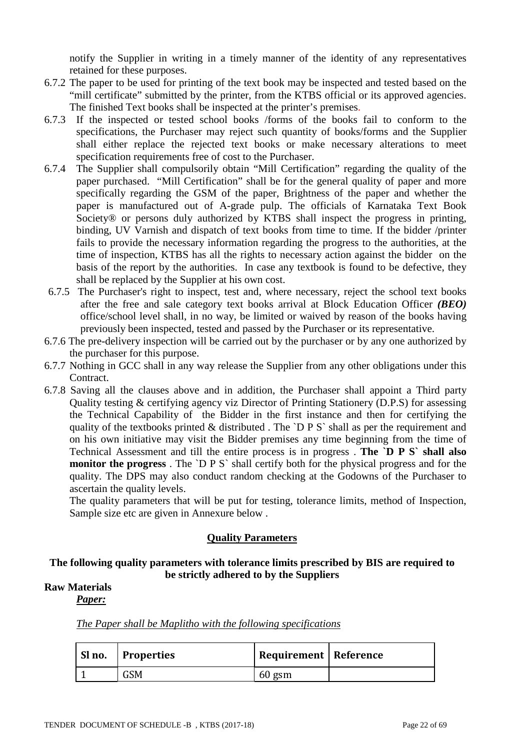notify the Supplier in writing in a timely manner of the identity of any representatives retained for these purposes.

6.7.2 The paper to be used for printing of the text book may be inspected and tested based on the "mill certificate" submitted by the printer, from the KTBS official or its approved agencies. The finished Text books shall be inspected at the printer's premises.

6.7.3 If the inspected or tested school books /forms of the books fail to conform to the specifications, the Purchaser may reject such quantity of books/forms and the Supplier shall either replace the rejected text books or make necessary alterations to meet specification requirements free of cost to the Purchaser.

6.7.4 The Supplier shall compulsorily obtain "Mill Certification" regarding the quality of the paper purchased. "Mill Certification" shall be for the general quality of paper and more specifically regarding the GSM of the paper, Brightness of the paper and whether the paper is manufactured out of A-grade pulp. The officials of Karnataka Text Book Society® or persons duly authorized by KTBS shall inspect the progress in printing, binding, UV Varnish and dispatch of text books from time to time. If the bidder /printer fails to provide the necessary information regarding the progress to the authorities, at the time of inspection, KTBS has all the rights to necessary action against the bidder on the basis of the report by the authorities. In case any textbook is found to be defective, they shall be replaced by the Supplier at his own cost.

6.7.5 The Purchaser's right to inspect, test and, where necessary, reject the school text books after the free and sale category text books arrival at Block Education Officer ***(BEO)*** office/school level shall, in no way, be limited or waived by reason of the books having previously been inspected, tested and passed by the Purchaser or its representative.

6.7.6 The pre-delivery inspection will be carried out by the purchaser or by any one authorized by the purchaser for this purpose.

6.7.7 Nothing in GCC shall in any way release the Supplier from any other obligations under this Contract.

6.7.8 Saving all the clauses above and in addition, the Purchaser shall appoint a Third party Quality testing & certifying agency viz Director of Printing Stationery (D.P.S) for assessing the Technical Capability of the Bidder in the first instance and then for certifying the quality of the textbooks printed & distributed . The `D P S` shall as per the requirement and on his own initiative may visit the Bidder premises any time beginning from the time of Technical Assessment and till the entire process is in progress . **The `D P S` shall also monitor the progress** . The `D P S` shall certify both for the physical progress and for the quality. The DPS may also conduct random checking at the Godowns of the Purchaser to ascertain the quality levels.

The quality parameters that will be put for testing, tolerance limits, method of Inspection, Sample size etc are given in Annexure below .

## Quality Parameters

**The following quality parameters with tolerance limits prescribed by BIS are required to be strictly adhered to by the Suppliers**

**Raw Materials**

***Paper:***

*The Paper shall be Maplitho with the following specifications*

| Sl no. | Properties | Requirement | Reference |
|---|---|---|---|
| 1 | GSM | 60 gsm | |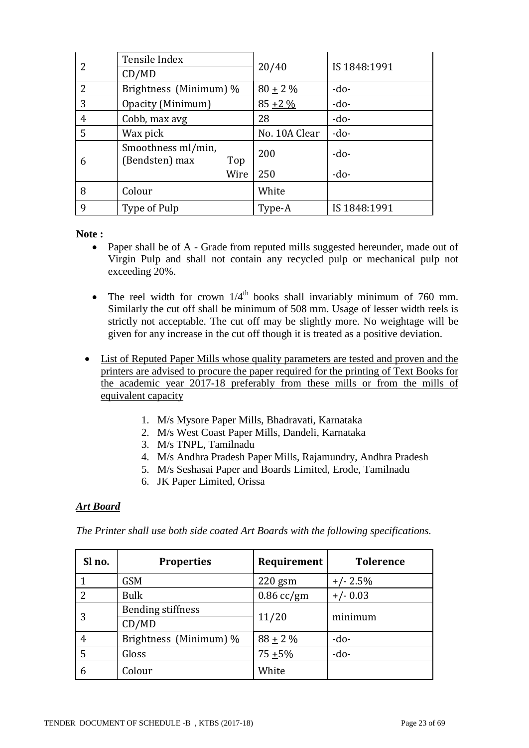| 2 | Tensile Index CD/MD | 20/40 | IS 1848:1991 |
|---|---|---|---|
| 2 | Brightness (Minimum) % | 80 + 2 % | -do- |
| 3 | Opacity (Minimum) | 85 +2 % | -do- |
| 4 | Cobb, max avg | 28 | -do- |
| 5 | Wax pick | No. 10A Clear | -do- |
| 6 | Smoothness ml/min, (Bendsten) max Top | 200 | -do- |
|  | Wire | 250 | -do- |
| 8 | Colour | White |  |
| 9 | Type of Pulp | Type-A | IS 1848:1991 |

**Note :**

- Paper shall be of A - Grade from reputed mills suggested hereunder, made out of Virgin Pulp and shall not contain any recycled pulp or mechanical pulp not exceeding 20%.
- The reel width for crown 1/4th books shall invariably minimum of 760 mm. Similarly the cut off shall be minimum of 508 mm. Usage of lesser width reels is strictly not acceptable. The cut off may be slightly more. No weightage will be given for any increase in the cut off though it is treated as a positive deviation.
- List of Reputed Paper Mills whose quality parameters are tested and proven and the printers are advised to procure the paper required for the printing of Text Books for the academic year 2017-18 preferably from these mills or from the mills of equivalent capacity

    1. M/s Mysore Paper Mills, Bhadravati, Karnataka
    2. M/s West Coast Paper Mills, Dandeli, Karnataka
    3. M/s TNPL, Tamilnadu
    4. M/s Andhra Pradesh Paper Mills, Rajamundry, Andhra Pradesh
    5. M/s Seshasai Paper and Boards Limited, Erode, Tamilnadu
    6. JK Paper Limited, Orissa

***Art Board***

*The Printer shall use both side coated Art Boards with the following specifications.*

| Sl no. | Properties | Requirement | Tolerence |
|---|---|---|---|
| 1 | GSM | 220 gsm | +/- 2.5% |
| 2 | Bulk | 0.86 cc/gm | +/- 0.03 |
| 3 | Bending stiffness CD/MD | 11/20 | minimum |
| 4 | Brightness (Minimum) % | 88 + 2 % | -do- |
| 5 | Gloss | 75 +5% | -do- |
| 6 | Colour | White |  |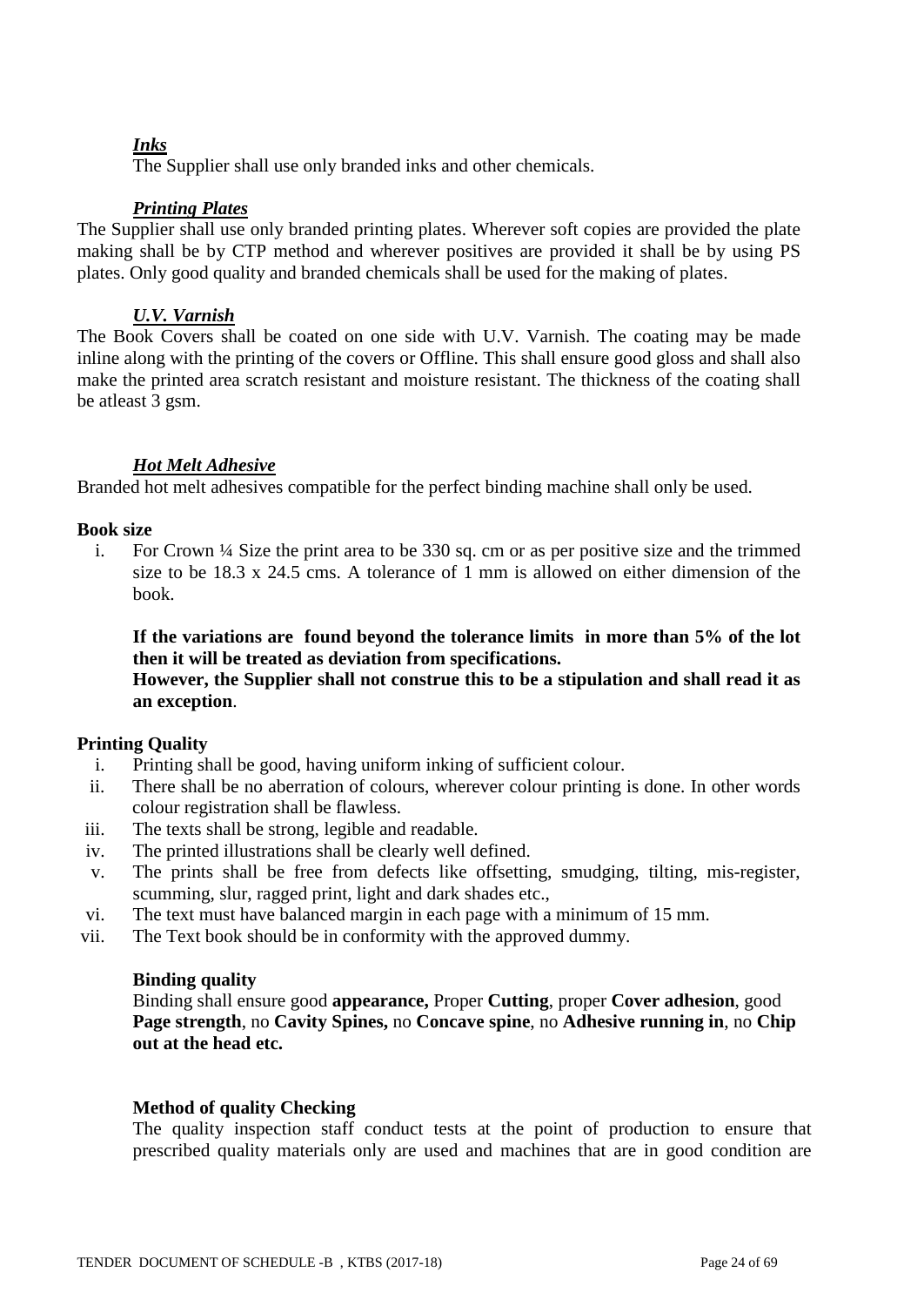***Inks***

The Supplier shall use only branded inks and other chemicals.

***Printing Plates***

The Supplier shall use only branded printing plates. Wherever soft copies are provided the plate making shall be by CTP method and wherever positives are provided it shall be by using PS plates. Only good quality and branded chemicals shall be used for the making of plates.

***U.V. Varnish***

The Book Covers shall be coated on one side with U.V. Varnish. The coating may be made inline along with the printing of the covers or Offline. This shall ensure good gloss and shall also make the printed area scratch resistant and moisture resistant. The thickness of the coating shall be atleast 3 gsm.

***Hot Melt Adhesive***

Branded hot melt adhesives compatible for the perfect binding machine shall only be used.

**Book size**

i. For Crown ¼ Size the print area to be 330 sq. cm or as per positive size and the trimmed size to be 18.3 x 24.5 cms. A tolerance of 1 mm is allowed on either dimension of the book.

**If the variations are found beyond the tolerance limits in more than 5% of the lot then it will be treated as deviation from specifications.**
**However, the Supplier shall not construe this to be a stipulation and shall read it as an exception**.

**Printing Quality**

i. Printing shall be good, having uniform inking of sufficient colour.
ii. There shall be no aberration of colours, wherever colour printing is done. In other words colour registration shall be flawless.
iii. The texts shall be strong, legible and readable.
iv. The printed illustrations shall be clearly well defined.
v. The prints shall be free from defects like offsetting, smudging, tilting, mis-register, scumming, slur, ragged print, light and dark shades etc.,
vi. The text must have balanced margin in each page with a minimum of 15 mm.
vii. The Text book should be in conformity with the approved dummy.

**Binding quality**

Binding shall ensure good **appearance,** Proper **Cutting**, proper **Cover adhesion**, good **Page strength**, no **Cavity Spines,** no **Concave spine**, no **Adhesive running in**, no **Chip out at the head etc.**

**Method of quality Checking**

The quality inspection staff conduct tests at the point of production to ensure that prescribed quality materials only are used and machines that are in good condition are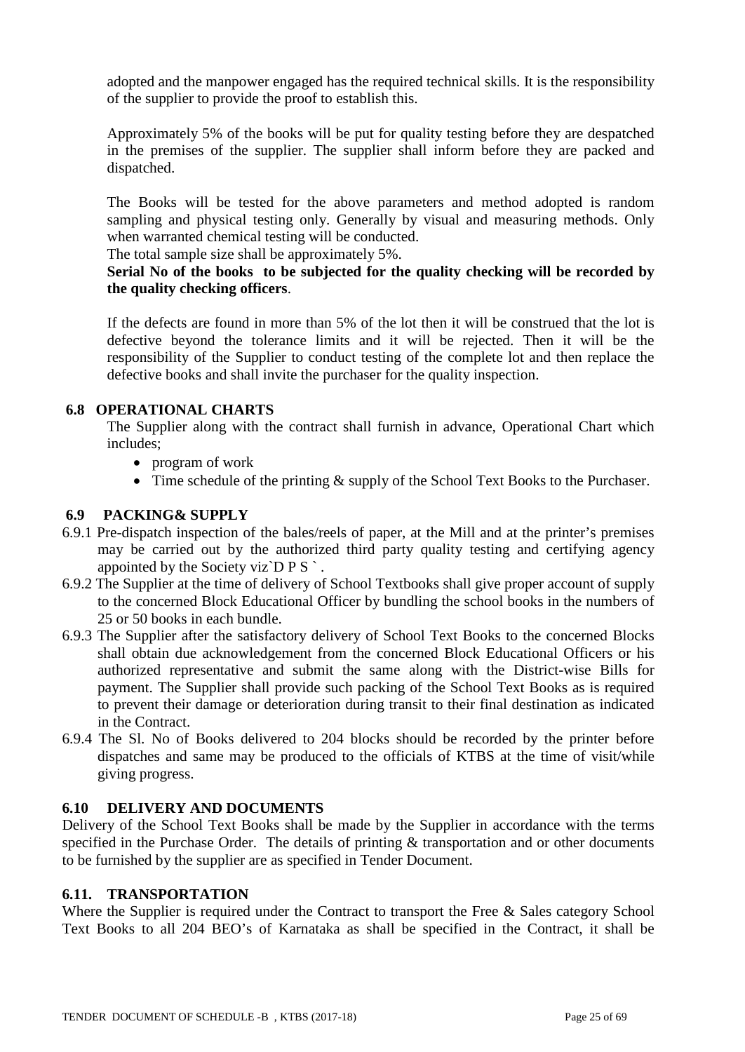adopted and the manpower engaged has the required technical skills. It is the responsibility of the supplier to provide the proof to establish this.

Approximately 5% of the books will be put for quality testing before they are despatched in the premises of the supplier. The supplier shall inform before they are packed and dispatched.

The Books will be tested for the above parameters and method adopted is random sampling and physical testing only. Generally by visual and measuring methods. Only when warranted chemical testing will be conducted.

The total sample size shall be approximately 5%.

**Serial No of the books to be subjected for the quality checking will be recorded by the quality checking officers**.

If the defects are found in more than 5% of the lot then it will be construed that the lot is defective beyond the tolerance limits and it will be rejected. Then it will be the responsibility of the Supplier to conduct testing of the complete lot and then replace the defective books and shall invite the purchaser for the quality inspection.

### 6.8 OPERATIONAL CHARTS

The Supplier along with the contract shall furnish in advance, Operational Chart which includes;

- program of work
- Time schedule of the printing & supply of the School Text Books to the Purchaser.

### 6.9 PACKING& SUPPLY

6.9.1 Pre-dispatch inspection of the bales/reels of paper, at the Mill and at the printer's premises may be carried out by the authorized third party quality testing and certifying agency appointed by the Society viz`D P S ` .

6.9.2 The Supplier at the time of delivery of School Textbooks shall give proper account of supply to the concerned Block Educational Officer by bundling the school books in the numbers of 25 or 50 books in each bundle.

6.9.3 The Supplier after the satisfactory delivery of School Text Books to the concerned Blocks shall obtain due acknowledgement from the concerned Block Educational Officers or his authorized representative and submit the same along with the District-wise Bills for payment. The Supplier shall provide such packing of the School Text Books as is required to prevent their damage or deterioration during transit to their final destination as indicated in the Contract.

6.9.4 The Sl. No of Books delivered to 204 blocks should be recorded by the printer before dispatches and same may be produced to the officials of KTBS at the time of visit/while giving progress.

### 6.10 DELIVERY AND DOCUMENTS

Delivery of the School Text Books shall be made by the Supplier in accordance with the terms specified in the Purchase Order. The details of printing & transportation and or other documents to be furnished by the supplier are as specified in Tender Document.

### 6.11. TRANSPORTATION

Where the Supplier is required under the Contract to transport the Free & Sales category School Text Books to all 204 BEO's of Karnataka as shall be specified in the Contract, it shall be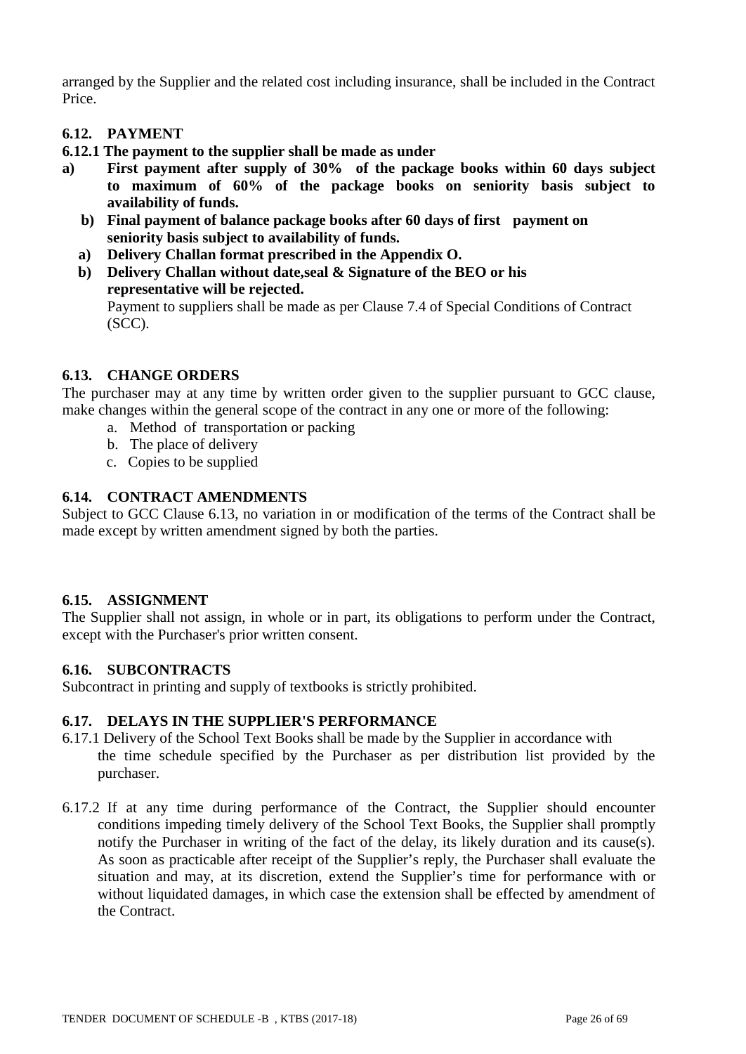arranged by the Supplier and the related cost including insurance, shall be included in the Contract Price.

### 6.12. PAYMENT

**6.12.1 The payment to the supplier shall be made as under**

**a) First payment after supply of 30% of the package books within 60 days subject to maximum of 60% of the package books on seniority basis subject to availability of funds.**

**b) Final payment of balance package books after 60 days of first payment on seniority basis subject to availability of funds.**

**a) Delivery Challan format prescribed in the Appendix O.**

**b) Delivery Challan without date,seal & Signature of the BEO or his representative will be rejected.**

Payment to suppliers shall be made as per Clause 7.4 of Special Conditions of Contract (SCC).

### 6.13. CHANGE ORDERS

The purchaser may at any time by written order given to the supplier pursuant to GCC clause, make changes within the general scope of the contract in any one or more of the following:

a. Method of transportation or packing
b. The place of delivery
c. Copies to be supplied

### 6.14. CONTRACT AMENDMENTS

Subject to GCC Clause 6.13, no variation in or modification of the terms of the Contract shall be made except by written amendment signed by both the parties.

### 6.15. ASSIGNMENT

The Supplier shall not assign, in whole or in part, its obligations to perform under the Contract, except with the Purchaser's prior written consent.

### 6.16. SUBCONTRACTS

Subcontract in printing and supply of textbooks is strictly prohibited.

### 6.17. DELAYS IN THE SUPPLIER'S PERFORMANCE

6.17.1 Delivery of the School Text Books shall be made by the Supplier in accordance with the time schedule specified by the Purchaser as per distribution list provided by the purchaser.

6.17.2 If at any time during performance of the Contract, the Supplier should encounter conditions impeding timely delivery of the School Text Books, the Supplier shall promptly notify the Purchaser in writing of the fact of the delay, its likely duration and its cause(s). As soon as practicable after receipt of the Supplier's reply, the Purchaser shall evaluate the situation and may, at its discretion, extend the Supplier's time for performance with or without liquidated damages, in which case the extension shall be effected by amendment of the Contract.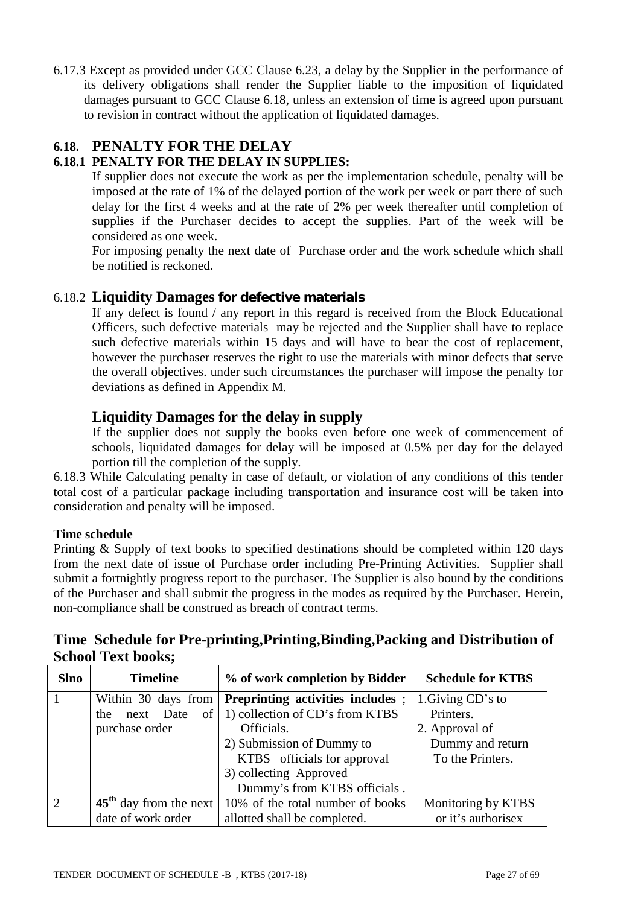6.17.3 Except as provided under GCC Clause 6.23, a delay by the Supplier in the performance of its delivery obligations shall render the Supplier liable to the imposition of liquidated damages pursuant to GCC Clause 6.18, unless an extension of time is agreed upon pursuant to revision in contract without the application of liquidated damages.

## 6.18. PENALTY FOR THE DELAY

### 6.18.1 PENALTY FOR THE DELAY IN SUPPLIES:

If supplier does not execute the work as per the implementation schedule, penalty will be imposed at the rate of 1% of the delayed portion of the work per week or part there of such delay for the first 4 weeks and at the rate of 2% per week thereafter until completion of supplies if the Purchaser decides to accept the supplies. Part of the week will be considered as one week.

For imposing penalty the next date of Purchase order and the work schedule which shall be notified is reckoned.

### 6.18.2 Liquidity Damages for defective materials

If any defect is found / any report in this regard is received from the Block Educational Officers, such defective materials may be rejected and the Supplier shall have to replace such defective materials within 15 days and will have to bear the cost of replacement, however the purchaser reserves the right to use the materials with minor defects that serve the overall objectives. under such circumstances the purchaser will impose the penalty for deviations as defined in Appendix M.

### Liquidity Damages for the delay in supply

If the supplier does not supply the books even before one week of commencement of schools, liquidated damages for delay will be imposed at 0.5% per day for the delayed portion till the completion of the supply.

6.18.3 While Calculating penalty in case of default, or violation of any conditions of this tender total cost of a particular package including transportation and insurance cost will be taken into consideration and penalty will be imposed.

**Time schedule**

Printing & Supply of text books to specified destinations should be completed within 120 days from the next date of issue of Purchase order including Pre-Printing Activities. Supplier shall submit a fortnightly progress report to the purchaser. The Supplier is also bound by the conditions of the Purchaser and shall submit the progress in the modes as required by the Purchaser. Herein, non-compliance shall be construed as breach of contract terms.

## Time Schedule for Pre-printing,Printing,Binding,Packing and Distribution of School Text books;

| Slno | Timeline | % of work completion by Bidder | Schedule for KTBS |
|---|---|---|---|
| 1 | Within 30 days from the next Date of purchase order | **Preprinting activities includes** ; 1) collection of CD's from KTBS Officials. 2) Submission of Dummy to KTBS officials for approval 3) collecting Approved Dummy's from KTBS officials . | 1.Giving CD's to Printers. 2. Approval of Dummy and return To the Printers. |
| 2 | **45th** day from the next date of work order | 10% of the total number of books allotted shall be completed. | Monitoring by KTBS or it's authorisex |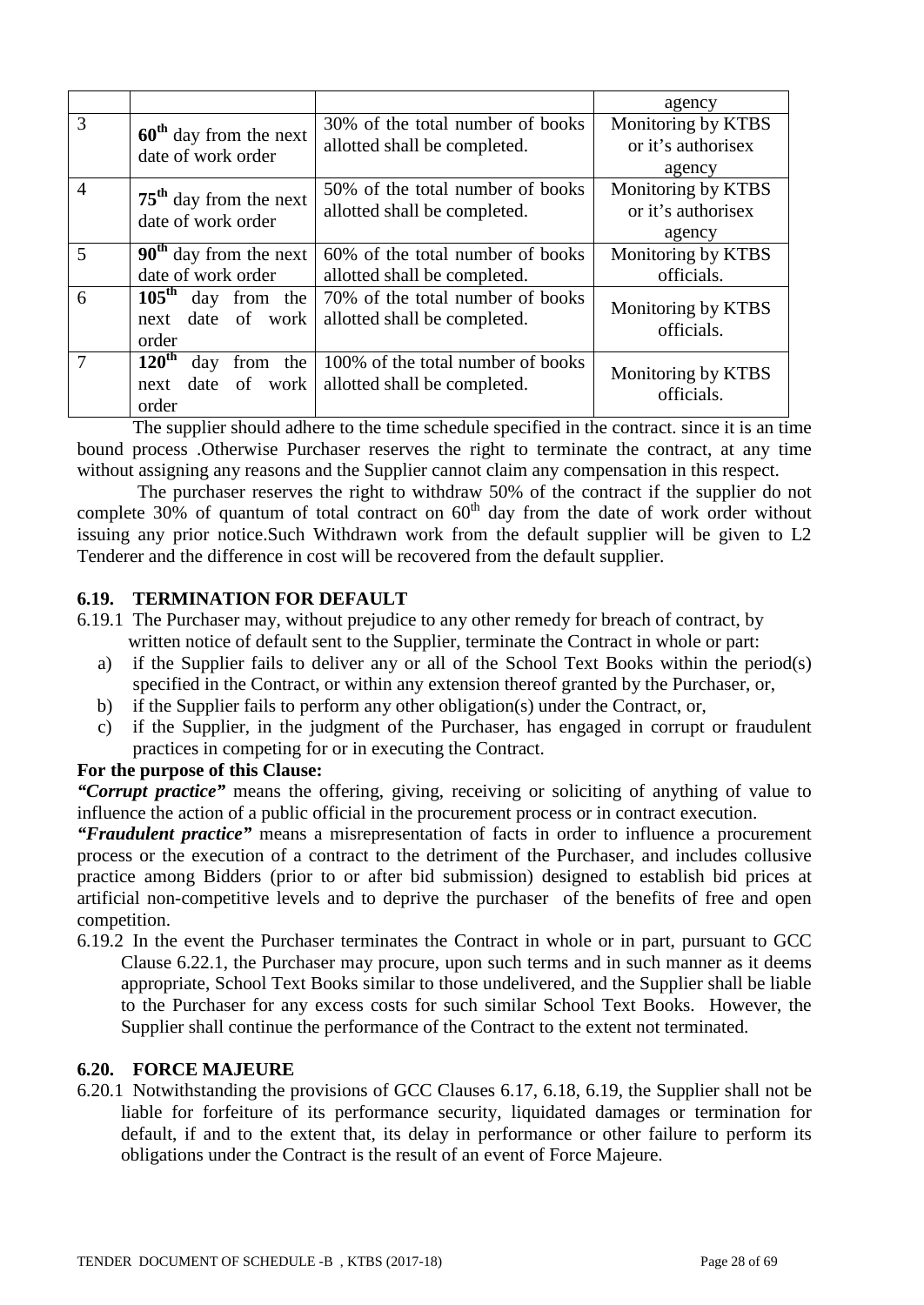| | | | agency |
|---|---|---|---|
| 3 | 60th day from the next date of work order | 30% of the total number of books allotted shall be completed. | Monitoring by KTBS or it's authorisex agency |
| 4 | 75th day from the next date of work order | 50% of the total number of books allotted shall be completed. | Monitoring by KTBS or it's authorisex agency |
| 5 | 90th day from the next date of work order | 60% of the total number of books allotted shall be completed. | Monitoring by KTBS officials. |
| 6 | 105th day from the next date of work order | 70% of the total number of books allotted shall be completed. | Monitoring by KTBS officials. |
| 7 | 120th day from the next date of work order | 100% of the total number of books allotted shall be completed. | Monitoring by KTBS officials. |

The supplier should adhere to the time schedule specified in the contract. since it is an time bound process .Otherwise Purchaser reserves the right to terminate the contract, at any time without assigning any reasons and the Supplier cannot claim any compensation in this respect.

The purchaser reserves the right to withdraw 50% of the contract if the supplier do not complete 30% of quantum of total contract on 60th day from the date of work order without issuing any prior notice.Such Withdrawn work from the default supplier will be given to L2 Tenderer and the difference in cost will be recovered from the default supplier.

### 6.19. TERMINATION FOR DEFAULT

6.19.1 The Purchaser may, without prejudice to any other remedy for breach of contract, by written notice of default sent to the Supplier, terminate the Contract in whole or part:

a) if the Supplier fails to deliver any or all of the School Text Books within the period(s) specified in the Contract, or within any extension thereof granted by the Purchaser, or,
b) if the Supplier fails to perform any other obligation(s) under the Contract, or,
c) if the Supplier, in the judgment of the Purchaser, has engaged in corrupt or fraudulent practices in competing for or in executing the Contract.

**For the purpose of this Clause:**

***"Corrupt practice"*** means the offering, giving, receiving or soliciting of anything of value to influence the action of a public official in the procurement process or in contract execution.

***"Fraudulent practice"*** means a misrepresentation of facts in order to influence a procurement process or the execution of a contract to the detriment of the Purchaser, and includes collusive practice among Bidders (prior to or after bid submission) designed to establish bid prices at artificial non-competitive levels and to deprive the purchaser of the benefits of free and open competition.

6.19.2 In the event the Purchaser terminates the Contract in whole or in part, pursuant to GCC Clause 6.22.1, the Purchaser may procure, upon such terms and in such manner as it deems appropriate, School Text Books similar to those undelivered, and the Supplier shall be liable to the Purchaser for any excess costs for such similar School Text Books. However, the Supplier shall continue the performance of the Contract to the extent not terminated.

### 6.20. FORCE MAJEURE

6.20.1 Notwithstanding the provisions of GCC Clauses 6.17, 6.18, 6.19, the Supplier shall not be liable for forfeiture of its performance security, liquidated damages or termination for default, if and to the extent that, its delay in performance or other failure to perform its obligations under the Contract is the result of an event of Force Majeure.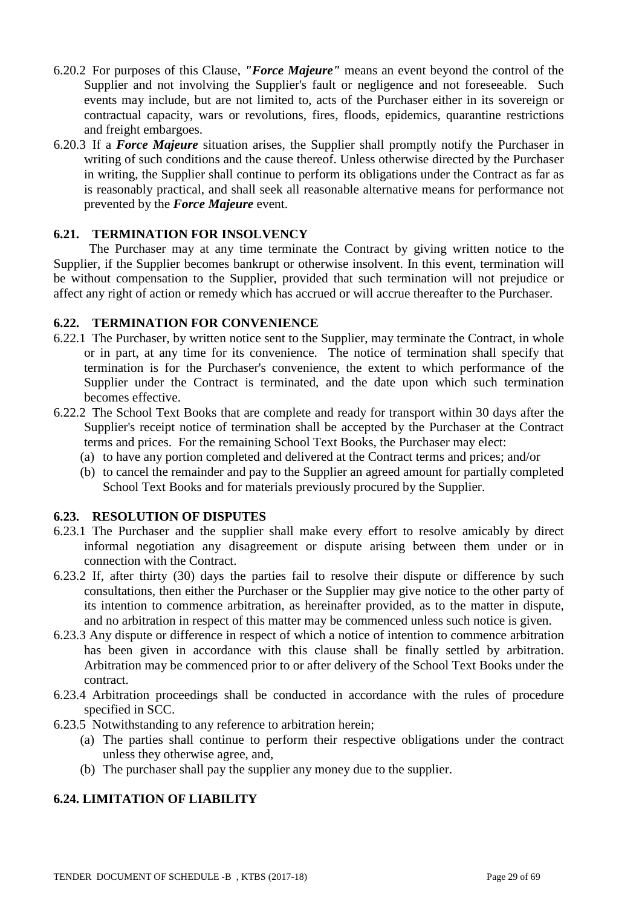6.20.2 For purposes of this Clause, ***"Force Majeure"*** means an event beyond the control of the Supplier and not involving the Supplier's fault or negligence and not foreseeable. Such events may include, but are not limited to, acts of the Purchaser either in its sovereign or contractual capacity, wars or revolutions, fires, floods, epidemics, quarantine restrictions and freight embargoes.

6.20.3 If a ***Force Majeure*** situation arises, the Supplier shall promptly notify the Purchaser in writing of such conditions and the cause thereof. Unless otherwise directed by the Purchaser in writing, the Supplier shall continue to perform its obligations under the Contract as far as is reasonably practical, and shall seek all reasonable alternative means for performance not prevented by the ***Force Majeure*** event.

### 6.21. TERMINATION FOR INSOLVENCY

The Purchaser may at any time terminate the Contract by giving written notice to the Supplier, if the Supplier becomes bankrupt or otherwise insolvent. In this event, termination will be without compensation to the Supplier, provided that such termination will not prejudice or affect any right of action or remedy which has accrued or will accrue thereafter to the Purchaser.

### 6.22. TERMINATION FOR CONVENIENCE

6.22.1 The Purchaser, by written notice sent to the Supplier, may terminate the Contract, in whole or in part, at any time for its convenience. The notice of termination shall specify that termination is for the Purchaser's convenience, the extent to which performance of the Supplier under the Contract is terminated, and the date upon which such termination becomes effective.

6.22.2 The School Text Books that are complete and ready for transport within 30 days after the Supplier's receipt notice of termination shall be accepted by the Purchaser at the Contract terms and prices. For the remaining School Text Books, the Purchaser may elect:

(a) to have any portion completed and delivered at the Contract terms and prices; and/or

(b) to cancel the remainder and pay to the Supplier an agreed amount for partially completed School Text Books and for materials previously procured by the Supplier.

### 6.23. RESOLUTION OF DISPUTES

6.23.1 The Purchaser and the supplier shall make every effort to resolve amicably by direct informal negotiation any disagreement or dispute arising between them under or in connection with the Contract.

6.23.2 If, after thirty (30) days the parties fail to resolve their dispute or difference by such consultations, then either the Purchaser or the Supplier may give notice to the other party of its intention to commence arbitration, as hereinafter provided, as to the matter in dispute, and no arbitration in respect of this matter may be commenced unless such notice is given.

6.23.3 Any dispute or difference in respect of which a notice of intention to commence arbitration has been given in accordance with this clause shall be finally settled by arbitration. Arbitration may be commenced prior to or after delivery of the School Text Books under the contract.

6.23.4 Arbitration proceedings shall be conducted in accordance with the rules of procedure specified in SCC.

6.23.5 Notwithstanding to any reference to arbitration herein;

(a) The parties shall continue to perform their respective obligations under the contract unless they otherwise agree, and,

(b) The purchaser shall pay the supplier any money due to the supplier.

### 6.24. LIMITATION OF LIABILITY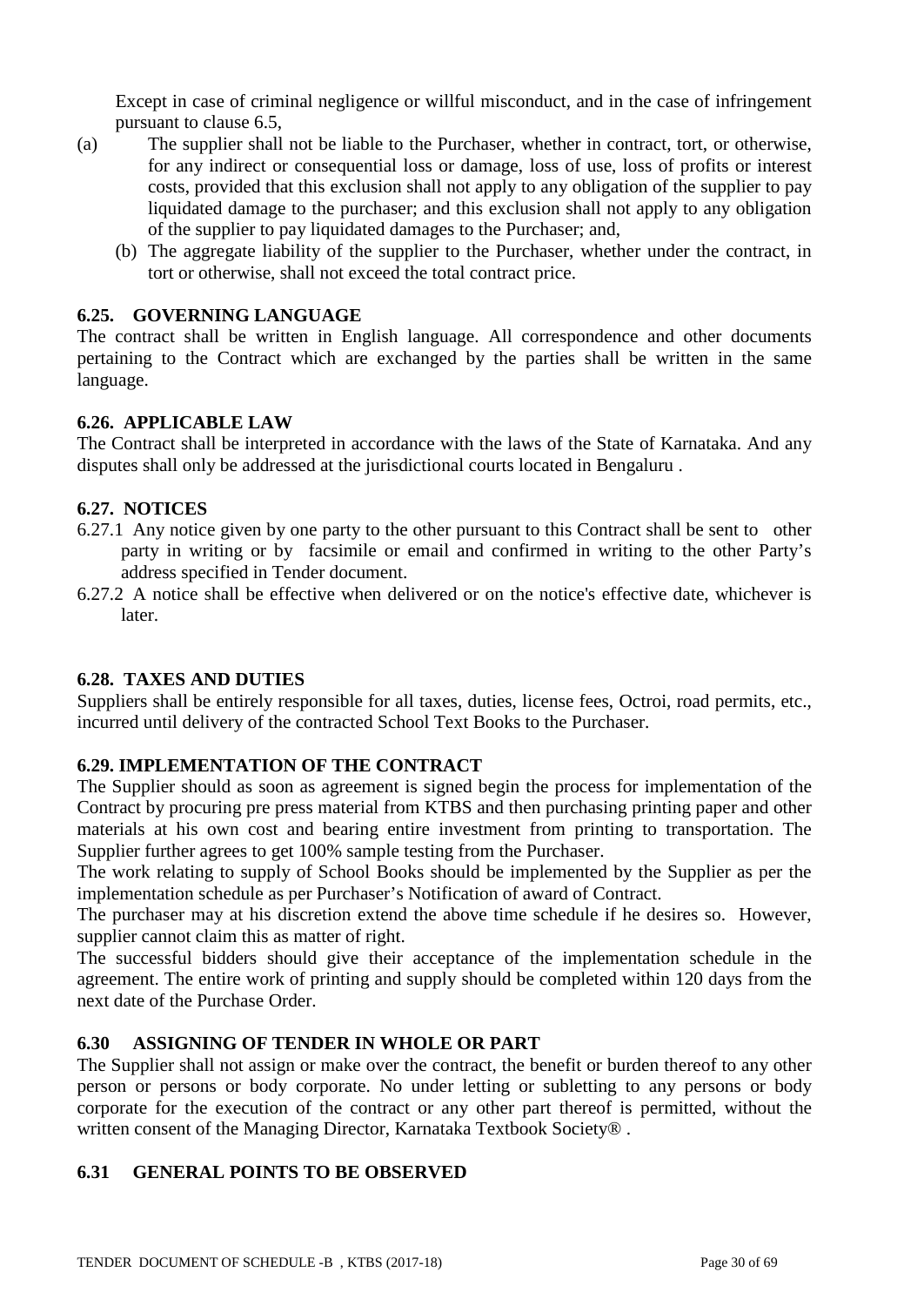Except in case of criminal negligence or willful misconduct, and in the case of infringement pursuant to clause 6.5,

(a) The supplier shall not be liable to the Purchaser, whether in contract, tort, or otherwise, for any indirect or consequential loss or damage, loss of use, loss of profits or interest costs, provided that this exclusion shall not apply to any obligation of the supplier to pay liquidated damage to the purchaser; and this exclusion shall not apply to any obligation of the supplier to pay liquidated damages to the Purchaser; and,

(b) The aggregate liability of the supplier to the Purchaser, whether under the contract, in tort or otherwise, shall not exceed the total contract price.

### 6.25. GOVERNING LANGUAGE

The contract shall be written in English language. All correspondence and other documents pertaining to the Contract which are exchanged by the parties shall be written in the same language.

### 6.26. APPLICABLE LAW

The Contract shall be interpreted in accordance with the laws of the State of Karnataka. And any disputes shall only be addressed at the jurisdictional courts located in Bengaluru .

### 6.27. NOTICES

6.27.1 Any notice given by one party to the other pursuant to this Contract shall be sent to other party in writing or by facsimile or email and confirmed in writing to the other Party's address specified in Tender document.

6.27.2 A notice shall be effective when delivered or on the notice's effective date, whichever is later.

### 6.28. TAXES AND DUTIES

Suppliers shall be entirely responsible for all taxes, duties, license fees, Octroi, road permits, etc., incurred until delivery of the contracted School Text Books to the Purchaser.

### 6.29. IMPLEMENTATION OF THE CONTRACT

The Supplier should as soon as agreement is signed begin the process for implementation of the Contract by procuring pre press material from KTBS and then purchasing printing paper and other materials at his own cost and bearing entire investment from printing to transportation. The Supplier further agrees to get 100% sample testing from the Purchaser.

The work relating to supply of School Books should be implemented by the Supplier as per the implementation schedule as per Purchaser's Notification of award of Contract.

The purchaser may at his discretion extend the above time schedule if he desires so. However, supplier cannot claim this as matter of right.

The successful bidders should give their acceptance of the implementation schedule in the agreement. The entire work of printing and supply should be completed within 120 days from the next date of the Purchase Order.

### 6.30 ASSIGNING OF TENDER IN WHOLE OR PART

The Supplier shall not assign or make over the contract, the benefit or burden thereof to any other person or persons or body corporate. No under letting or subletting to any persons or body corporate for the execution of the contract or any other part thereof is permitted, without the written consent of the Managing Director, Karnataka Textbook Society® .

### 6.31 GENERAL POINTS TO BE OBSERVED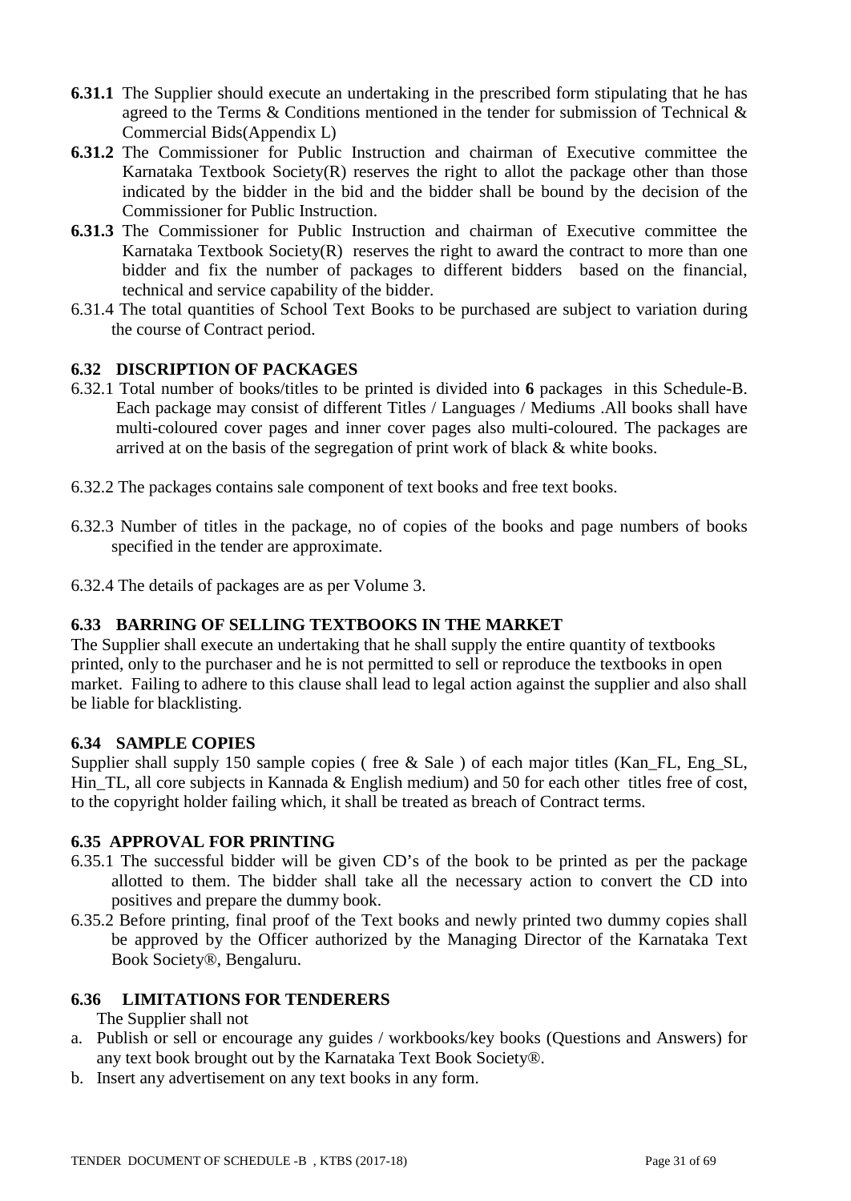**6.31.1** The Supplier should execute an undertaking in the prescribed form stipulating that he has agreed to the Terms & Conditions mentioned in the tender for submission of Technical & Commercial Bids(Appendix L)

**6.31.2** The Commissioner for Public Instruction and chairman of Executive committee the Karnataka Textbook Society(R) reserves the right to allot the package other than those indicated by the bidder in the bid and the bidder shall be bound by the decision of the Commissioner for Public Instruction.

**6.31.3** The Commissioner for Public Instruction and chairman of Executive committee the Karnataka Textbook Society(R) reserves the right to award the contract to more than one bidder and fix the number of packages to different bidders based on the financial, technical and service capability of the bidder.

6.31.4 The total quantities of School Text Books to be purchased are subject to variation during the course of Contract period.

### 6.32 DISCRIPTION OF PACKAGES

6.32.1 Total number of books/titles to be printed is divided into **6** packages in this Schedule-B. Each package may consist of different Titles / Languages / Mediums .All books shall have multi-coloured cover pages and inner cover pages also multi-coloured. The packages are arrived at on the basis of the segregation of print work of black & white books.

6.32.2 The packages contains sale component of text books and free text books.

6.32.3 Number of titles in the package, no of copies of the books and page numbers of books specified in the tender are approximate.

6.32.4 The details of packages are as per Volume 3.

### 6.33 BARRING OF SELLING TEXTBOOKS IN THE MARKET

The Supplier shall execute an undertaking that he shall supply the entire quantity of textbooks printed, only to the purchaser and he is not permitted to sell or reproduce the textbooks in open market. Failing to adhere to this clause shall lead to legal action against the supplier and also shall be liable for blacklisting.

### 6.34 SAMPLE COPIES

Supplier shall supply 150 sample copies ( free & Sale ) of each major titles (Kan_FL, Eng_SL, Hin_TL, all core subjects in Kannada & English medium) and 50 for each other titles free of cost, to the copyright holder failing which, it shall be treated as breach of Contract terms.

### 6.35 APPROVAL FOR PRINTING

6.35.1 The successful bidder will be given CD's of the book to be printed as per the package allotted to them. The bidder shall take all the necessary action to convert the CD into positives and prepare the dummy book.

6.35.2 Before printing, final proof of the Text books and newly printed two dummy copies shall be approved by the Officer authorized by the Managing Director of the Karnataka Text Book Society®, Bengaluru.

### 6.36 LIMITATIONS FOR TENDERERS

The Supplier shall not

a. Publish or sell or encourage any guides / workbooks/key books (Questions and Answers) for any text book brought out by the Karnataka Text Book Society®.
b. Insert any advertisement on any text books in any form.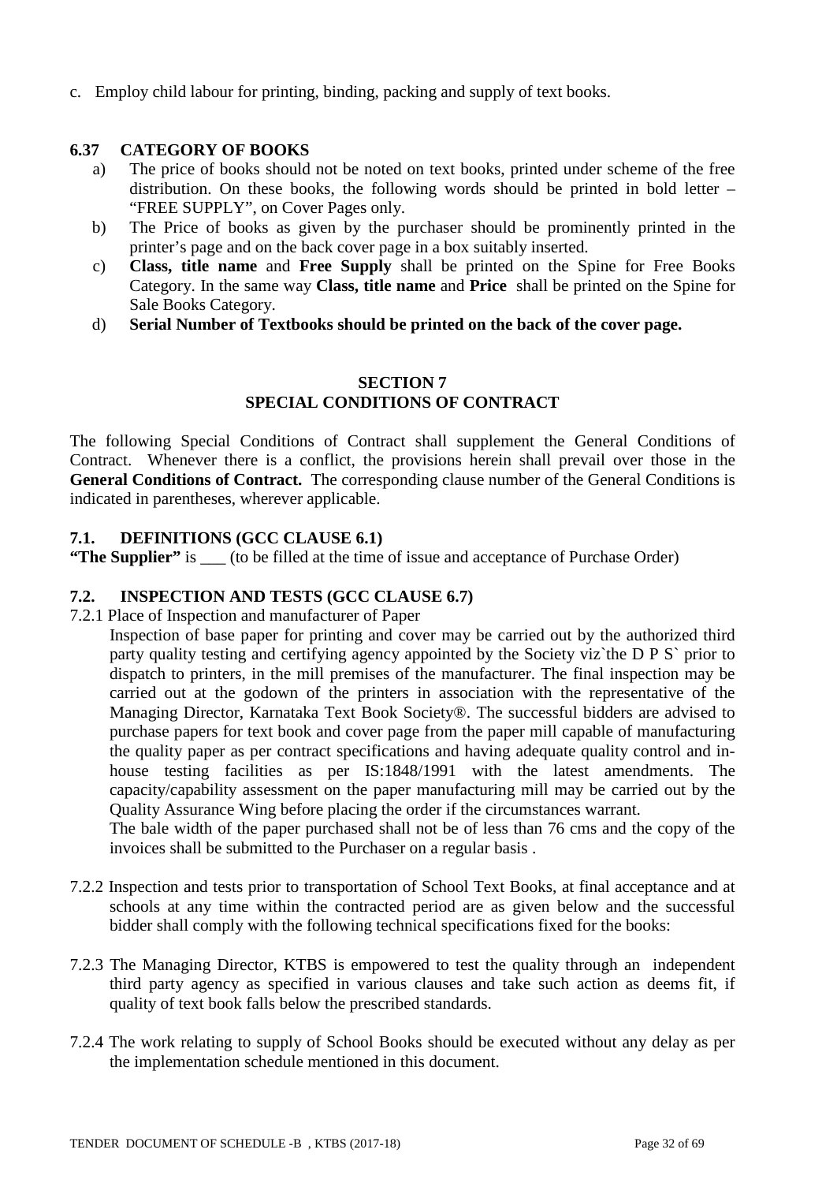c. Employ child labour for printing, binding, packing and supply of text books.

### 6.37 CATEGORY OF BOOKS

a) The price of books should not be noted on text books, printed under scheme of the free distribution. On these books, the following words should be printed in bold letter – "FREE SUPPLY", on Cover Pages only.

b) The Price of books as given by the purchaser should be prominently printed in the printer's page and on the back cover page in a box suitably inserted.

c) **Class, title name** and **Free Supply** shall be printed on the Spine for Free Books Category. In the same way **Class, title name** and **Price** shall be printed on the Spine for Sale Books Category.

d) **Serial Number of Textbooks should be printed on the back of the cover page.**

## SECTION 7
## SPECIAL CONDITIONS OF CONTRACT

The following Special Conditions of Contract shall supplement the General Conditions of Contract. Whenever there is a conflict, the provisions herein shall prevail over those in the **General Conditions of Contract.** The corresponding clause number of the General Conditions is indicated in parentheses, wherever applicable.

### 7.1. DEFINITIONS (GCC CLAUSE 6.1)

**"The Supplier"** is ___ (to be filled at the time of issue and acceptance of Purchase Order)

### 7.2. INSPECTION AND TESTS (GCC CLAUSE 6.7)

7.2.1 Place of Inspection and manufacturer of Paper

Inspection of base paper for printing and cover may be carried out by the authorized third party quality testing and certifying agency appointed by the Society viz`the D P S` prior to dispatch to printers, in the mill premises of the manufacturer. The final inspection may be carried out at the godown of the printers in association with the representative of the Managing Director, Karnataka Text Book Society®. The successful bidders are advised to purchase papers for text book and cover page from the paper mill capable of manufacturing the quality paper as per contract specifications and having adequate quality control and in-house testing facilities as per IS:1848/1991 with the latest amendments. The capacity/capability assessment on the paper manufacturing mill may be carried out by the Quality Assurance Wing before placing the order if the circumstances warrant.

The bale width of the paper purchased shall not be of less than 76 cms and the copy of the invoices shall be submitted to the Purchaser on a regular basis .

7.2.2 Inspection and tests prior to transportation of School Text Books, at final acceptance and at schools at any time within the contracted period are as given below and the successful bidder shall comply with the following technical specifications fixed for the books:

7.2.3 The Managing Director, KTBS is empowered to test the quality through an independent third party agency as specified in various clauses and take such action as deems fit, if quality of text book falls below the prescribed standards.

7.2.4 The work relating to supply of School Books should be executed without any delay as per the implementation schedule mentioned in this document.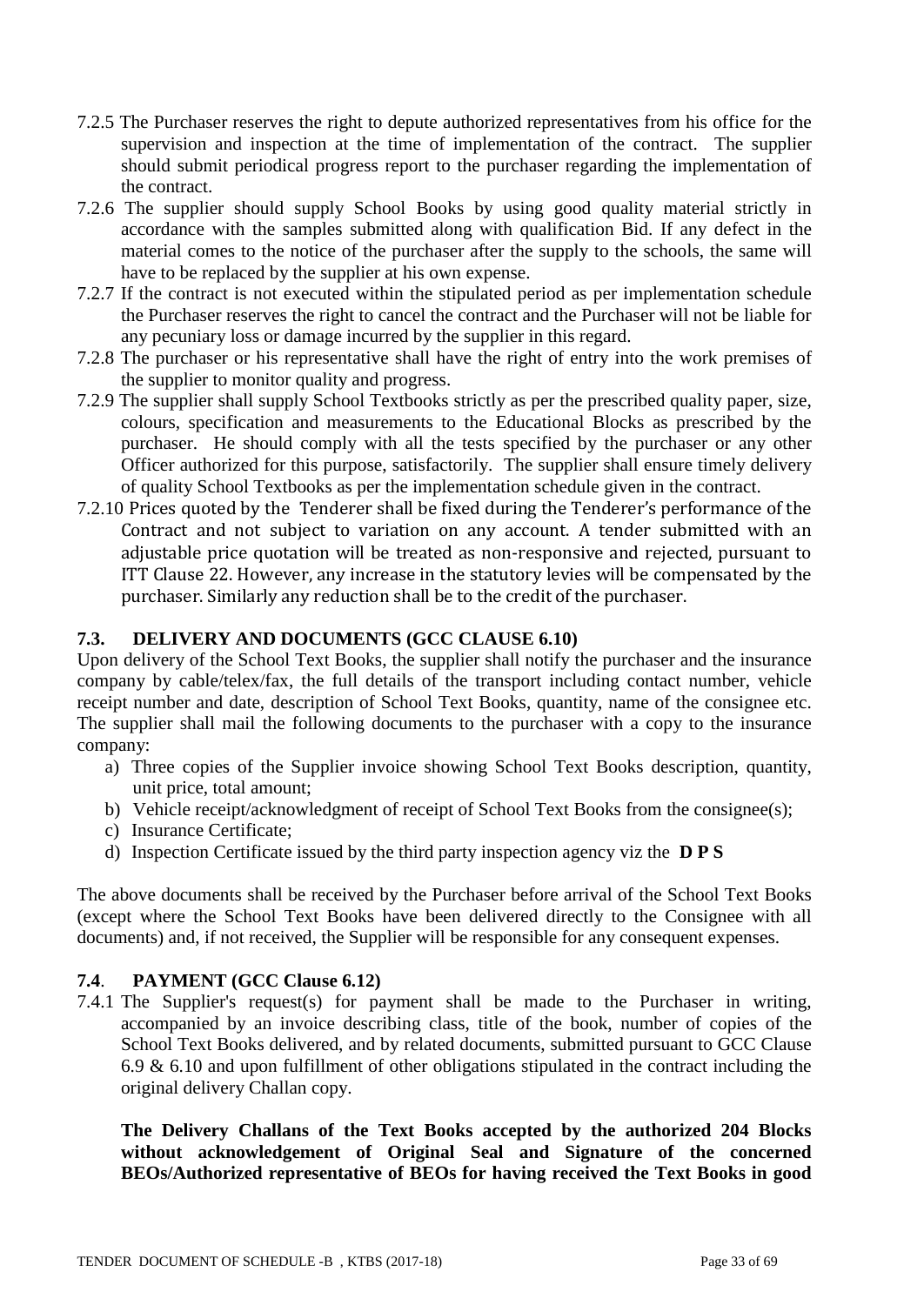7.2.5 The Purchaser reserves the right to depute authorized representatives from his office for the supervision and inspection at the time of implementation of the contract. The supplier should submit periodical progress report to the purchaser regarding the implementation of the contract.

7.2.6 The supplier should supply School Books by using good quality material strictly in accordance with the samples submitted along with qualification Bid. If any defect in the material comes to the notice of the purchaser after the supply to the schools, the same will have to be replaced by the supplier at his own expense.

7.2.7 If the contract is not executed within the stipulated period as per implementation schedule the Purchaser reserves the right to cancel the contract and the Purchaser will not be liable for any pecuniary loss or damage incurred by the supplier in this regard.

7.2.8 The purchaser or his representative shall have the right of entry into the work premises of the supplier to monitor quality and progress.

7.2.9 The supplier shall supply School Textbooks strictly as per the prescribed quality paper, size, colours, specification and measurements to the Educational Blocks as prescribed by the purchaser. He should comply with all the tests specified by the purchaser or any other Officer authorized for this purpose, satisfactorily. The supplier shall ensure timely delivery of quality School Textbooks as per the implementation schedule given in the contract.

7.2.10 Prices quoted by the Tenderer shall be fixed during the Tenderer's performance of the Contract and not subject to variation on any account. A tender submitted with an adjustable price quotation will be treated as non-responsive and rejected, pursuant to ITT Clause 22. However, any increase in the statutory levies will be compensated by the purchaser. Similarly any reduction shall be to the credit of the purchaser.

### 7.3. DELIVERY AND DOCUMENTS (GCC CLAUSE 6.10)

Upon delivery of the School Text Books, the supplier shall notify the purchaser and the insurance company by cable/telex/fax, the full details of the transport including contact number, vehicle receipt number and date, description of School Text Books, quantity, name of the consignee etc. The supplier shall mail the following documents to the purchaser with a copy to the insurance company:

a) Three copies of the Supplier invoice showing School Text Books description, quantity, unit price, total amount;
b) Vehicle receipt/acknowledgment of receipt of School Text Books from the consignee(s);
c) Insurance Certificate;
d) Inspection Certificate issued by the third party inspection agency viz the **D P S**

The above documents shall be received by the Purchaser before arrival of the School Text Books (except where the School Text Books have been delivered directly to the Consignee with all documents) and, if not received, the Supplier will be responsible for any consequent expenses.

### 7.4. PAYMENT (GCC Clause 6.12)

7.4.1 The Supplier's request(s) for payment shall be made to the Purchaser in writing, accompanied by an invoice describing class, title of the book, number of copies of the School Text Books delivered, and by related documents, submitted pursuant to GCC Clause 6.9 & 6.10 and upon fulfillment of other obligations stipulated in the contract including the original delivery Challan copy.

**The Delivery Challans of the Text Books accepted by the authorized 204 Blocks without acknowledgement of Original Seal and Signature of the concerned BEOs/Authorized representative of BEOs for having received the Text Books in good**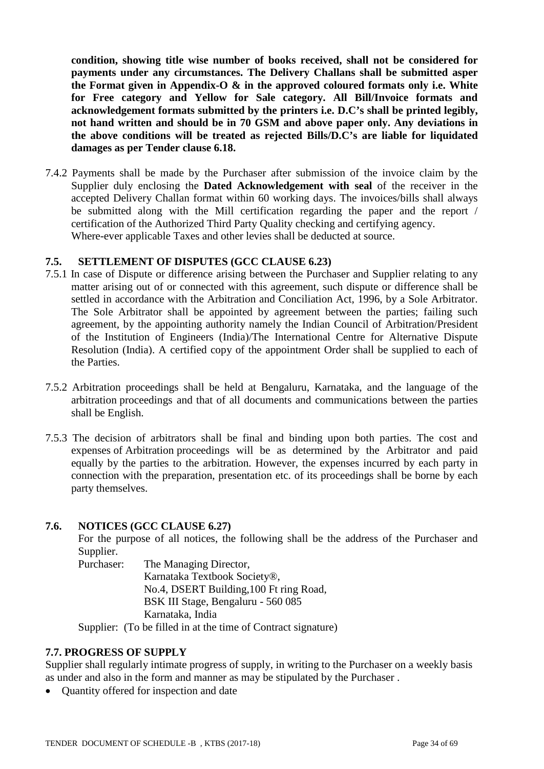**condition, showing title wise number of books received, shall not be considered for payments under any circumstances. The Delivery Challans shall be submitted asper the Format given in Appendix-O & in the approved coloured formats only i.e. White for Free category and Yellow for Sale category. All Bill/Invoice formats and acknowledgement formats submitted by the printers i.e. D.C's shall be printed legibly, not hand written and should be in 70 GSM and above paper only. Any deviations in the above conditions will be treated as rejected Bills/D.C's are liable for liquidated damages as per Tender clause 6.18.**

7.4.2 Payments shall be made by the Purchaser after submission of the invoice claim by the Supplier duly enclosing the **Dated Acknowledgement with seal** of the receiver in the accepted Delivery Challan format within 60 working days. The invoices/bills shall always be submitted along with the Mill certification regarding the paper and the report / certification of the Authorized Third Party Quality checking and certifying agency. Where-ever applicable Taxes and other levies shall be deducted at source.

### 7.5. SETTLEMENT OF DISPUTES (GCC CLAUSE 6.23)

7.5.1 In case of Dispute or difference arising between the Purchaser and Supplier relating to any matter arising out of or connected with this agreement, such dispute or difference shall be settled in accordance with the Arbitration and Conciliation Act, 1996, by a Sole Arbitrator. The Sole Arbitrator shall be appointed by agreement between the parties; failing such agreement, by the appointing authority namely the Indian Council of Arbitration/President of the Institution of Engineers (India)/The International Centre for Alternative Dispute Resolution (India). A certified copy of the appointment Order shall be supplied to each of the Parties.

7.5.2 Arbitration proceedings shall be held at Bengaluru, Karnataka, and the language of the arbitration proceedings and that of all documents and communications between the parties shall be English.

7.5.3 The decision of arbitrators shall be final and binding upon both parties. The cost and expenses of Arbitration proceedings will be as determined by the Arbitrator and paid equally by the parties to the arbitration. However, the expenses incurred by each party in connection with the preparation, presentation etc. of its proceedings shall be borne by each party themselves.

### 7.6. NOTICES (GCC CLAUSE 6.27)

For the purpose of all notices, the following shall be the address of the Purchaser and Supplier.

Purchaser: The Managing Director,
Karnataka Textbook Society®,
No.4, DSERT Building,100 Ft ring Road,
BSK III Stage, Bengaluru - 560 085
Karnataka, India

Supplier: (To be filled in at the time of Contract signature)

### 7.7. PROGRESS OF SUPPLY

Supplier shall regularly intimate progress of supply, in writing to the Purchaser on a weekly basis as under and also in the form and manner as may be stipulated by the Purchaser .

- Quantity offered for inspection and date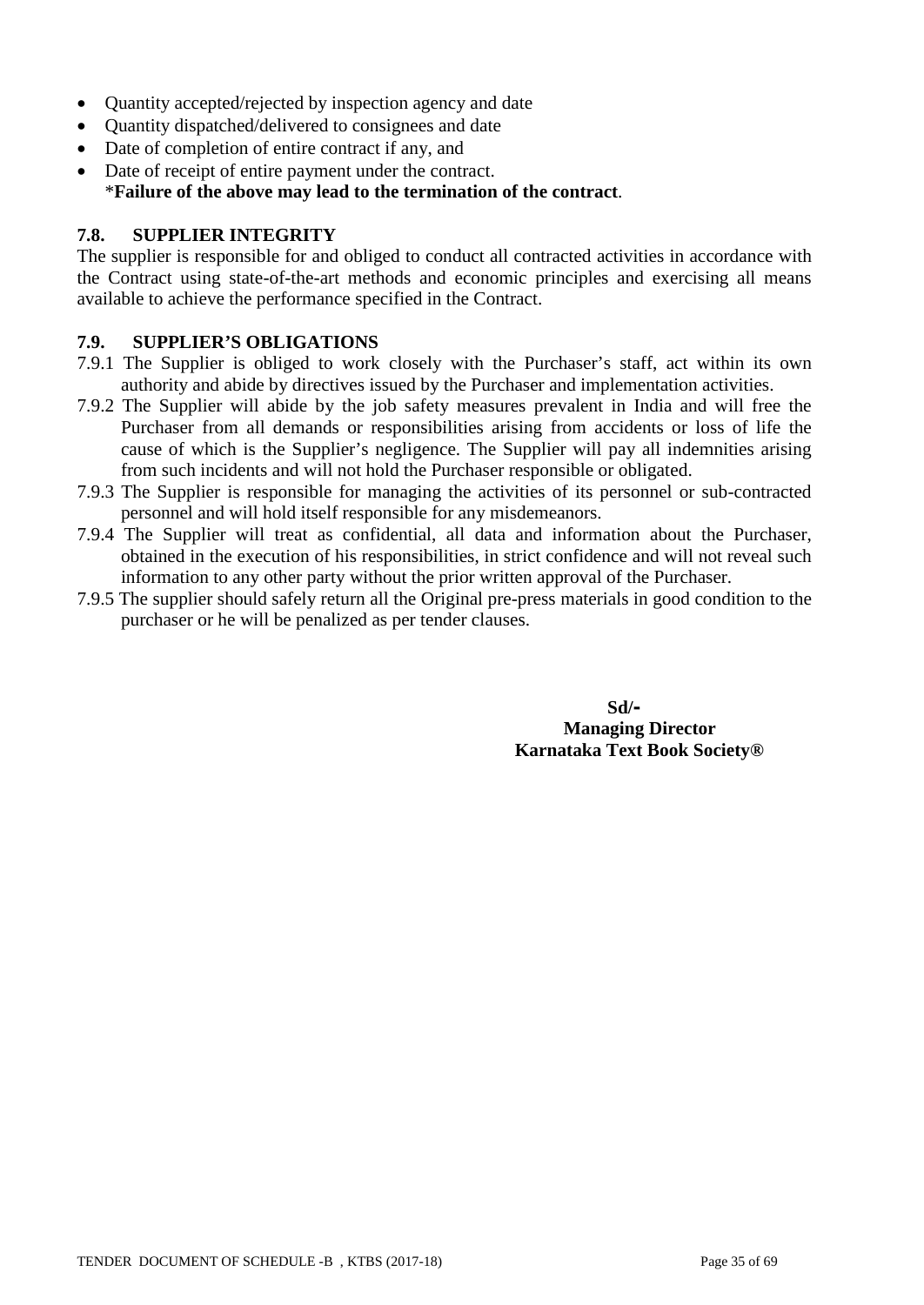- Quantity accepted/rejected by inspection agency and date
- Quantity dispatched/delivered to consignees and date
- Date of completion of entire contract if any, and
- Date of receipt of entire payment under the contract.
  ***Failure of the above may lead to the termination of the contract**.

### 7.8. SUPPLIER INTEGRITY

The supplier is responsible for and obliged to conduct all contracted activities in accordance with the Contract using state-of-the-art methods and economic principles and exercising all means available to achieve the performance specified in the Contract.

### 7.9. SUPPLIER'S OBLIGATIONS

7.9.1 The Supplier is obliged to work closely with the Purchaser's staff, act within its own authority and abide by directives issued by the Purchaser and implementation activities.

7.9.2 The Supplier will abide by the job safety measures prevalent in India and will free the Purchaser from all demands or responsibilities arising from accidents or loss of life the cause of which is the Supplier's negligence. The Supplier will pay all indemnities arising from such incidents and will not hold the Purchaser responsible or obligated.

7.9.3 The Supplier is responsible for managing the activities of its personnel or sub-contracted personnel and will hold itself responsible for any misdemeanors.

7.9.4 The Supplier will treat as confidential, all data and information about the Purchaser, obtained in the execution of his responsibilities, in strict confidence and will not reveal such information to any other party without the prior written approval of the Purchaser.

7.9.5 The supplier should safely return all the Original pre-press materials in good condition to the purchaser or he will be penalized as per tender clauses.

**Sd/-**
**Managing Director**
**Karnataka Text Book Society®**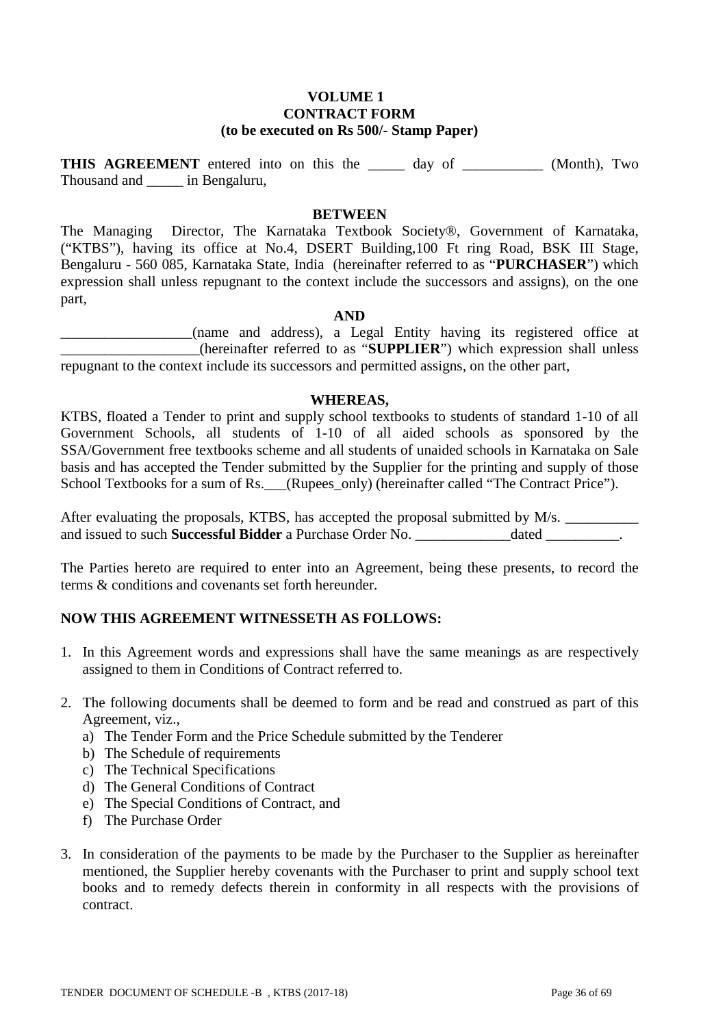**VOLUME 1**
**CONTRACT FORM**
**(to be executed on Rs 500/- Stamp Paper)**

**THIS AGREEMENT** entered into on this the _____ day of ___________ (Month), Two Thousand and _____ in Bengaluru,

**BETWEEN**

The Managing Director, The Karnataka Textbook Society®, Government of Karnataka, ("KTBS"), having its office at No.4, DSERT Building,100 Ft ring Road, BSK III Stage, Bengaluru - 560 085, Karnataka State, India (hereinafter referred to as "**PURCHASER**") which expression shall unless repugnant to the context include the successors and assigns), on the one part,

**AND**

__________________(name and address), a Legal Entity having its registered office at ___________________(hereinafter referred to as "**SUPPLIER**") which expression shall unless repugnant to the context include its successors and permitted assigns, on the other part,

**WHEREAS,**

KTBS, floated a Tender to print and supply school textbooks to students of standard 1-10 of all Government Schools, all students of 1-10 of all aided schools as sponsored by the SSA/Government free textbooks scheme and all students of unaided schools in Karnataka on Sale basis and has accepted the Tender submitted by the Supplier for the printing and supply of those School Textbooks for a sum of Rs.___(Rupees_only) (hereinafter called "The Contract Price").

After evaluating the proposals, KTBS, has accepted the proposal submitted by M/s. __________ and issued to such **Successful Bidder** a Purchase Order No. _____________dated __________.

The Parties hereto are required to enter into an Agreement, being these presents, to record the terms & conditions and covenants set forth hereunder.

**NOW THIS AGREEMENT WITNESSETH AS FOLLOWS:**

1. In this Agreement words and expressions shall have the same meanings as are respectively assigned to them in Conditions of Contract referred to.
2. The following documents shall be deemed to form and be read and construed as part of this Agreement, viz.,
   a) The Tender Form and the Price Schedule submitted by the Tenderer
   b) The Schedule of requirements
   c) The Technical Specifications
   d) The General Conditions of Contract
   e) The Special Conditions of Contract, and
   f) The Purchase Order
3. In consideration of the payments to be made by the Purchaser to the Supplier as hereinafter mentioned, the Supplier hereby covenants with the Purchaser to print and supply school text books and to remedy defects therein in conformity in all respects with the provisions of contract.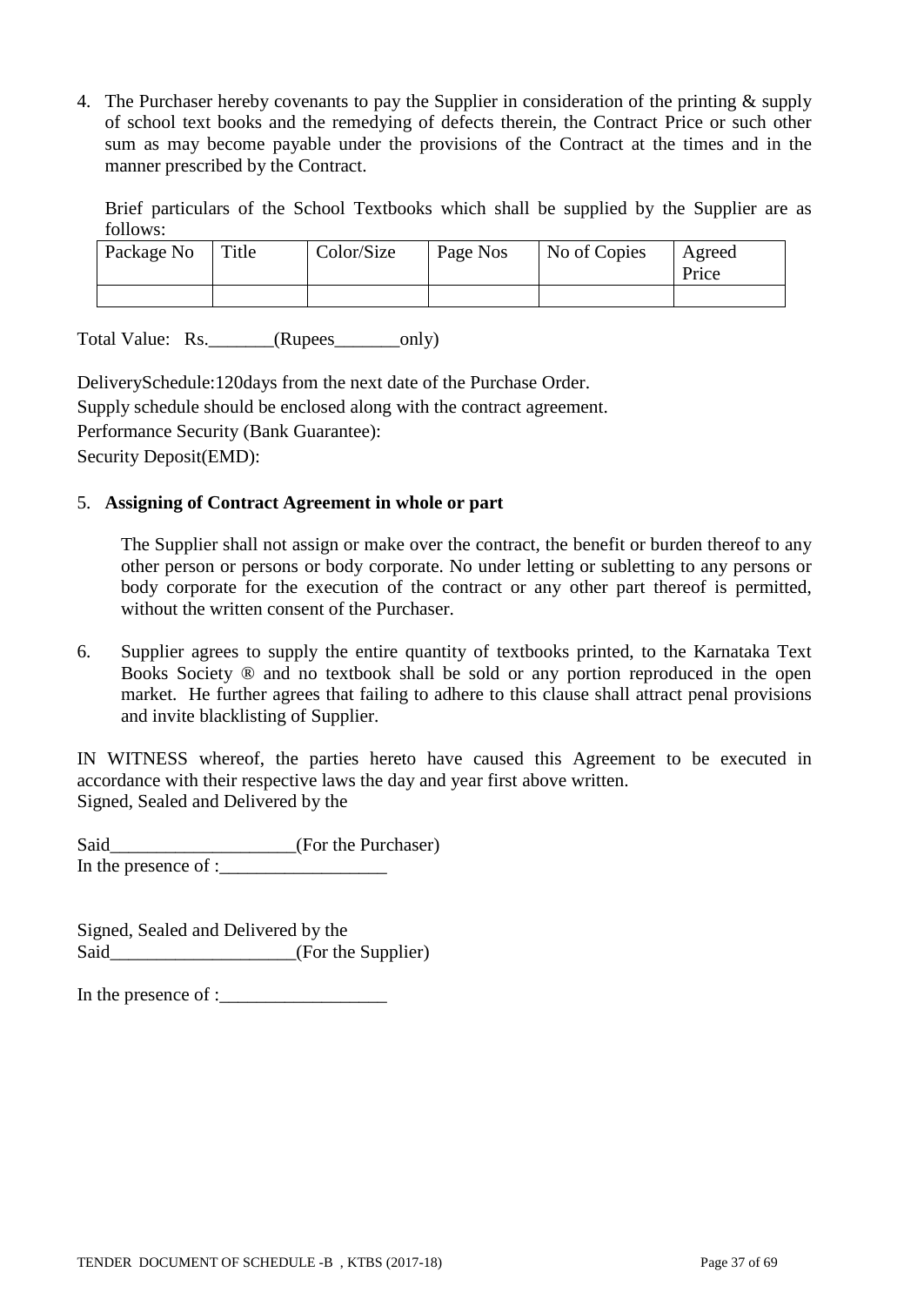4. The Purchaser hereby covenants to pay the Supplier in consideration of the printing & supply of school text books and the remedying of defects therein, the Contract Price or such other sum as may become payable under the provisions of the Contract at the times and in the manner prescribed by the Contract.

   Brief particulars of the School Textbooks which shall be supplied by the Supplier are as follows:

| Package No | Title | Color/Size | Page Nos | No of Copies | Agreed Price |
|---|---|---|---|---|---|
| | | | | | |

Total Value: Rs._______(Rupees_______only)

DeliverySchedule:120days from the next date of the Purchase Order.

Supply schedule should be enclosed along with the contract agreement.

Performance Security (Bank Guarantee):

Security Deposit(EMD):

5. **Assigning of Contract Agreement in whole or part**

   The Supplier shall not assign or make over the contract, the benefit or burden thereof to any other person or persons or body corporate. No under letting or subletting to any persons or body corporate for the execution of the contract or any other part thereof is permitted, without the written consent of the Purchaser.

6. Supplier agrees to supply the entire quantity of textbooks printed, to the Karnataka Text Books Society ® and no textbook shall be sold or any portion reproduced in the open market. He further agrees that failing to adhere to this clause shall attract penal provisions and invite blacklisting of Supplier.

IN WITNESS whereof, the parties hereto have caused this Agreement to be executed in accordance with their respective laws the day and year first above written.
Signed, Sealed and Delivered by the

Said____________________(For the Purchaser)
In the presence of :__________________

Signed, Sealed and Delivered by the
Said____________________(For the Supplier)

In the presence of :__________________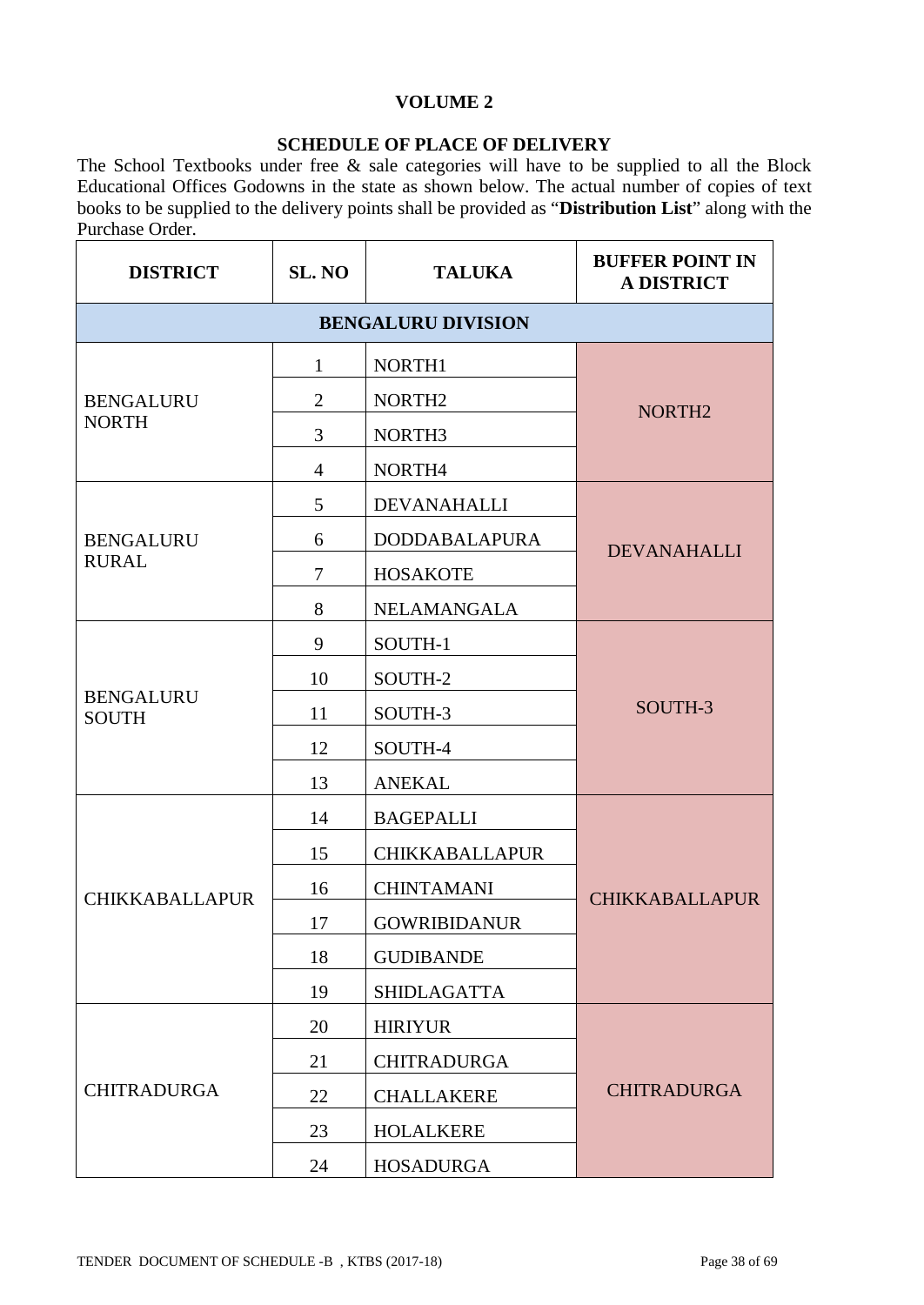## VOLUME 2

### SCHEDULE OF PLACE OF DELIVERY

The School Textbooks under free & sale categories will have to be supplied to all the Block Educational Offices Godowns in the state as shown below. The actual number of copies of text books to be supplied to the delivery points shall be provided as "**Distribution List**" along with the Purchase Order.

| DISTRICT | SL. NO | TALUKA | BUFFER POINT IN A DISTRICT |
|---|---|---|---|
| **BENGALURU DIVISION** | | | |
| BENGALURU NORTH | 1 | NORTH1 | NORTH2 |
| | 2 | NORTH2 | |
| | 3 | NORTH3 | |
| | 4 | NORTH4 | |
| BENGALURU RURAL | 5 | DEVANAHALLI | DEVANAHALLI |
| | 6 | DODDABALAPURA | |
| | 7 | HOSAKOTE | |
| | 8 | NELAMANGALA | |
| BENGALURU SOUTH | 9 | SOUTH-1 | SOUTH-3 |
| | 10 | SOUTH-2 | |
| | 11 | SOUTH-3 | |
| | 12 | SOUTH-4 | |
| | 13 | ANEKAL | |
| CHIKKABALLAPUR | 14 | BAGEPALLI | CHIKKABALLAPUR |
| | 15 | CHIKKABALLAPUR | |
| | 16 | CHINTAMANI | |
| | 17 | GOWRIBIDANUR | |
| | 18 | GUDIBANDE | |
| | 19 | SHIDLAGATTA | |
| CHITRADURGA | 20 | HIRIYUR | CHITRADURGA |
| | 21 | CHITRADURGA | |
| | 22 | CHALLAKERE | |
| | 23 | HOLALKERE | |
| | 24 | HOSADURGA | |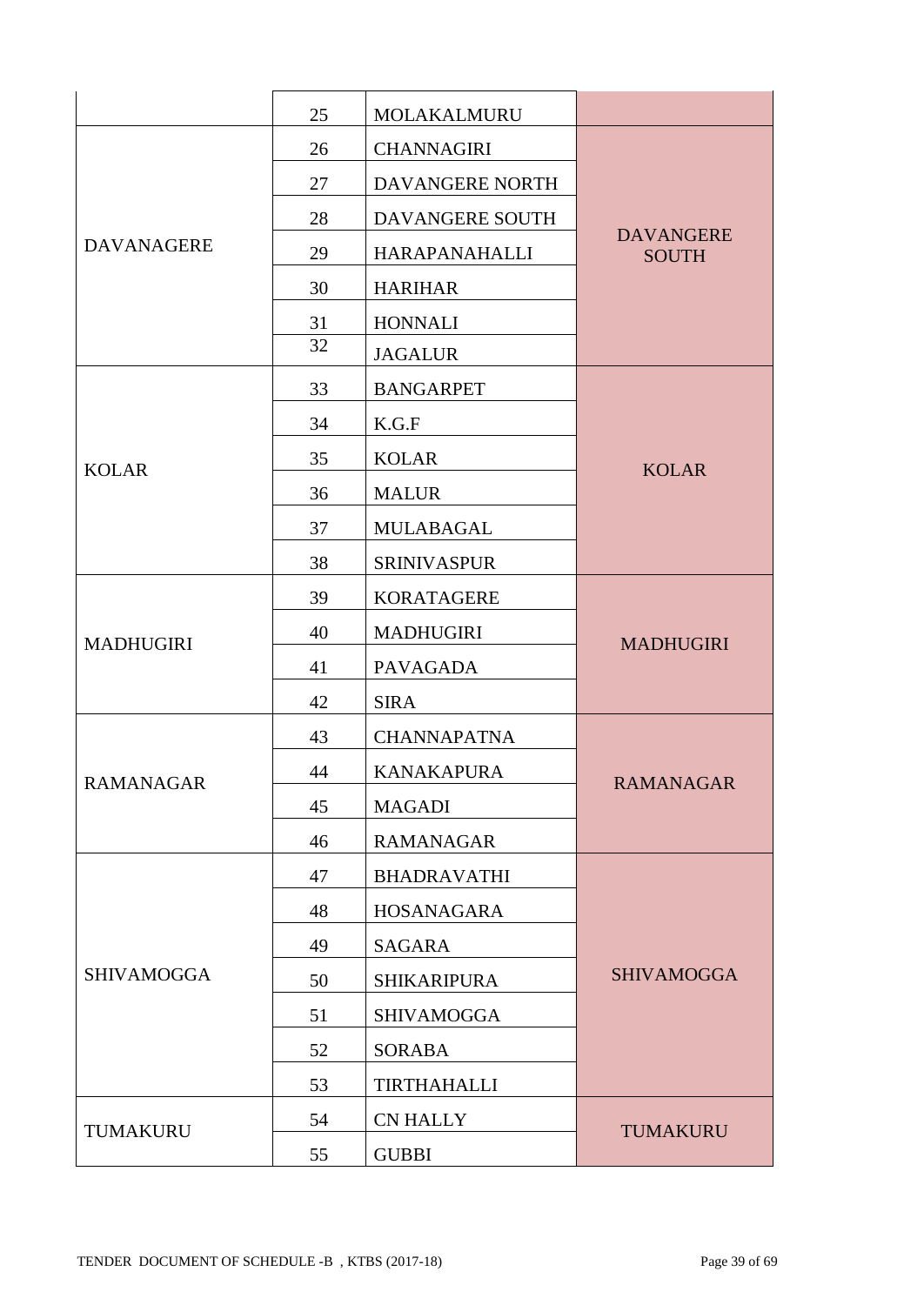| | | | |
|---|---|---|---|
| | 25 | MOLAKALMURU | |
| DAVANAGERE | 26 | CHANNAGIRI | DAVANGERE SOUTH |
| | 27 | DAVANGERE NORTH | |
| | 28 | DAVANGERE SOUTH | |
| | 29 | HARAPANAHALLI | |
| | 30 | HARIHAR | |
| | 31 | HONNALI | |
| | 32 | JAGALUR | |
| KOLAR | 33 | BANGARPET | KOLAR |
| | 34 | K.G.F | |
| | 35 | KOLAR | |
| | 36 | MALUR | |
| | 37 | MULABAGAL | |
| | 38 | SRINIVASPUR | |
| MADHUGIRI | 39 | KORATAGERE | MADHUGIRI |
| | 40 | MADHUGIRI | |
| | 41 | PAVAGADA | |
| | 42 | SIRA | |
| RAMANAGAR | 43 | CHANNAPATNA | RAMANAGAR |
| | 44 | KANAKAPURA | |
| | 45 | MAGADI | |
| | 46 | RAMANAGAR | |
| SHIVAMOGGA | 47 | BHADRAVATHI | SHIVAMOGGA |
| | 48 | HOSANAGARA | |
| | 49 | SAGARA | |
| | 50 | SHIKARIPURA | |
| | 51 | SHIVAMOGGA | |
| | 52 | SORABA | |
| | 53 | TIRTHAHALLI | |
| TUMAKURU | 54 | CN HALLY | TUMAKURU |
| | 55 | GUBBI | |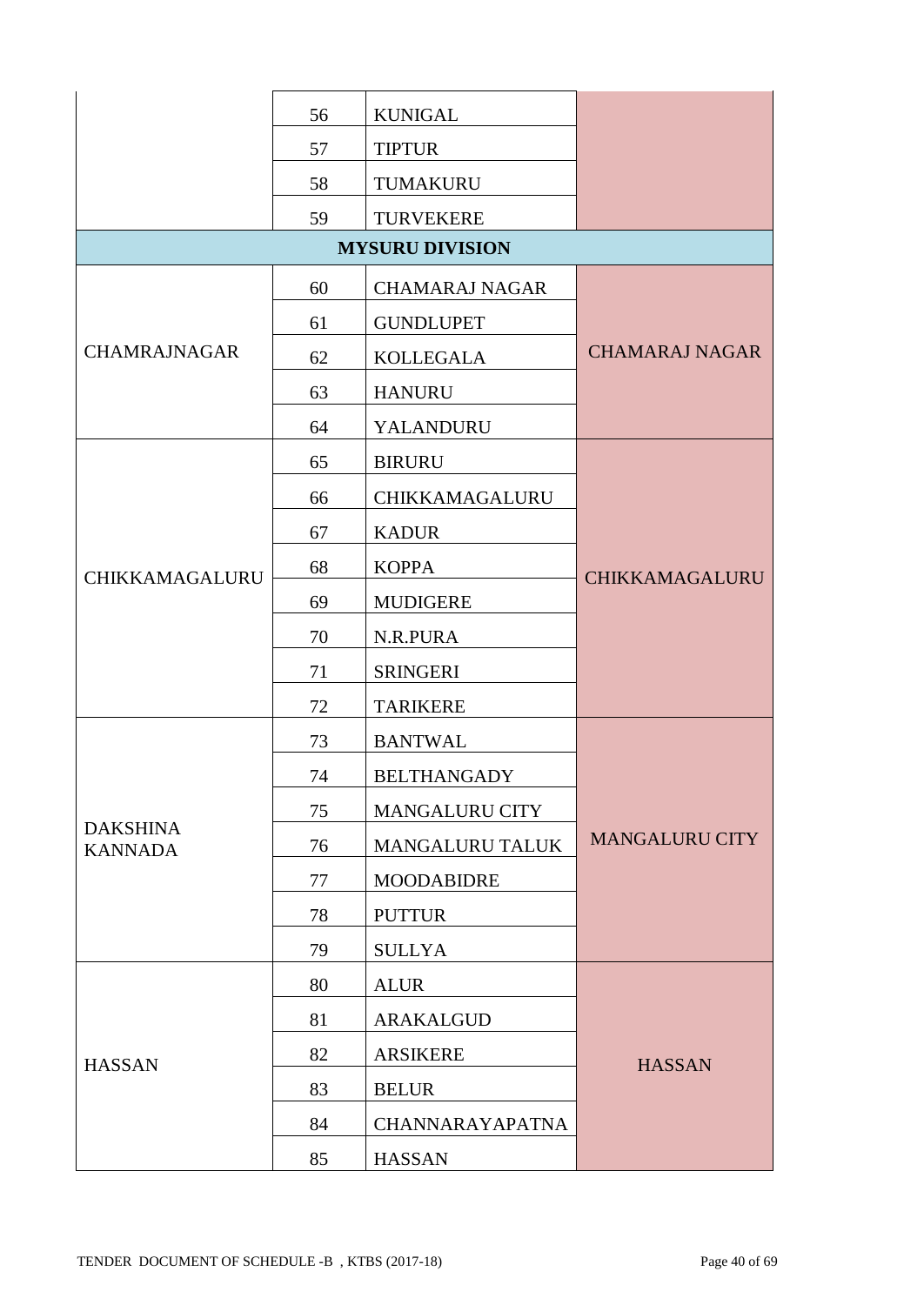| | | | |
|---|---|---|---|
| | 56 | KUNIGAL | |
| | 57 | TIPTUR | |
| | 58 | TUMAKURU | |
| | 59 | TURVEKERE | |
| **MYSURU DIVISION** | | | |
| CHAMRAJNAGAR | 60 | CHAMARAJ NAGAR | CHAMARAJ NAGAR |
| | 61 | GUNDLUPET | |
| | 62 | KOLLEGALA | |
| | 63 | HANURU | |
| | 64 | YALANDURU | |
| CHIKKAMAGALURU | 65 | BIRURU | CHIKKAMAGALURU |
| | 66 | CHIKKAMAGALURU | |
| | 67 | KADUR | |
| | 68 | KOPPA | |
| | 69 | MUDIGERE | |
| | 70 | N.R.PURA | |
| | 71 | SRINGERI | |
| | 72 | TARIKERE | |
| DAKSHINA KANNADA | 73 | BANTWAL | MANGALURU CITY |
| | 74 | BELTHANGADY | |
| | 75 | MANGALURU CITY | |
| | 76 | MANGALURU TALUK | |
| | 77 | MOODABIDRE | |
| | 78 | PUTTUR | |
| | 79 | SULLYA | |
| HASSAN | 80 | ALUR | HASSAN |
| | 81 | ARAKALGUD | |
| | 82 | ARSIKERE | |
| | 83 | BELUR | |
| | 84 | CHANNARAYAPATNA | |
| | 85 | HASSAN | |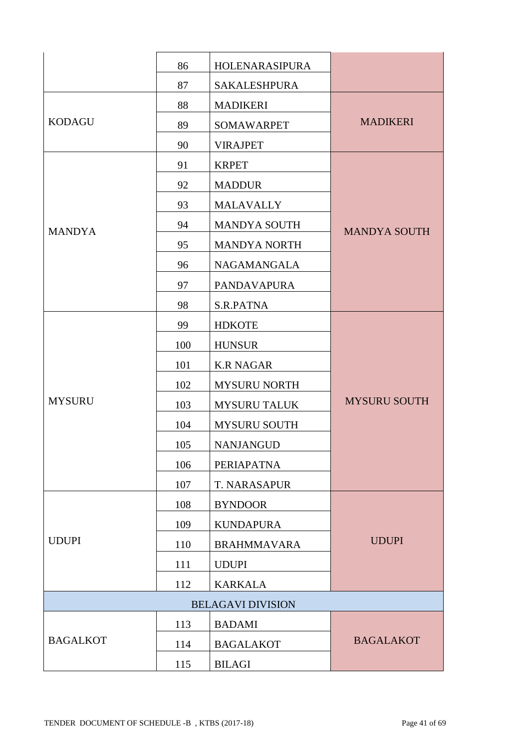| | | | |
|---|---|---|---|
| | 86 | HOLENARASIPURA | |
| | 87 | SAKALESHPURA | |
| KODAGU | 88 | MADIKERI | MADIKERI |
| | 89 | SOMAWARPET | |
| | 90 | VIRAJPET | |
| MANDYA | 91 | KRPET | MANDYA SOUTH |
| | 92 | MADDUR | |
| | 93 | MALAVALLY | |
| | 94 | MANDYA SOUTH | |
| | 95 | MANDYA NORTH | |
| | 96 | NAGAMANGALA | |
| | 97 | PANDAVAPURA | |
| | 98 | S.R.PATNA | |
| MYSURU | 99 | HDKOTE | MYSURU SOUTH |
| | 100 | HUNSUR | |
| | 101 | K.R NAGAR | |
| | 102 | MYSURU NORTH | |
| | 103 | MYSURU TALUK | |
| | 104 | MYSURU SOUTH | |
| | 105 | NANJANGUD | |
| | 106 | PERIAPATNA | |
| | 107 | T. NARASAPUR | |
| UDUPI | 108 | BYNDOOR | UDUPI |
| | 109 | KUNDAPURA | |
| | 110 | BRAHMMAVARA | |
| | 111 | UDUPI | |
| | 112 | KARKALA | |
| BELAGAVI DIVISION | | | |
| BAGALKOT | 113 | BADAMI | BAGALAKOT |
| | 114 | BAGALAKOT | |
| | 115 | BILAGI | |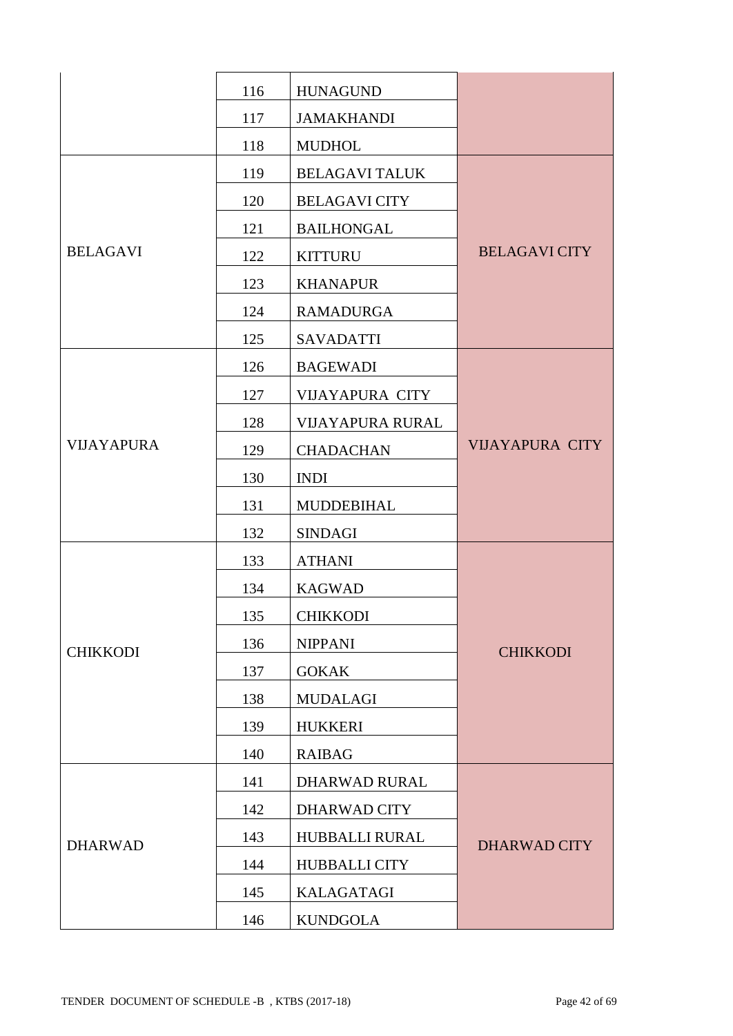| | | | |
|---|---|---|---|
| | 116 | HUNAGUND | |
| | 117 | JAMAKHANDI | |
| | 118 | MUDHOL | |
| BELAGAVI | 119 | BELAGAVI TALUK | BELAGAVI CITY |
| | 120 | BELAGAVI CITY | |
| | 121 | BAILHONGAL | |
| | 122 | KITTURU | |
| | 123 | KHANAPUR | |
| | 124 | RAMADURGA | |
| | 125 | SAVADATTI | |
| VIJAYAPURA | 126 | BAGEWADI | VIJAYAPURA CITY |
| | 127 | VIJAYAPURA CITY | |
| | 128 | VIJAYAPURA RURAL | |
| | 129 | CHADACHAN | |
| | 130 | INDI | |
| | 131 | MUDDEBIHAL | |
| | 132 | SINDAGI | |
| CHIKKODI | 133 | ATHANI | CHIKKODI |
| | 134 | KAGWAD | |
| | 135 | CHIKKODI | |
| | 136 | NIPPANI | |
| | 137 | GOKAK | |
| | 138 | MUDALAGI | |
| | 139 | HUKKERI | |
| | 140 | RAIBAG | |
| DHARWAD | 141 | DHARWAD RURAL | DHARWAD CITY |
| | 142 | DHARWAD CITY | |
| | 143 | HUBBALLI RURAL | |
| | 144 | HUBBALLI CITY | |
| | 145 | KALAGATAGI | |
| | 146 | KUNDGOLA | |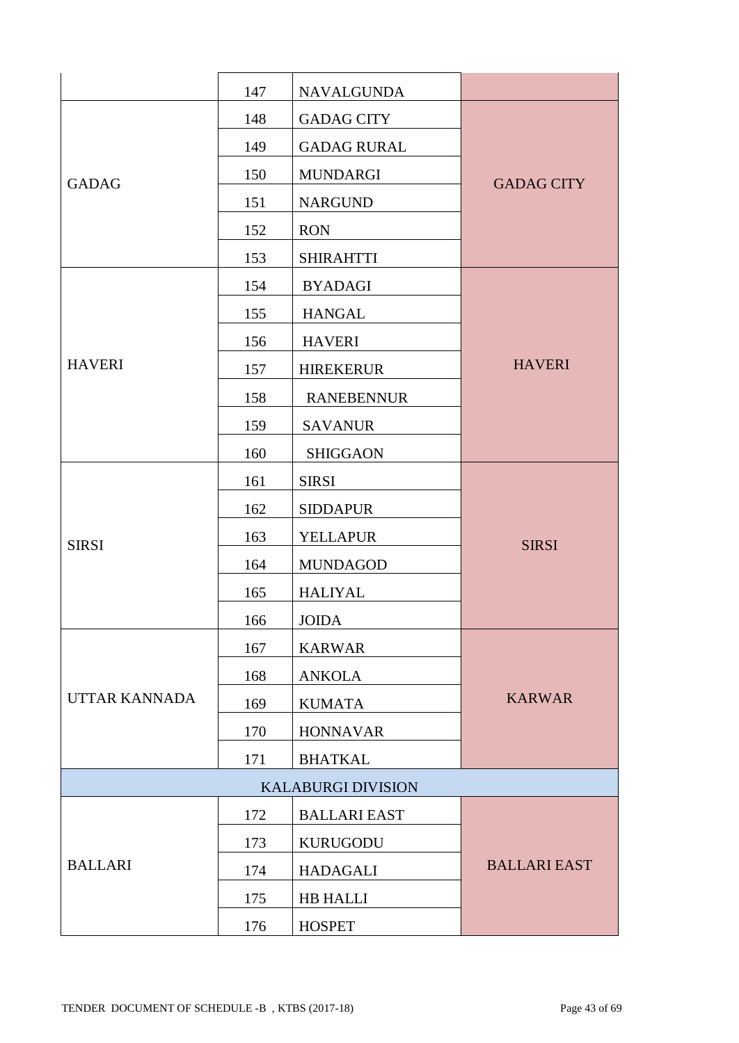| | | | |
|---|---|---|---|
| | 147 | NAVALGUNDA | |
| GADAG | 148 | GADAG CITY | GADAG CITY |
| | 149 | GADAG RURAL | |
| | 150 | MUNDARGI | |
| | 151 | NARGUND | |
| | 152 | RON | |
| | 153 | SHIRAHTTI | |
| HAVERI | 154 | BYADAGI | HAVERI |
| | 155 | HANGAL | |
| | 156 | HAVERI | |
| | 157 | HIREKERUR | |
| | 158 | RANEBENNUR | |
| | 159 | SAVANUR | |
| | 160 | SHIGGAON | |
| SIRSI | 161 | SIRSI | SIRSI |
| | 162 | SIDDAPUR | |
| | 163 | YELLAPUR | |
| | 164 | MUNDAGOD | |
| | 165 | HALIYAL | |
| | 166 | JOIDA | |
| UTTAR KANNADA | 167 | KARWAR | KARWAR |
| | 168 | ANKOLA | |
| | 169 | KUMATA | |
| | 170 | HONNAVAR | |
| | 171 | BHATKAL | |
| KALABURGI DIVISION | | | |
| BALLARI | 172 | BALLARI EAST | BALLARI EAST |
| | 173 | KURUGODU | |
| | 174 | HADAGALI | |
| | 175 | HB HALLI | |
| | 176 | HOSPET | |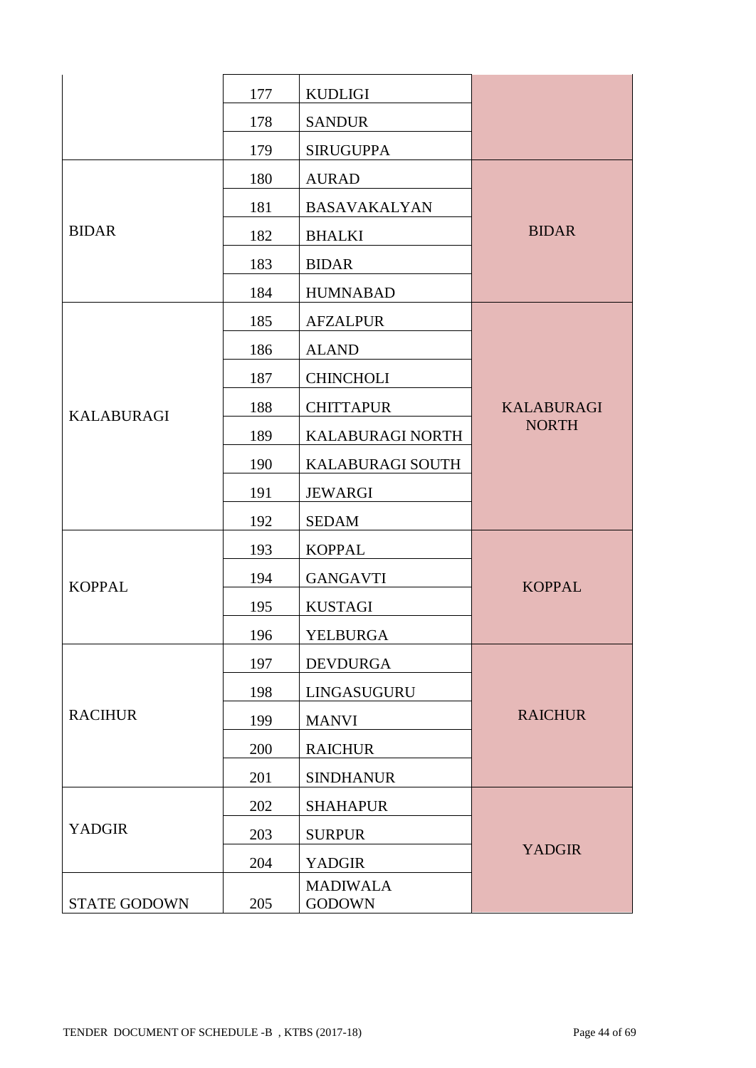| | | | |
|---|---|---|---|
| | 177 | KUDLIGI | |
| | 178 | SANDUR | |
| | 179 | SIRUGUPPA | |
| BIDAR | 180 | AURAD | BIDAR |
| | 181 | BASAVAKALYAN | |
| | 182 | BHALKI | |
| | 183 | BIDAR | |
| | 184 | HUMNABAD | |
| KALABURAGI | 185 | AFZALPUR | KALABURAGI NORTH |
| | 186 | ALAND | |
| | 187 | CHINCHOLI | |
| | 188 | CHITTAPUR | |
| | 189 | KALABURAGI NORTH | |
| | 190 | KALABURAGI SOUTH | |
| | 191 | JEWARGI | |
| | 192 | SEDAM | |
| KOPPAL | 193 | KOPPAL | KOPPAL |
| | 194 | GANGAVTI | |
| | 195 | KUSTAGI | |
| | 196 | YELBURGA | |
| RACIHUR | 197 | DEVDURGA | RAICHUR |
| | 198 | LINGASUGURU | |
| | 199 | MANVI | |
| | 200 | RAICHUR | |
| | 201 | SINDHANUR | |
| YADGIR | 202 | SHAHAPUR | YADGIR |
| | 203 | SURPUR | |
| | 204 | YADGIR | |
| STATE GODOWN | 205 | MADIWALA GODOWN | |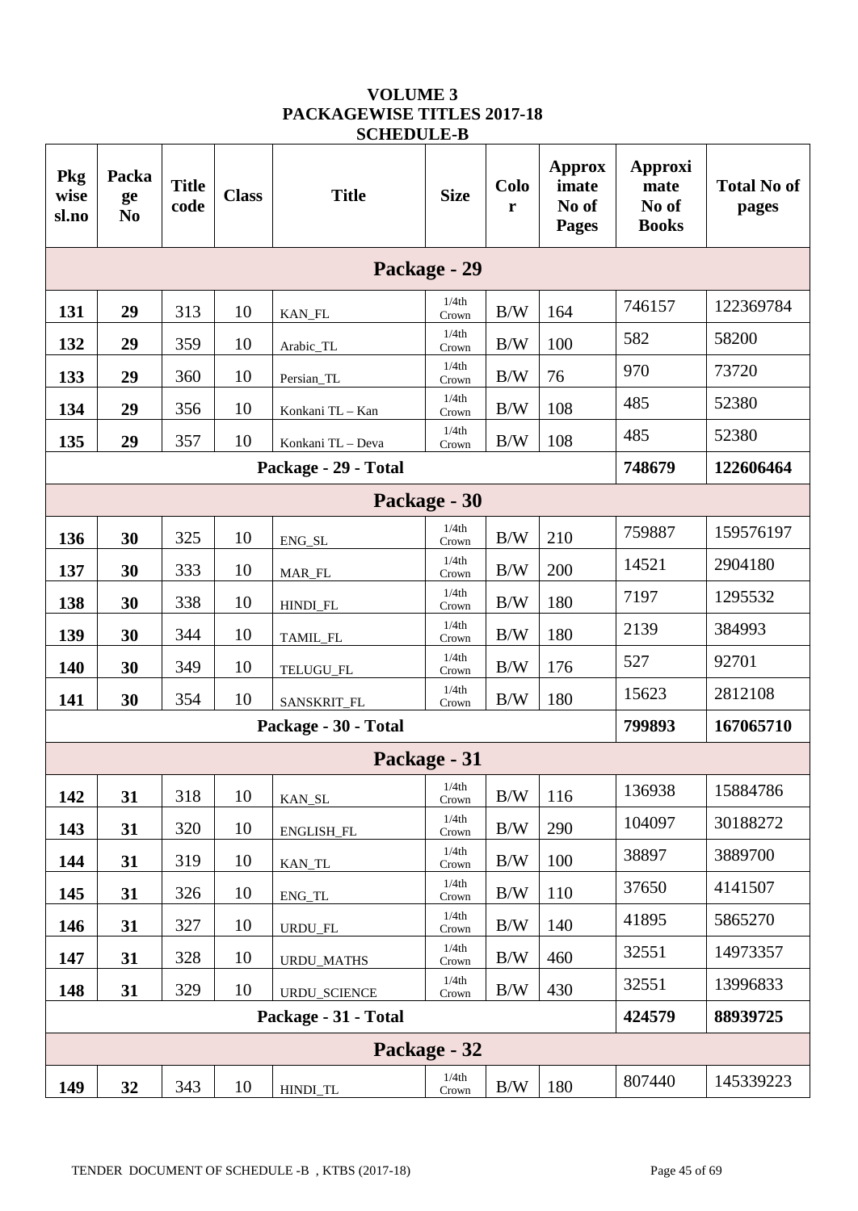# VOLUME 3
## PACKAGEWISE TITLES 2017-18
## SCHEDULE-B

| Pkg wise sl.no | Package No | Title code | Class | Title | Size | Color | Approximate No of Pages | Approximate No of Books | Total No of pages |
|---|---|---|---|---|---|---|---|---|---|
| **Package - 29** | | | | | | | | | |
| **131** | **29** | 313 | 10 | KAN_FL | 1/4th Crown | B/W | 164 | 746157 | 122369784 |
| **132** | **29** | 359 | 10 | Arabic_TL | 1/4th Crown | B/W | 100 | 582 | 58200 |
| **133** | **29** | 360 | 10 | Persian_TL | 1/4th Crown | B/W | 76 | 970 | 73720 |
| **134** | **29** | 356 | 10 | Konkani TL – Kan | 1/4th Crown | B/W | 108 | 485 | 52380 |
| **135** | **29** | 357 | 10 | Konkani TL – Deva | 1/4th Crown | B/W | 108 | 485 | 52380 |
| **Package - 29 - Total** | | | | | | | | **748679** | **122606464** |
| **Package - 30** | | | | | | | | | |
| **136** | **30** | 325 | 10 | ENG_SL | 1/4th Crown | B/W | 210 | 759887 | 159576197 |
| **137** | **30** | 333 | 10 | MAR_FL | 1/4th Crown | B/W | 200 | 14521 | 2904180 |
| **138** | **30** | 338 | 10 | HINDI_FL | 1/4th Crown | B/W | 180 | 7197 | 1295532 |
| **139** | **30** | 344 | 10 | TAMIL_FL | 1/4th Crown | B/W | 180 | 2139 | 384993 |
| **140** | **30** | 349 | 10 | TELUGU_FL | 1/4th Crown | B/W | 176 | 527 | 92701 |
| **141** | **30** | 354 | 10 | SANSKRIT_FL | 1/4th Crown | B/W | 180 | 15623 | 2812108 |
| **Package - 30 - Total** | | | | | | | | **799893** | **167065710** |
| **Package - 31** | | | | | | | | | |
| **142** | **31** | 318 | 10 | KAN_SL | 1/4th Crown | B/W | 116 | 136938 | 15884786 |
| **143** | **31** | 320 | 10 | ENGLISH_FL | 1/4th Crown | B/W | 290 | 104097 | 30188272 |
| **144** | **31** | 319 | 10 | KAN_TL | 1/4th Crown | B/W | 100 | 38897 | 3889700 |
| **145** | **31** | 326 | 10 | ENG_TL | 1/4th Crown | B/W | 110 | 37650 | 4141507 |
| **146** | **31** | 327 | 10 | URDU_FL | 1/4th Crown | B/W | 140 | 41895 | 5865270 |
| **147** | **31** | 328 | 10 | URDU_MATHS | 1/4th Crown | B/W | 460 | 32551 | 14973357 |
| **148** | **31** | 329 | 10 | URDU_SCIENCE | 1/4th Crown | B/W | 430 | 32551 | 13996833 |
| **Package - 31 - Total** | | | | | | | | **424579** | **88939725** |
| **Package - 32** | | | | | | | | | |
| **149** | **32** | 343 | 10 | HINDI_TL | 1/4th Crown | B/W | 180 | 807440 | 145339223 |

TENDER DOCUMENT OF SCHEDULE -B , KTBS (2017-18)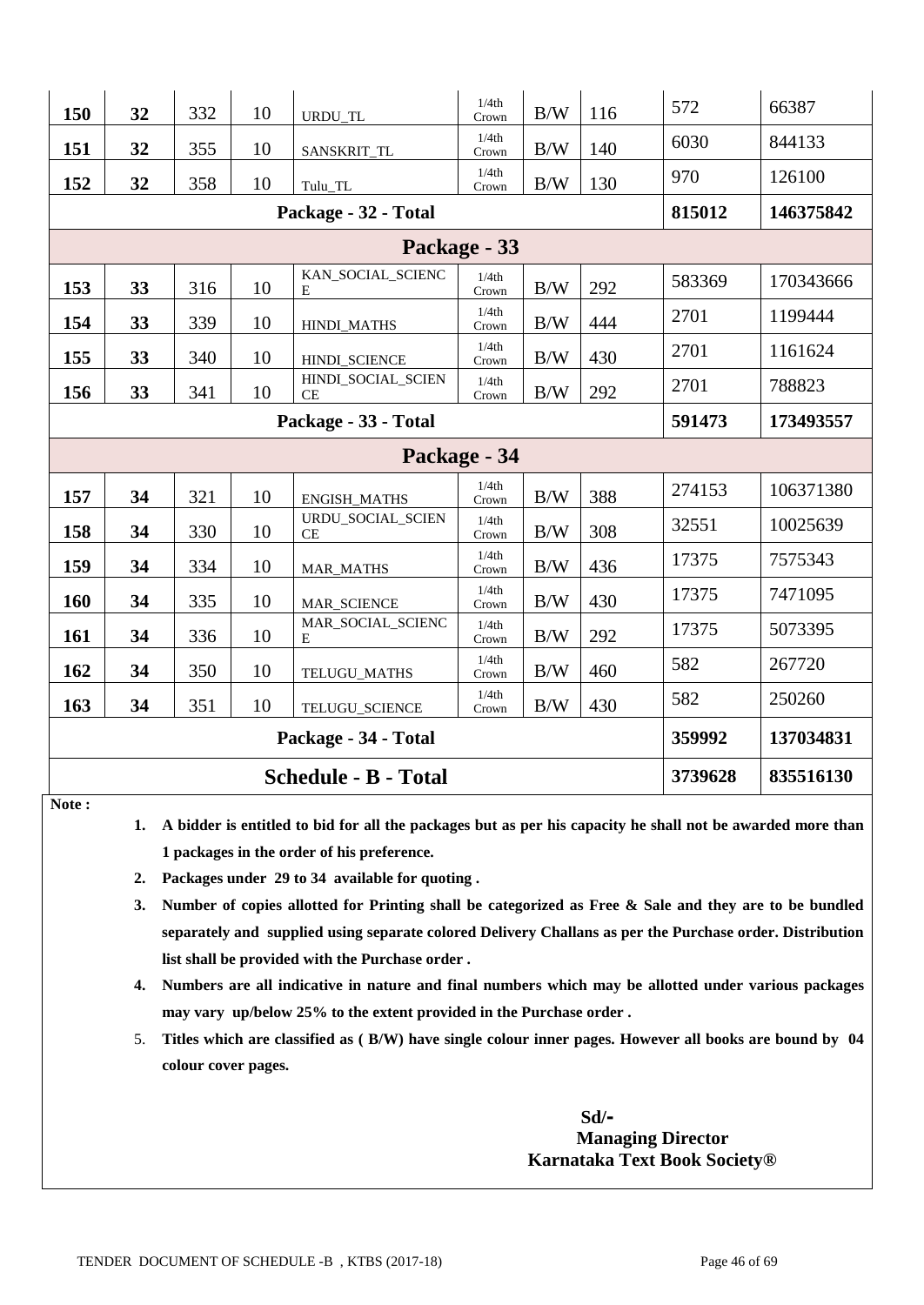| | | | | | | | | | |
|---|---|---|---|---|---|---|---|---|---|
| **150** | **32** | 332 | 10 | URDU_TL | 1/4th Crown | B/W | 116 | 572 | 66387 |
| **151** | **32** | 355 | 10 | SANSKRIT_TL | 1/4th Crown | B/W | 140 | 6030 | 844133 |
| **152** | **32** | 358 | 10 | Tulu_TL | 1/4th Crown | B/W | 130 | 970 | 126100 |
| **Package - 32 - Total** | | | | | | | | **815012** | **146375842** |
| **Package - 33** | | | | | | | | | |
| **153** | **33** | 316 | 10 | KAN_SOCIAL_SCIENCE | 1/4th Crown | B/W | 292 | 583369 | 170343666 |
| **154** | **33** | 339 | 10 | HINDI_MATHS | 1/4th Crown | B/W | 444 | 2701 | 1199444 |
| **155** | **33** | 340 | 10 | HINDI_SCIENCE | 1/4th Crown | B/W | 430 | 2701 | 1161624 |
| **156** | **33** | 341 | 10 | HINDI_SOCIAL_SCIENCE | 1/4th Crown | B/W | 292 | 2701 | 788823 |
| **Package - 33 - Total** | | | | | | | | **591473** | **173493557** |
| **Package - 34** | | | | | | | | | |
| **157** | **34** | 321 | 10 | ENGISH_MATHS | 1/4th Crown | B/W | 388 | 274153 | 106371380 |
| **158** | **34** | 330 | 10 | URDU_SOCIAL_SCIENCE | 1/4th Crown | B/W | 308 | 32551 | 10025639 |
| **159** | **34** | 334 | 10 | MAR_MATHS | 1/4th Crown | B/W | 436 | 17375 | 7575343 |
| **160** | **34** | 335 | 10 | MAR_SCIENCE | 1/4th Crown | B/W | 430 | 17375 | 7471095 |
| **161** | **34** | 336 | 10 | MAR_SOCIAL_SCIENCE | 1/4th Crown | B/W | 292 | 17375 | 5073395 |
| **162** | **34** | 350 | 10 | TELUGU_MATHS | 1/4th Crown | B/W | 460 | 582 | 267720 |
| **163** | **34** | 351 | 10 | TELUGU_SCIENCE | 1/4th Crown | B/W | 430 | 582 | 250260 |
| **Package - 34 - Total** | | | | | | | | **359992** | **137034831** |
| **Schedule - B - Total** | | | | | | | | **3739628** | **835516130** |

**Note :**

1. **A bidder is entitled to bid for all the packages but as per his capacity he shall not be awarded more than 1 packages in the order of his preference.**
2. **Packages under 29 to 34 available for quoting .**
3. **Number of copies allotted for Printing shall be categorized as Free & Sale and they are to be bundled separately and supplied using separate colored Delivery Challans as per the Purchase order. Distribution list shall be provided with the Purchase order .**
4. **Numbers are all indicative in nature and final numbers which may be allotted under various packages may vary up/below 25% to the extent provided in the Purchase order .**
5. **Titles which are classified as ( B/W) have single colour inner pages. However all books are bound by 04 colour cover pages.**

**Sd/-**
**Managing Director**
**Karnataka Text Book Society®**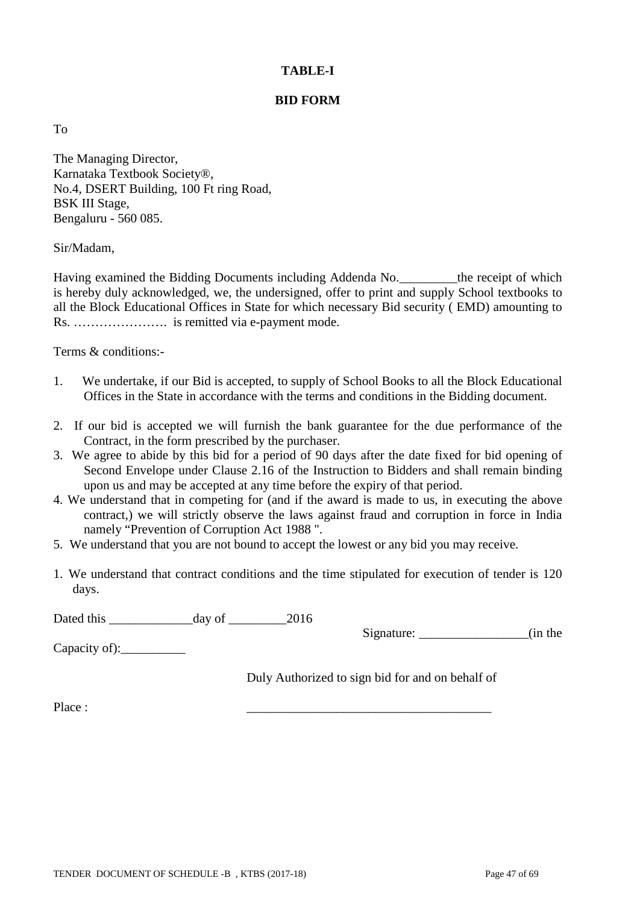**TABLE-I**

**BID FORM**

To

The Managing Director,
Karnataka Textbook Society®,
No.4, DSERT Building, 100 Ft ring Road,
BSK III Stage,
Bengaluru - 560 085.

Sir/Madam,

Having examined the Bidding Documents including Addenda No.\_\_\_\_\_\_\_\_\_the receipt of which is hereby duly acknowledged, we, the undersigned, offer to print and supply School textbooks to all the Block Educational Offices in State for which necessary Bid security ( EMD) amounting to Rs. …………………. is remitted via e-payment mode.

Terms & conditions:-

1. We undertake, if our Bid is accepted, to supply of School Books to all the Block Educational Offices in the State in accordance with the terms and conditions in the Bidding document.
2. If our bid is accepted we will furnish the bank guarantee for the due performance of the Contract, in the form prescribed by the purchaser.
3. We agree to abide by this bid for a period of 90 days after the date fixed for bid opening of Second Envelope under Clause 2.16 of the Instruction to Bidders and shall remain binding upon us and may be accepted at any time before the expiry of that period.
4. We understand that in competing for (and if the award is made to us, in executing the above contract,) we will strictly observe the laws against fraud and corruption in force in India namely "Prevention of Corruption Act 1988 ".
5. We understand that you are not bound to accept the lowest or any bid you may receive.

1. We understand that contract conditions and the time stipulated for execution of tender is 120 days.

Dated this \_\_\_\_\_\_\_\_\_\_\_\_\_day of \_\_\_\_\_\_\_\_\_2016

Signature: \_\_\_\_\_\_\_\_\_\_\_\_\_\_\_\_\_(in the Capacity of):\_\_\_\_\_\_\_\_\_\_

Duly Authorized to sign bid for and on behalf of

Place : \_\_\_\_\_\_\_\_\_\_\_\_\_\_\_\_\_\_\_\_\_\_\_\_\_\_\_\_\_\_\_\_\_\_\_\_\_\_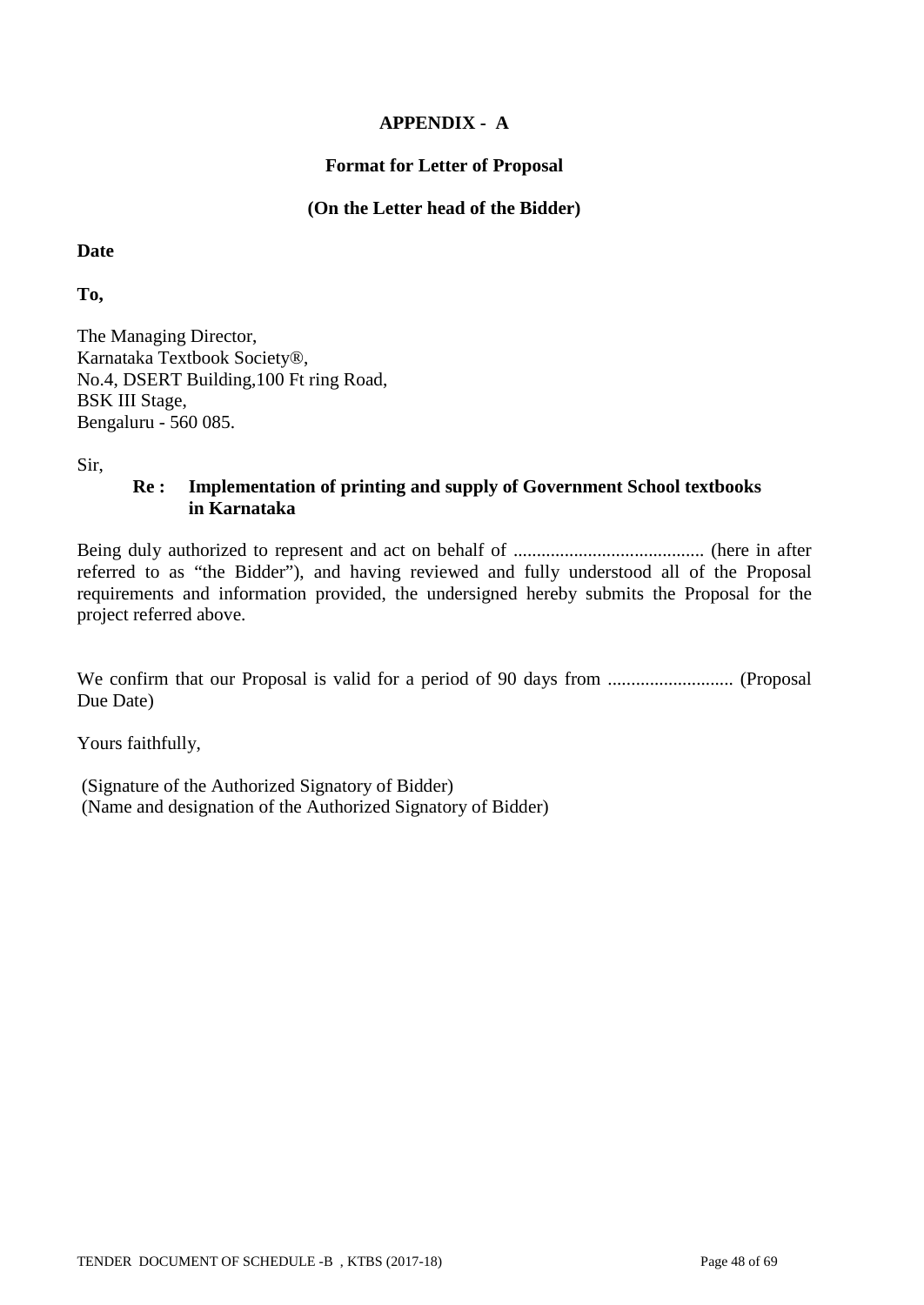**APPENDIX - A**

**Format for Letter of Proposal**

**(On the Letter head of the Bidder)**

**Date**

**To,**

The Managing Director,
Karnataka Textbook Society®,
No.4, DSERT Building,100 Ft ring Road,
BSK III Stage,
Bengaluru - 560 085.

Sir,

**Re : Implementation of printing and supply of Government School textbooks in Karnataka**

Being duly authorized to represent and act on behalf of ......................................... (here in after referred to as "the Bidder"), and having reviewed and fully understood all of the Proposal requirements and information provided, the undersigned hereby submits the Proposal for the project referred above.

We confirm that our Proposal is valid for a period of 90 days from ........................... (Proposal Due Date)

Yours faithfully,

(Signature of the Authorized Signatory of Bidder)
(Name and designation of the Authorized Signatory of Bidder)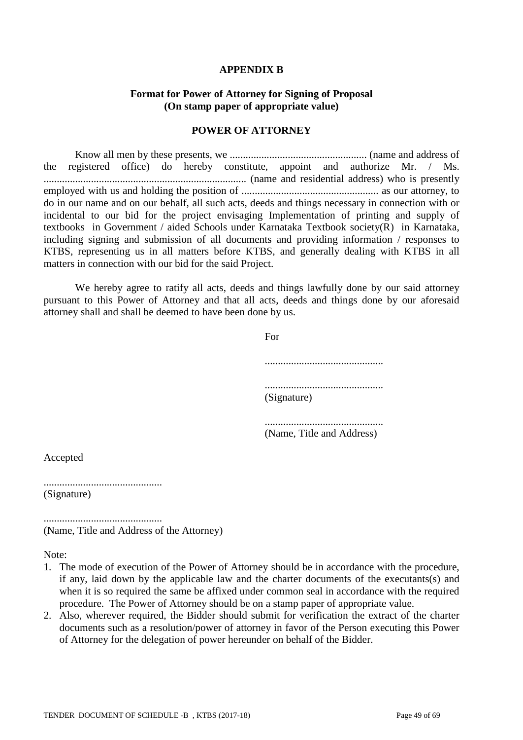**APPENDIX B**

**Format for Power of Attorney for Signing of Proposal**
**(On stamp paper of appropriate value)**

**POWER OF ATTORNEY**

Know all men by these presents, we .................................................... (name and address of the registered office) do hereby constitute, appoint and authorize Mr. / Ms. ............................................................................ (name and residential address) who is presently employed with us and holding the position of .................................................... as our attorney, to do in our name and on our behalf, all such acts, deeds and things necessary in connection with or incidental to our bid for the project envisaging Implementation of printing and supply of textbooks in Government / aided Schools under Karnataka Textbook society(R) in Karnataka, including signing and submission of all documents and providing information / responses to KTBS, representing us in all matters before KTBS, and generally dealing with KTBS in all matters in connection with our bid for the said Project.

We hereby agree to ratify all acts, deeds and things lawfully done by our said attorney pursuant to this Power of Attorney and that all acts, deeds and things done by our aforesaid attorney shall and shall be deemed to have been done by us.

For

............................................

............................................
(Signature)

............................................
(Name, Title and Address)

Accepted

............................................
(Signature)

............................................
(Name, Title and Address of the Attorney)

Note:

1. The mode of execution of the Power of Attorney should be in accordance with the procedure, if any, laid down by the applicable law and the charter documents of the executants(s) and when it is so required the same be affixed under common seal in accordance with the required procedure. The Power of Attorney should be on a stamp paper of appropriate value.
2. Also, wherever required, the Bidder should submit for verification the extract of the charter documents such as a resolution/power of attorney in favor of the Person executing this Power of Attorney for the delegation of power hereunder on behalf of the Bidder.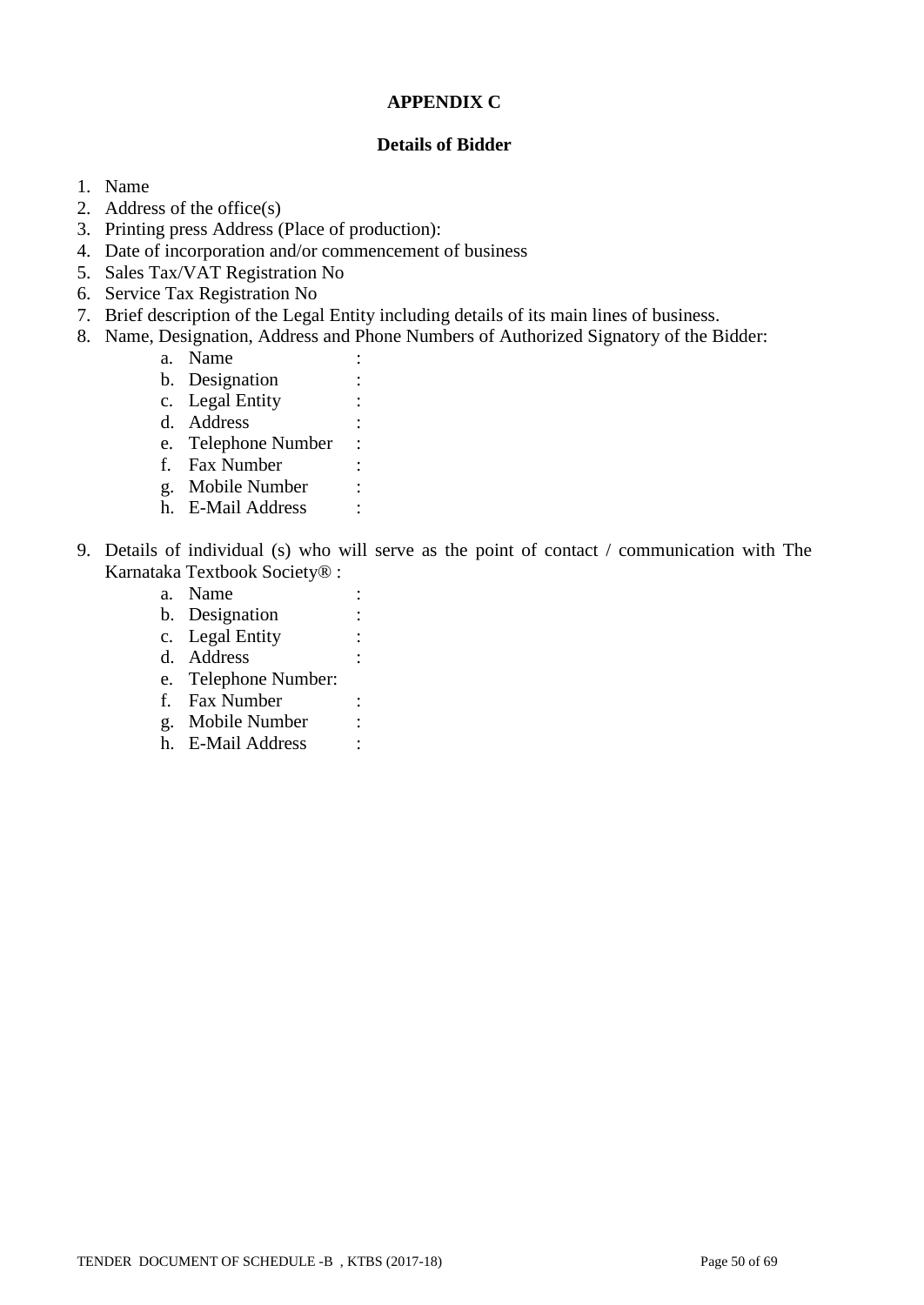**APPENDIX C**

**Details of Bidder**

1. Name
2. Address of the office(s)
3. Printing press Address (Place of production):
4. Date of incorporation and/or commencement of business
5. Sales Tax/VAT Registration No
6. Service Tax Registration No
7. Brief description of the Legal Entity including details of its main lines of business.
8. Name, Designation, Address and Phone Numbers of Authorized Signatory of the Bidder:
   a. Name :
   b. Designation :
   c. Legal Entity :
   d. Address :
   e. Telephone Number :
   f. Fax Number :
   g. Mobile Number :
   h. E-Mail Address :

9. Details of individual (s) who will serve as the point of contact / communication with The Karnataka Textbook Society® :
   a. Name :
   b. Designation :
   c. Legal Entity :
   d. Address :
   e. Telephone Number:
   f. Fax Number :
   g. Mobile Number :
   h. E-Mail Address :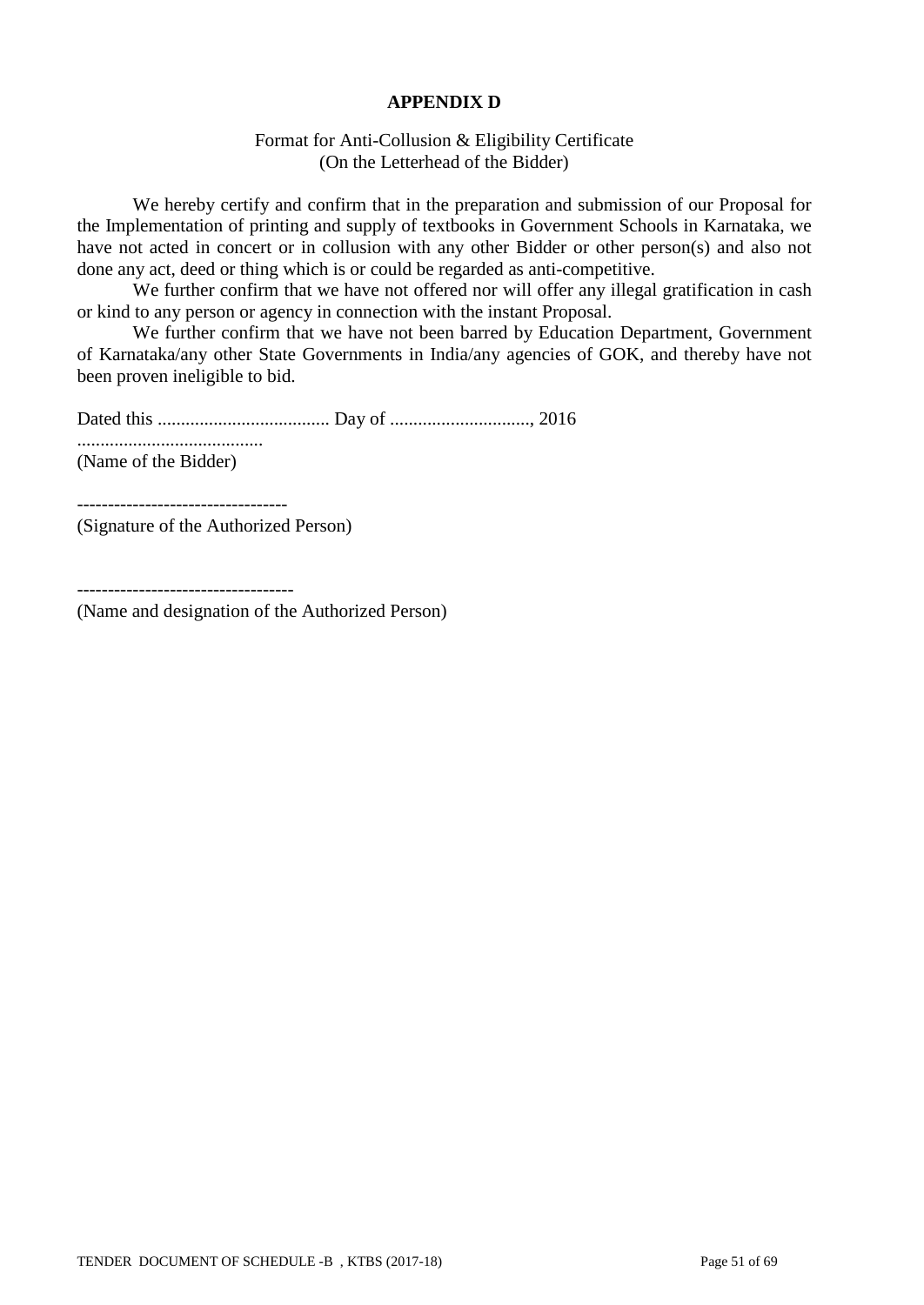**APPENDIX D**

Format for Anti-Collusion & Eligibility Certificate
(On the Letterhead of the Bidder)

We hereby certify and confirm that in the preparation and submission of our Proposal for the Implementation of printing and supply of textbooks in Government Schools in Karnataka, we have not acted in concert or in collusion with any other Bidder or other person(s) and also not done any act, deed or thing which is or could be regarded as anti-competitive.

We further confirm that we have not offered nor will offer any illegal gratification in cash or kind to any person or agency in connection with the instant Proposal.

We further confirm that we have not been barred by Education Department, Government of Karnataka/any other State Governments in India/any agencies of GOK, and thereby have not been proven ineligible to bid.

Dated this ..................................... Day of .............................., 2016

.......................................
(Name of the Bidder)

---------------------------------
(Signature of the Authorized Person)

----------------------------------
(Name and designation of the Authorized Person)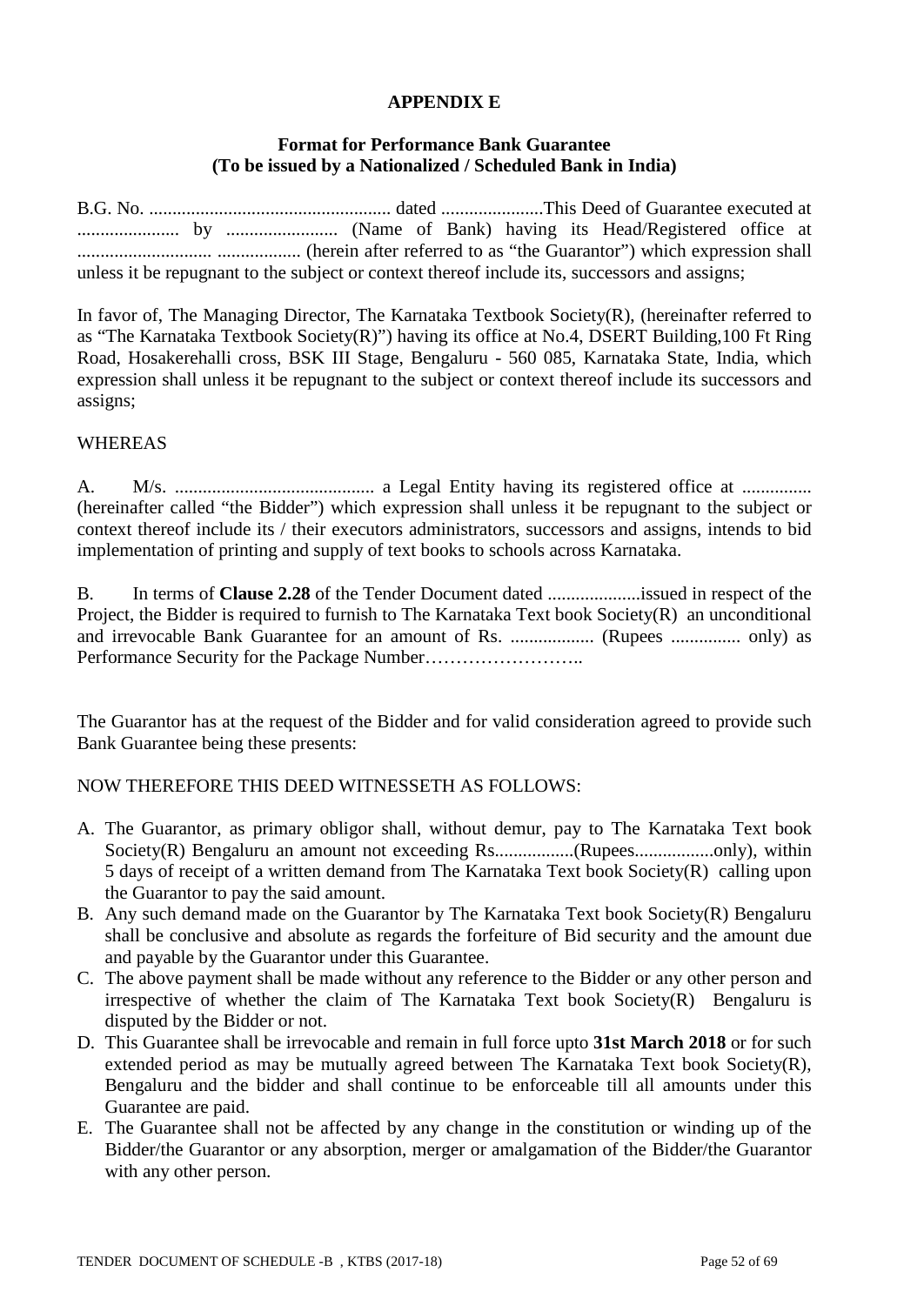**APPENDIX E**

**Format for Performance Bank Guarantee**
**(To be issued by a Nationalized / Scheduled Bank in India)**

B.G. No. .................................................... dated ......................This Deed of Guarantee executed at ...................... by ........................ (Name of Bank) having its Head/Registered office at ............................. .................. (herein after referred to as "the Guarantor") which expression shall unless it be repugnant to the subject or context thereof include its, successors and assigns;

In favor of, The Managing Director, The Karnataka Textbook Society(R), (hereinafter referred to as "The Karnataka Textbook Society(R)") having its office at No.4, DSERT Building,100 Ft Ring Road, Hosakerehalli cross, BSK III Stage, Bengaluru - 560 085, Karnataka State, India, which expression shall unless it be repugnant to the subject or context thereof include its successors and assigns;

WHEREAS

A. M/s. ........................................... a Legal Entity having its registered office at ............... (hereinafter called "the Bidder") which expression shall unless it be repugnant to the subject or context thereof include its / their executors administrators, successors and assigns, intends to bid implementation of printing and supply of text books to schools across Karnataka.

B. In terms of **Clause 2.28** of the Tender Document dated ....................issued in respect of the Project, the Bidder is required to furnish to The Karnataka Text book Society(R) an unconditional and irrevocable Bank Guarantee for an amount of Rs. .................. (Rupees ............... only) as Performance Security for the Package Number……………………..

The Guarantor has at the request of the Bidder and for valid consideration agreed to provide such Bank Guarantee being these presents:

NOW THEREFORE THIS DEED WITNESSETH AS FOLLOWS:

A. The Guarantor, as primary obligor shall, without demur, pay to The Karnataka Text book Society(R) Bengaluru an amount not exceeding Rs.................(Rupees.................only), within 5 days of receipt of a written demand from The Karnataka Text book Society(R) calling upon the Guarantor to pay the said amount.
B. Any such demand made on the Guarantor by The Karnataka Text book Society(R) Bengaluru shall be conclusive and absolute as regards the forfeiture of Bid security and the amount due and payable by the Guarantor under this Guarantee.
C. The above payment shall be made without any reference to the Bidder or any other person and irrespective of whether the claim of The Karnataka Text book Society(R) Bengaluru is disputed by the Bidder or not.
D. This Guarantee shall be irrevocable and remain in full force upto **31st March 2018** or for such extended period as may be mutually agreed between The Karnataka Text book Society(R), Bengaluru and the bidder and shall continue to be enforceable till all amounts under this Guarantee are paid.
E. The Guarantee shall not be affected by any change in the constitution or winding up of the Bidder/the Guarantor or any absorption, merger or amalgamation of the Bidder/the Guarantor with any other person.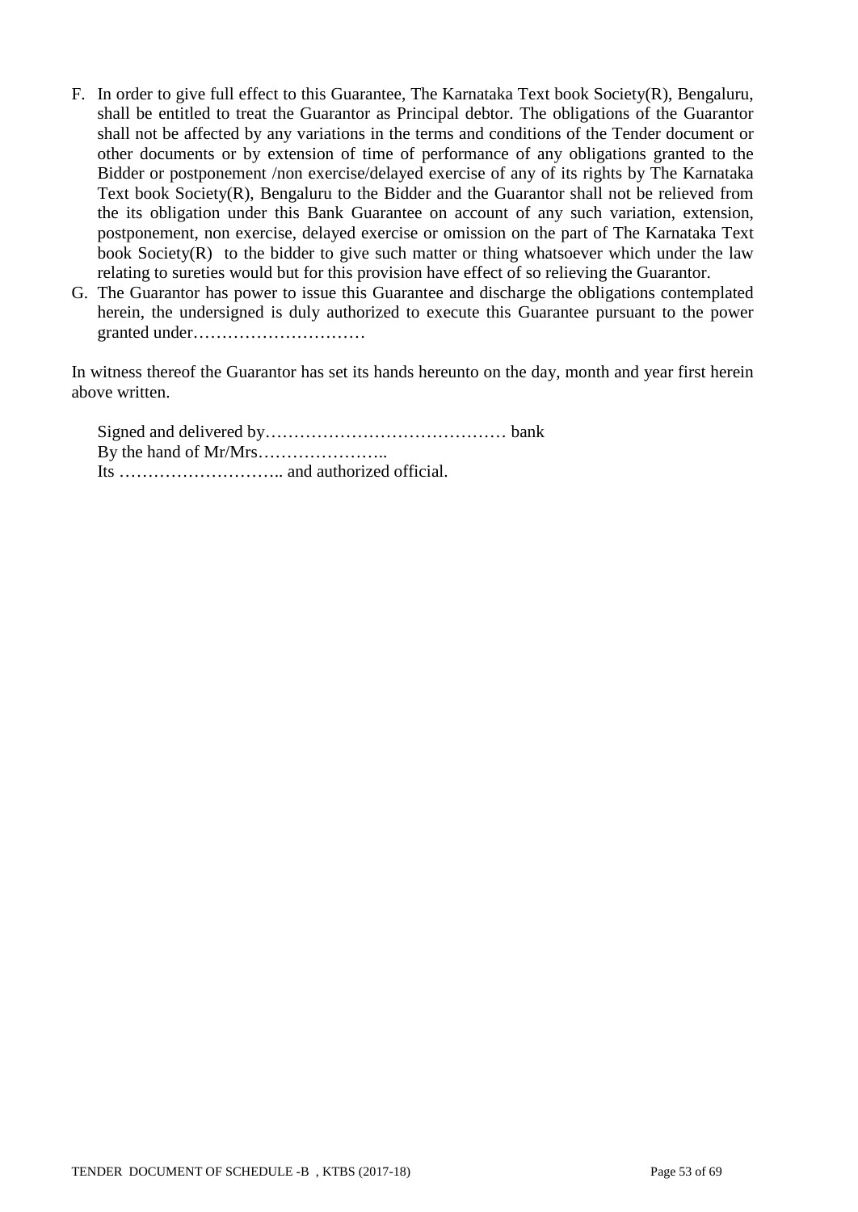F. In order to give full effect to this Guarantee, The Karnataka Text book Society(R), Bengaluru, shall be entitled to treat the Guarantor as Principal debtor. The obligations of the Guarantor shall not be affected by any variations in the terms and conditions of the Tender document or other documents or by extension of time of performance of any obligations granted to the Bidder or postponement /non exercise/delayed exercise of any of its rights by The Karnataka Text book Society(R), Bengaluru to the Bidder and the Guarantor shall not be relieved from the its obligation under this Bank Guarantee on account of any such variation, extension, postponement, non exercise, delayed exercise or omission on the part of The Karnataka Text book Society(R) to the bidder to give such matter or thing whatsoever which under the law relating to sureties would but for this provision have effect of so relieving the Guarantor.

G. The Guarantor has power to issue this Guarantee and discharge the obligations contemplated herein, the undersigned is duly authorized to execute this Guarantee pursuant to the power granted under…………………………

In witness thereof the Guarantor has set its hands hereunto on the day, month and year first herein above written.

Signed and delivered by…………………………………… bank
By the hand of Mr/Mrs…………………..
Its ……………………….. and authorized official.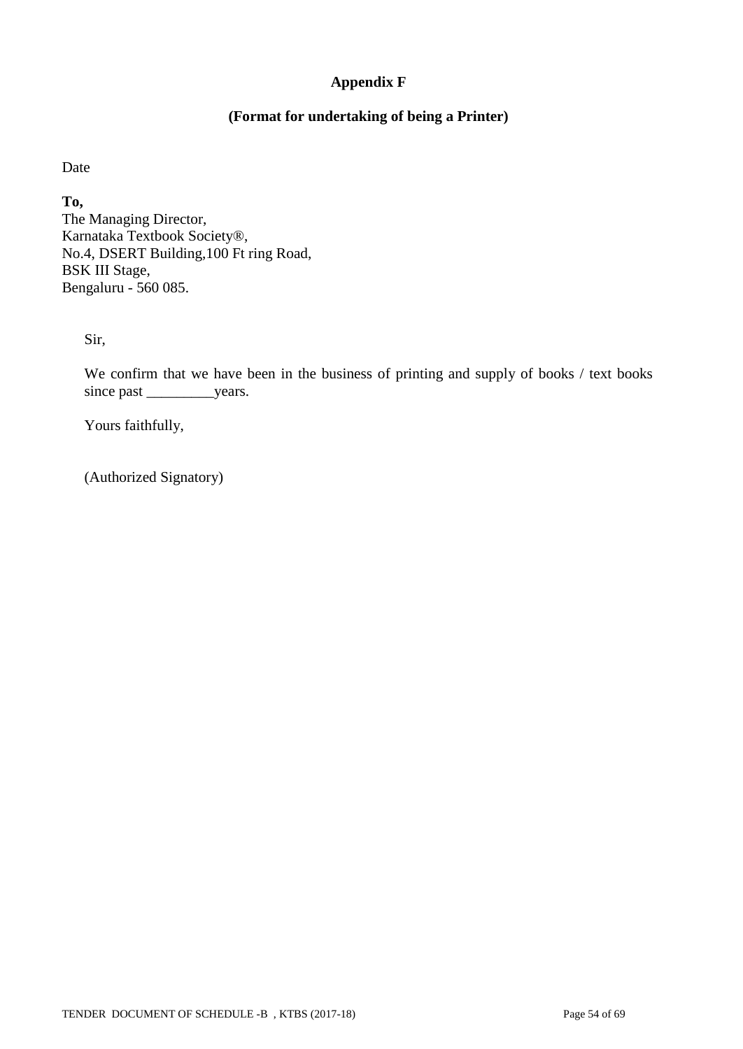## Appendix F

### (Format for undertaking of being a Printer)

Date

**To,**
The Managing Director,
Karnataka Textbook Society®,
No.4, DSERT Building,100 Ft ring Road,
BSK III Stage,
Bengaluru - 560 085.

Sir,

We confirm that we have been in the business of printing and supply of books / text books since past _________years.

Yours faithfully,

(Authorized Signatory)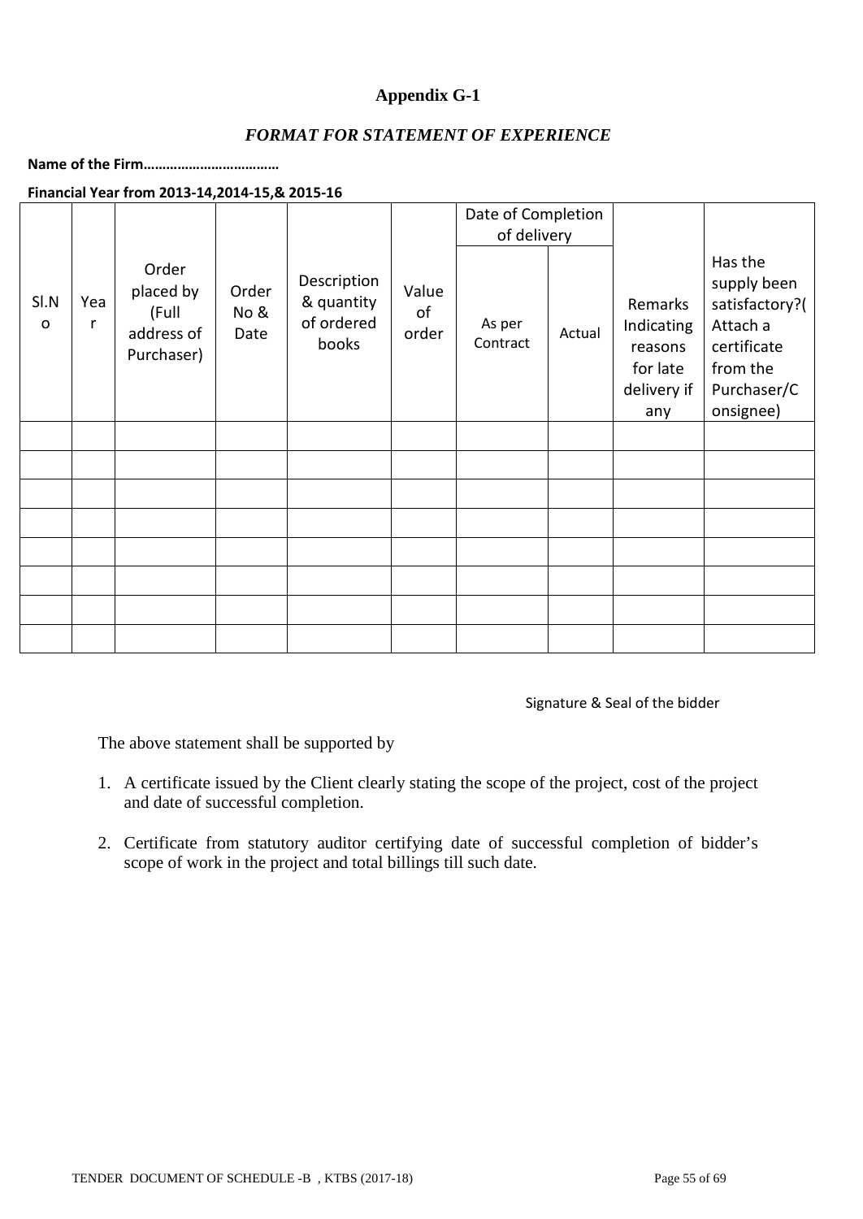# Appendix G-1

## *FORMAT FOR STATEMENT OF EXPERIENCE*

**Name of the Firm………………………………**

**Financial Year from 2013-14,2014-15,& 2015-16**

| Sl.No | Year | Order placed by (Full address of Purchaser) | Order No & Date | Description & quantity of ordered books | Value of order | Date of Completion of delivery | | Remarks Indicating reasons for late delivery if any | Has the supply been satisfactory?( Attach a certificate from the Purchaser/Consignee) |
|---|---|---|---|---|---|---|---|---|---|
| | | | | | | As per Contract | Actual | | |
| | | | | | | | | | |
| | | | | | | | | | |
| | | | | | | | | | |
| | | | | | | | | | |
| | | | | | | | | | |
| | | | | | | | | | |
| | | | | | | | | | |
| | | | | | | | | | |

Signature & Seal of the bidder

The above statement shall be supported by

1. A certificate issued by the Client clearly stating the scope of the project, cost of the project and date of successful completion.
2. Certificate from statutory auditor certifying date of successful completion of bidder's scope of work in the project and total billings till such date.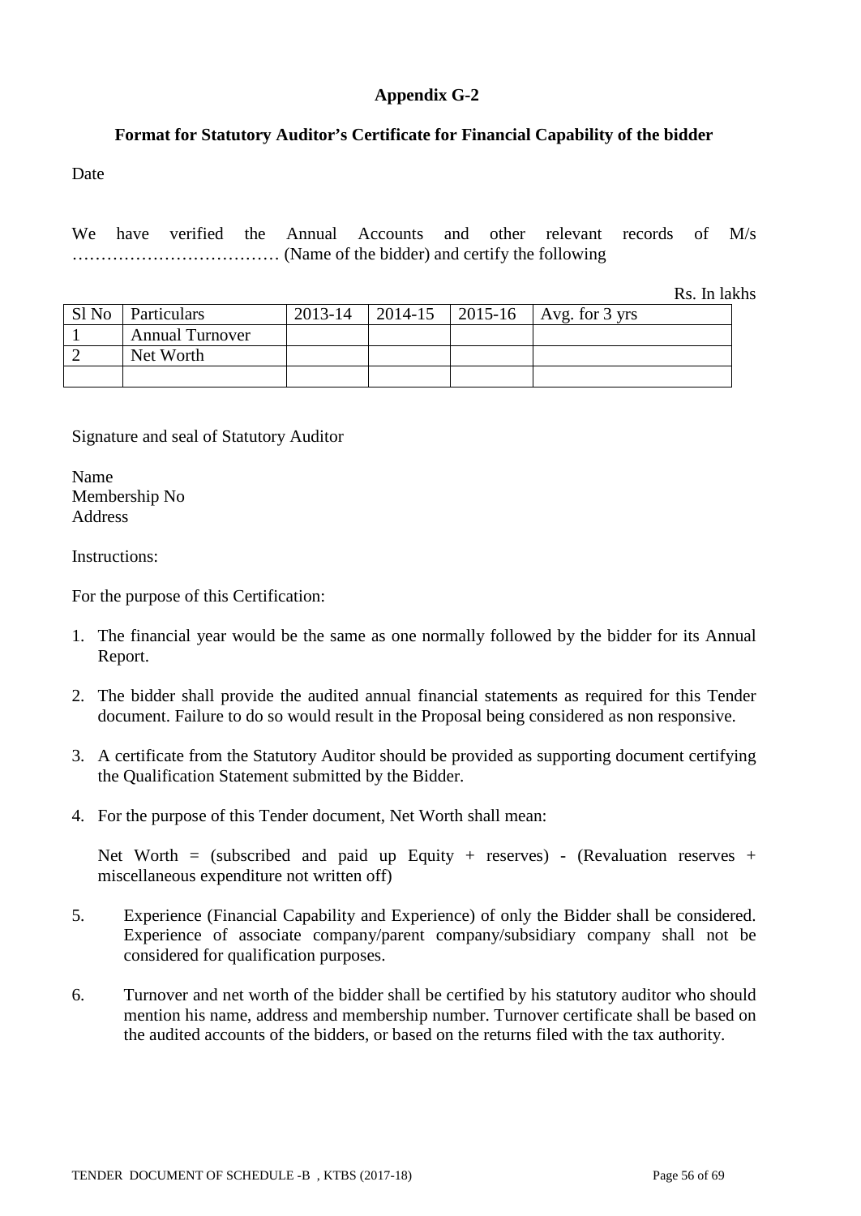## Appendix G-2

### Format for Statutory Auditor's Certificate for Financial Capability of the bidder

Date

We have verified the Annual Accounts and other relevant records of M/s ……………………………… (Name of the bidder) and certify the following

Rs. In lakhs

| Sl No | Particulars | 2013-14 | 2014-15 | 2015-16 | Avg. for 3 yrs |
|---|---|---|---|---|---|
| 1 | Annual Turnover | | | | |
| 2 | Net Worth | | | | |
| | | | | | |

Signature and seal of Statutory Auditor

Name
Membership No
Address

Instructions:

For the purpose of this Certification:

1. The financial year would be the same as one normally followed by the bidder for its Annual Report.
2. The bidder shall provide the audited annual financial statements as required for this Tender document. Failure to do so would result in the Proposal being considered as non responsive.
3. A certificate from the Statutory Auditor should be provided as supporting document certifying the Qualification Statement submitted by the Bidder.
4. For the purpose of this Tender document, Net Worth shall mean:

   Net Worth = (subscribed and paid up Equity + reserves) - (Revaluation reserves + miscellaneous expenditure not written off)

5. Experience (Financial Capability and Experience) of only the Bidder shall be considered. Experience of associate company/parent company/subsidiary company shall not be considered for qualification purposes.
6. Turnover and net worth of the bidder shall be certified by his statutory auditor who should mention his name, address and membership number. Turnover certificate shall be based on the audited accounts of the bidders, or based on the returns filed with the tax authority.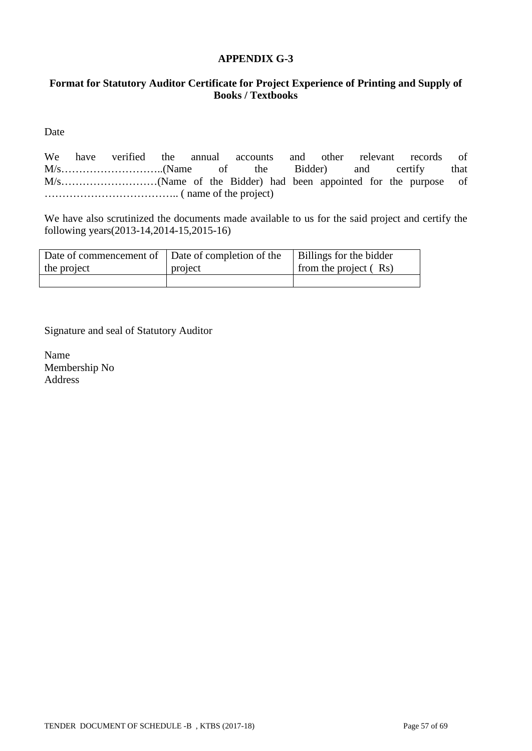**APPENDIX G-3**

**Format for Statutory Auditor Certificate for Project Experience of Printing and Supply of Books / Textbooks**

Date

We have verified the annual accounts and other relevant records of M/s………………………..(Name of the Bidder) and certify that M/s………………………(Name of the Bidder) had been appointed for the purpose of ……………………………….. ( name of the project)

We have also scrutinized the documents made available to us for the said project and certify the following years(2013-14,2014-15,2015-16)

| Date of commencement of the project | Date of completion of the project | Billings for the bidder from the project ( Rs) |
|---|---|---|
| | | |

Signature and seal of Statutory Auditor

Name
Membership No
Address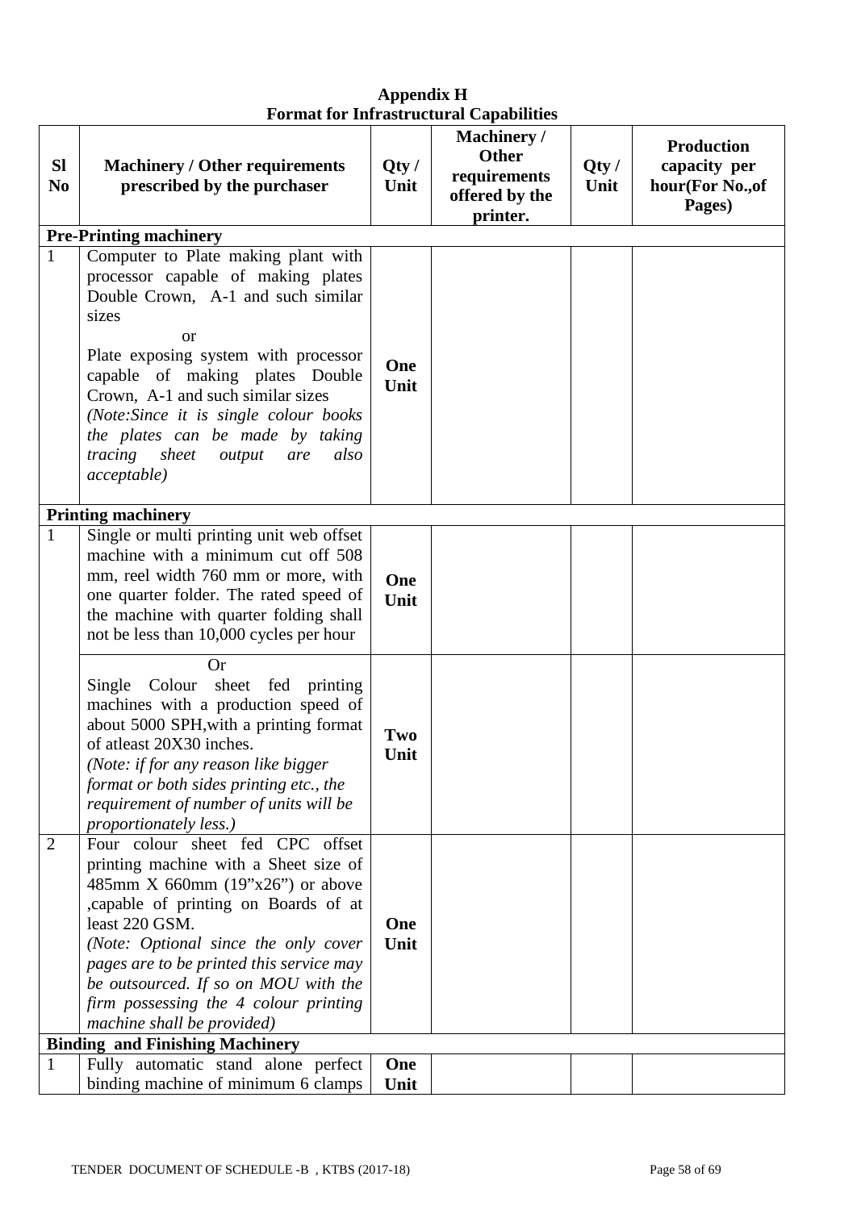**Appendix H**
**Format for Infrastructural Capabilities**

| Sl No | Machinery / Other requirements prescribed by the purchaser | Qty / Unit | Machinery / Other requirements offered by the printer. | Qty / Unit | Production capacity per hour(For No.,of Pages) |
|---|---|---|---|---|---|
| **Pre-Printing machinery** | | | | | |
| 1 | Computer to Plate making plant with processor capable of making plates Double Crown, A-1 and such similar sizes<br>or<br>Plate exposing system with processor capable of making plates Double Crown, A-1 and such similar sizes<br>*(Note:Since it is single colour books the plates can be made by taking tracing sheet output are also acceptable)* | **One Unit** | | | |
| **Printing machinery** | | | | | |
| 1 | Single or multi printing unit web offset machine with a minimum cut off 508 mm, reel width 760 mm or more, with one quarter folder. The rated speed of the machine with quarter folding shall not be less than 10,000 cycles per hour | **One Unit** | | | |
| | Or<br>Single Colour sheet fed printing machines with a production speed of about 5000 SPH,with a printing format of atleast 20X30 inches.<br>*(Note: if for any reason like bigger format or both sides printing etc., the requirement of number of units will be proportionately less.)* | **Two Unit** | | | |
| 2 | Four colour sheet fed CPC offset printing machine with a Sheet size of 485mm X 660mm (19"x26") or above ,capable of printing on Boards of at least 220 GSM.<br>*(Note: Optional since the only cover pages are to be printed this service may be outsourced. If so on MOU with the firm possessing the 4 colour printing machine shall be provided)* | **One Unit** | | | |
| **Binding and Finishing Machinery** | | | | | |
| 1 | Fully automatic stand alone perfect binding machine of minimum 6 clamps | **One Unit** | | | |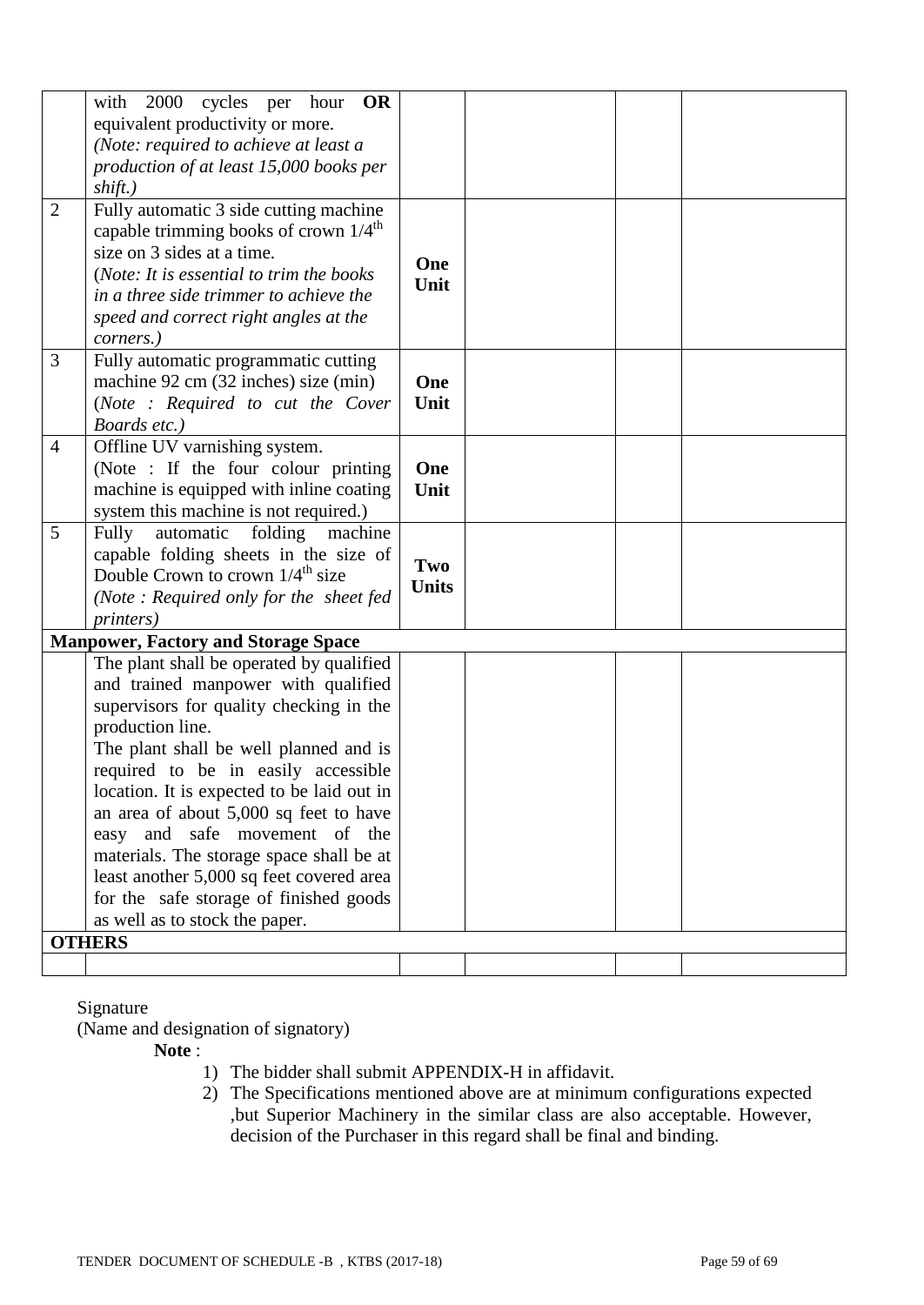|  |  |  |  |  |  |
|---|---|---|---|---|---|
|  | with 2000 cycles per hour **OR** equivalent productivity or more. *(Note: required to achieve at least a production of at least 15,000 books per shift.)* |  |  |  |  |
| 2 | Fully automatic 3 side cutting machine capable trimming books of crown 1/4th size on 3 sides at a time. (*Note: It is essential to trim the books in a three side trimmer to achieve the speed and correct right angles at the corners.)* | **One Unit** |  |  |  |
| 3 | Fully automatic programmatic cutting machine 92 cm (32 inches) size (min) (*Note : Required to cut the Cover Boards etc.)* | **One Unit** |  |  |  |
| 4 | Offline UV varnishing system. (Note : If the four colour printing machine is equipped with inline coating system this machine is not required.) | **One Unit** |  |  |  |
| 5 | Fully automatic folding machine capable folding sheets in the size of Double Crown to crown 1/4th size *(Note : Required only for the sheet fed printers)* | **Two Units** |  |  |  |
| **Manpower, Factory and Storage Space** |  |  |  |  |  |
|  | The plant shall be operated by qualified and trained manpower with qualified supervisors for quality checking in the production line. The plant shall be well planned and is required to be in easily accessible location. It is expected to be laid out in an area of about 5,000 sq feet to have easy and safe movement of the materials. The storage space shall be at least another 5,000 sq feet covered area for the safe storage of finished goods as well as to stock the paper. |  |  |  |  |
| **OTHERS** |  |  |  |  |  |
|  |  |  |  |  |  |

Signature

(Name and designation of signatory)

**Note** :

1) The bidder shall submit APPENDIX-H in affidavit.
2) The Specifications mentioned above are at minimum configurations expected ,but Superior Machinery in the similar class are also acceptable. However, decision of the Purchaser in this regard shall be final and binding.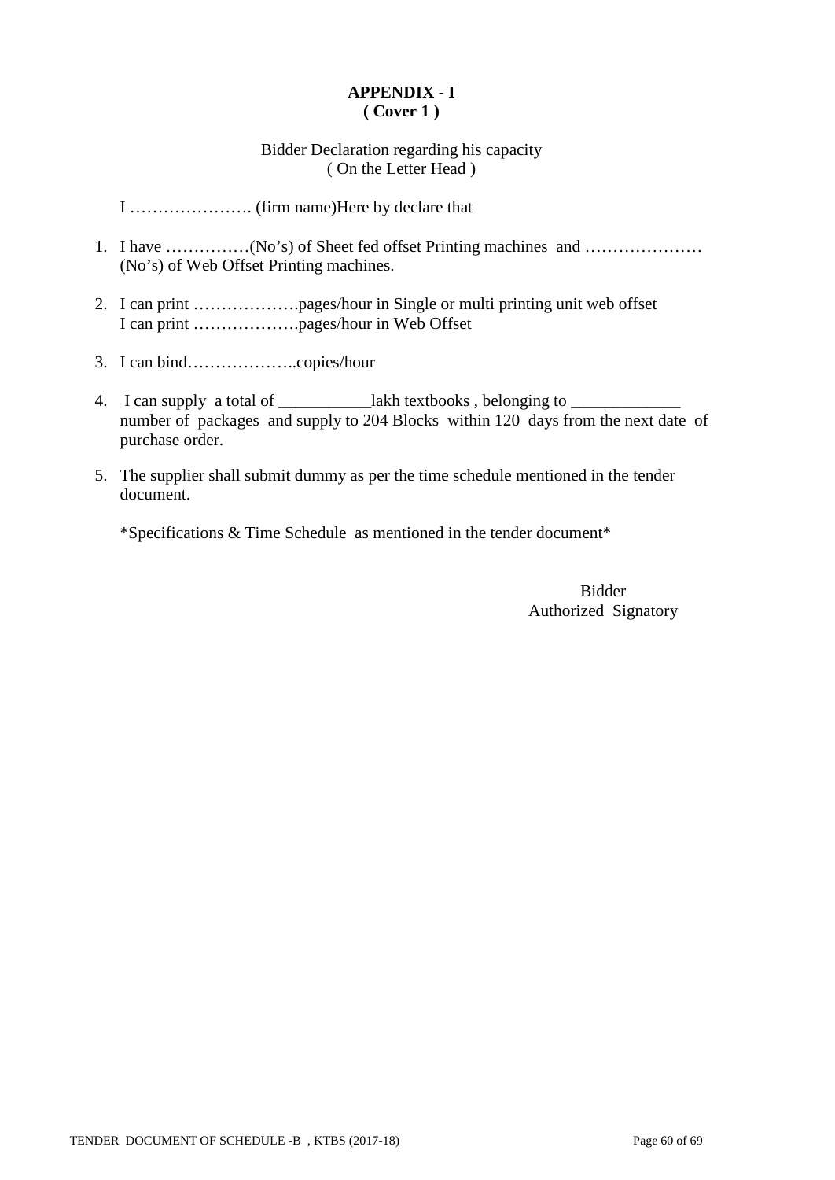**APPENDIX - I**
**( Cover 1 )**

Bidder Declaration regarding his capacity
( On the Letter Head )

I …………………. (firm name)Here by declare that

1. I have ……………(No's) of Sheet fed offset Printing machines and ………………… (No's) of Web Offset Printing machines.

2. I can print ……………….pages/hour in Single or multi printing unit web offset
   I can print ……………….pages/hour in Web Offset

3. I can bind………………..copies/hour

4. I can supply a total of ___________lakh textbooks , belonging to _____________ number of packages and supply to 204 Blocks within 120 days from the next date of purchase order.

5. The supplier shall submit dummy as per the time schedule mentioned in the tender document.

*Specifications & Time Schedule as mentioned in the tender document*

Bidder
Authorized Signatory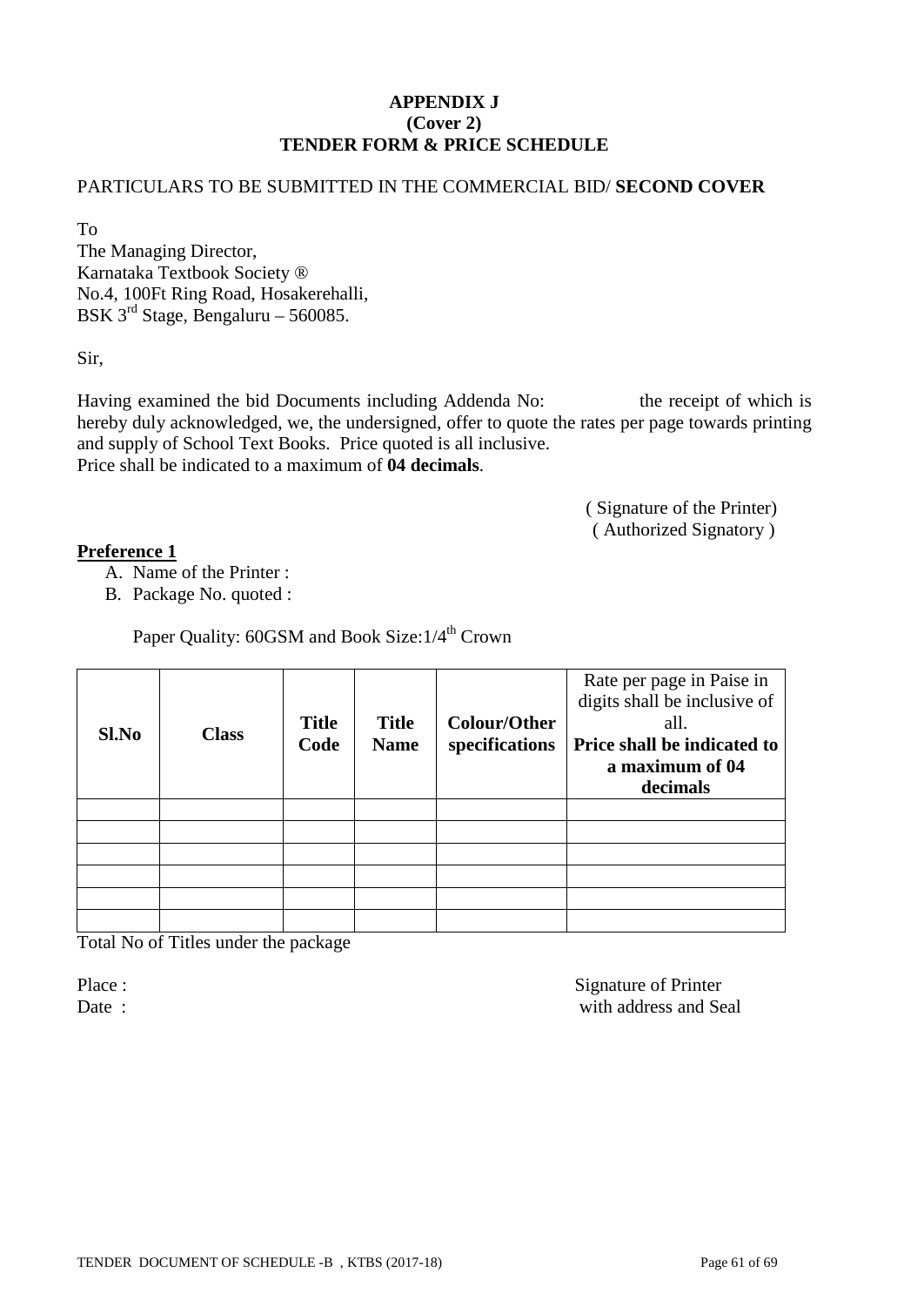**APPENDIX J**
**(Cover 2)**
**TENDER FORM & PRICE SCHEDULE**

PARTICULARS TO BE SUBMITTED IN THE COMMERCIAL BID/ **SECOND COVER**

To
The Managing Director,
Karnataka Textbook Society ®
No.4, 100Ft Ring Road, Hosakerehalli,
BSK 3rd Stage, Bengaluru – 560085.

Sir,

Having examined the bid Documents including Addenda No: the receipt of which is hereby duly acknowledged, we, the undersigned, offer to quote the rates per page towards printing and supply of School Text Books. Price quoted is all inclusive.
Price shall be indicated to a maximum of **04 decimals**.

( Signature of the Printer)
( Authorized Signatory )

**Preference 1**

A. Name of the Printer :
B. Package No. quoted :

Paper Quality: 60GSM and Book Size:1/4th Crown

| **Sl.No** | **Class** | **Title Code** | **Title Name** | **Colour/Other specifications** | Rate per page in Paise in digits shall be inclusive of all. **Price shall be indicated to a maximum of 04 decimals** |
|---|---|---|---|---|---|
| | | | | | |
| | | | | | |
| | | | | | |
| | | | | | |
| | | | | | |
| | | | | | |

Total No of Titles under the package

Place :
Date :

Signature of Printer
with address and Seal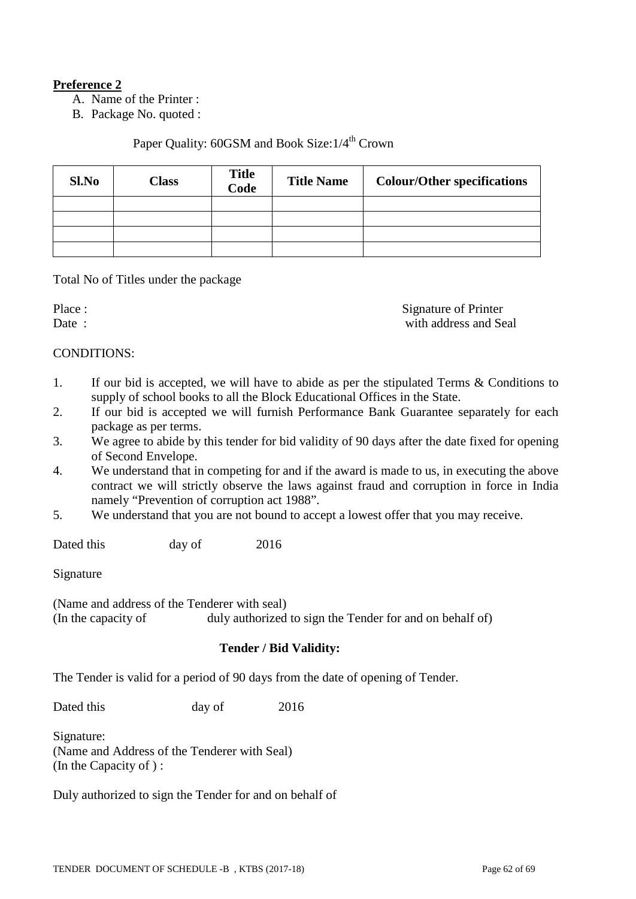**Preference 2**

A. Name of the Printer :
B. Package No. quoted :

Paper Quality: 60GSM and Book Size:1/4th Crown

| Sl.No | Class | Title Code | Title Name | Colour/Other specifications |
|---|---|---|---|---|
| | | | | |
| | | | | |
| | | | | |
| | | | | |

Total No of Titles under the package

Place :
Date :

Signature of Printer
with address and Seal

CONDITIONS:

1. If our bid is accepted, we will have to abide as per the stipulated Terms & Conditions to supply of school books to all the Block Educational Offices in the State.
2. If our bid is accepted we will furnish Performance Bank Guarantee separately for each package as per terms.
3. We agree to abide by this tender for bid validity of 90 days after the date fixed for opening of Second Envelope.
4. We understand that in competing for and if the award is made to us, in executing the above contract we will strictly observe the laws against fraud and corruption in force in India namely "Prevention of corruption act 1988".
5. We understand that you are not bound to accept a lowest offer that you may receive.

Dated this day of 2016

Signature

(Name and address of the Tenderer with seal)
(In the capacity of duly authorized to sign the Tender for and on behalf of)

**Tender / Bid Validity:**

The Tender is valid for a period of 90 days from the date of opening of Tender.

Dated this day of 2016

Signature:
(Name and Address of the Tenderer with Seal)
(In the Capacity of ) :

Duly authorized to sign the Tender for and on behalf of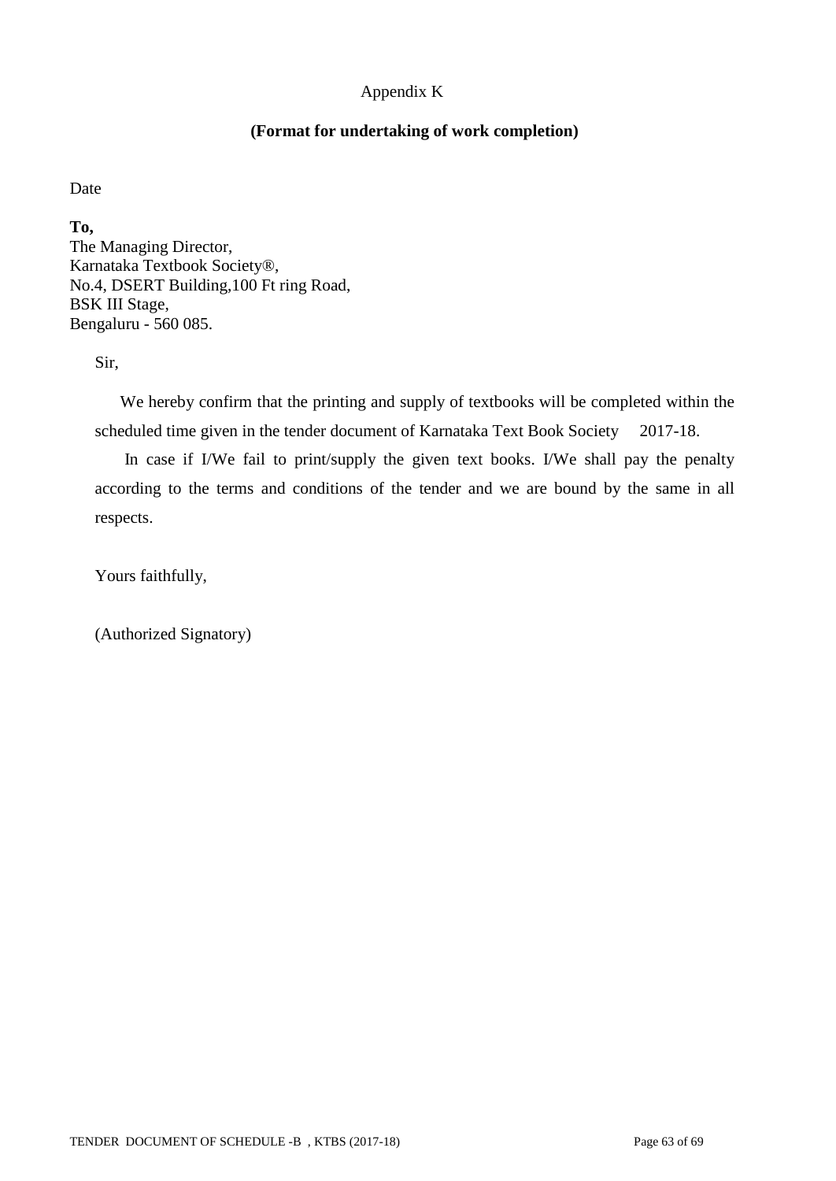Appendix K

**(Format for undertaking of work completion)**

Date

**To,**
The Managing Director,
Karnataka Textbook Society®,
No.4, DSERT Building,100 Ft ring Road,
BSK III Stage,
Bengaluru - 560 085.

Sir,

We hereby confirm that the printing and supply of textbooks will be completed within the scheduled time given in the tender document of Karnataka Text Book Society 2017-18.

In case if I/We fail to print/supply the given text books. I/We shall pay the penalty according to the terms and conditions of the tender and we are bound by the same in all respects.

Yours faithfully,

(Authorized Signatory)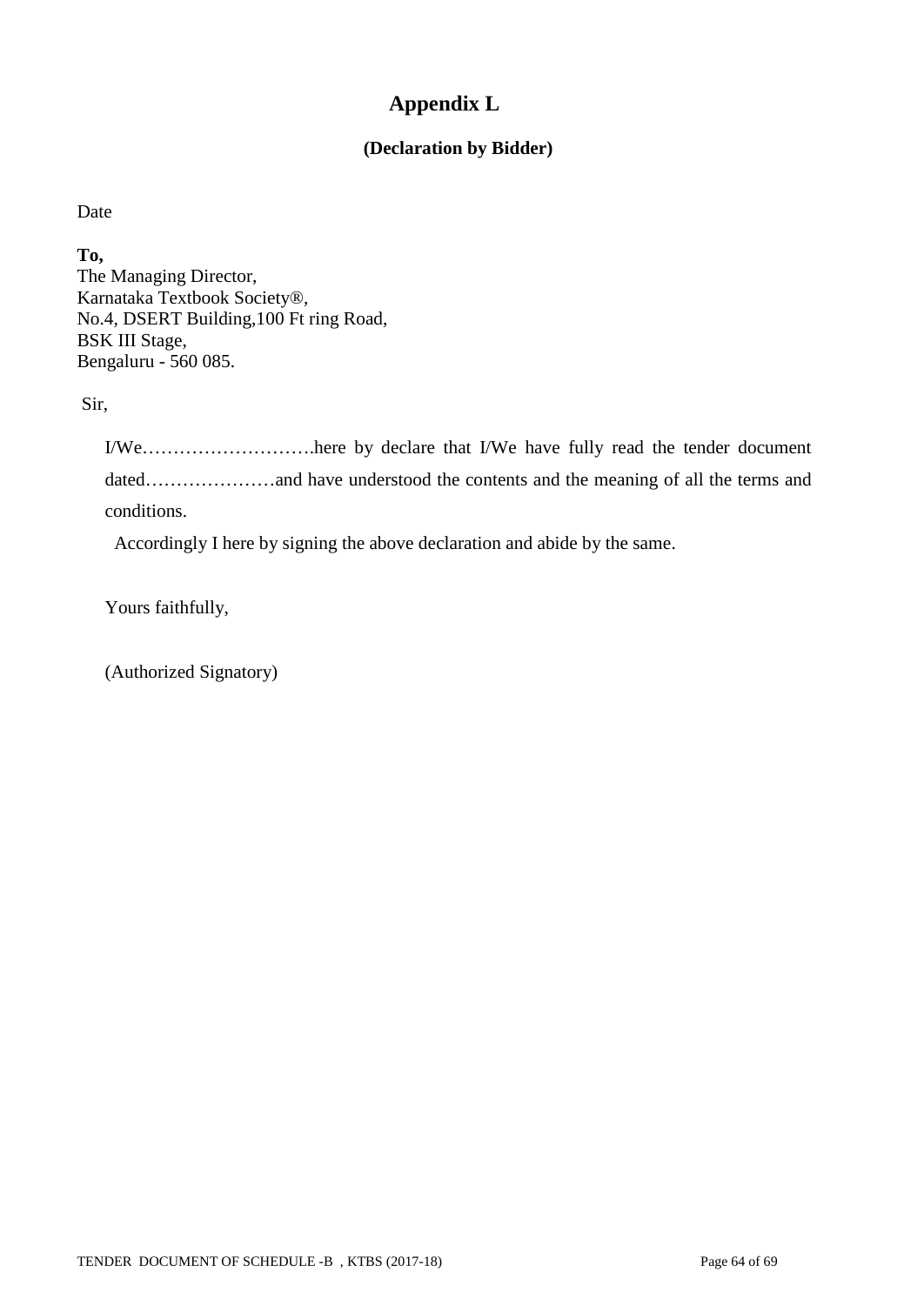# Appendix L

### (Declaration by Bidder)

Date

**To,**
The Managing Director,
Karnataka Textbook Society®,
No.4, DSERT Building,100 Ft ring Road,
BSK III Stage,
Bengaluru - 560 085.

Sir,

I/We……………………….here by declare that I/We have fully read the tender document dated…………………and have understood the contents and the meaning of all the terms and conditions.

Accordingly I here by signing the above declaration and abide by the same.

Yours faithfully,

(Authorized Signatory)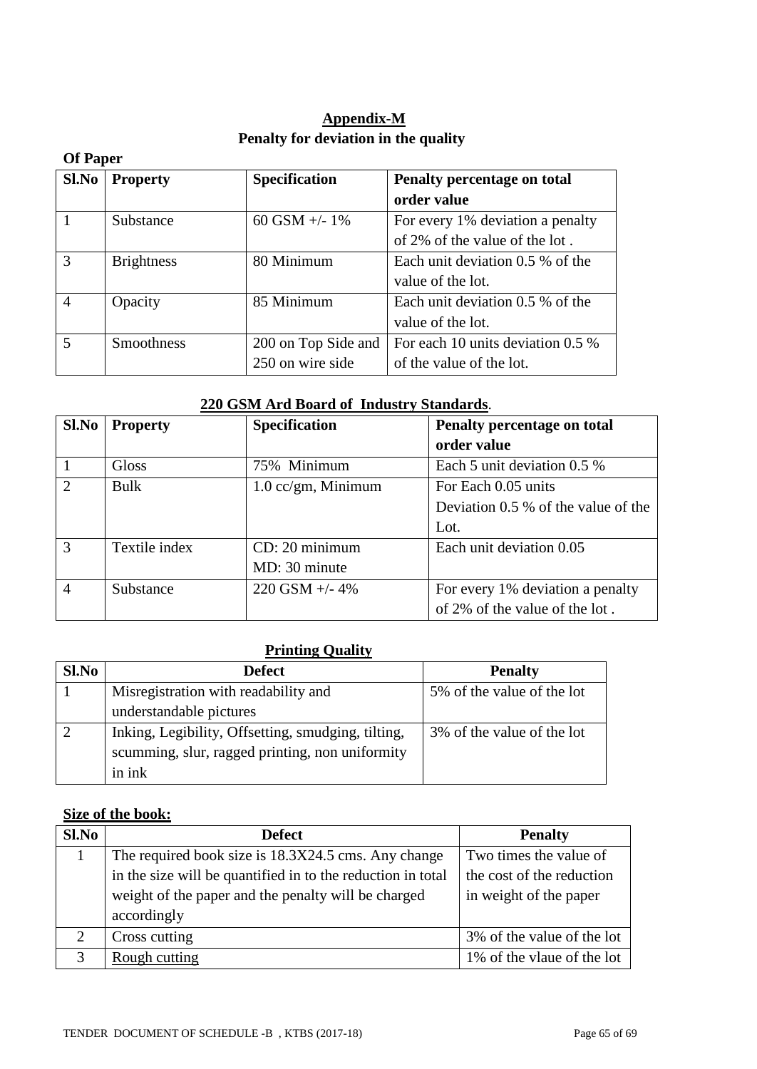## Appendix-M

**Penalty for deviation in the quality**

**Of Paper**

| Sl.No | Property | Specification | Penalty percentage on total order value |
|---|---|---|---|
| 1 | Substance | 60 GSM +/- 1% | For every 1% deviation a penalty of 2% of the value of the lot . |
| 3 | Brightness | 80 Minimum | Each unit deviation 0.5 % of the value of the lot. |
| 4 | Opacity | 85 Minimum | Each unit deviation 0.5 % of the value of the lot. |
| 5 | Smoothness | 200 on Top Side and 250 on wire side | For each 10 units deviation 0.5 % of the value of the lot. |

**220 GSM Ard Board of Industry Standards**.

| Sl.No | Property | Specification | Penalty percentage on total order value |
|---|---|---|---|
| 1 | Gloss | 75% Minimum | Each 5 unit deviation 0.5 % |
| 2 | Bulk | 1.0 cc/gm, Minimum | For Each 0.05 units Deviation 0.5 % of the value of the Lot. |
| 3 | Textile index | CD: 20 minimum<br>MD: 30 minute | Each unit deviation 0.05 |
| 4 | Substance | 220 GSM +/- 4% | For every 1% deviation a penalty of 2% of the value of the lot . |

**Printing Quality**

| Sl.No | Defect | Penalty |
|---|---|---|
| 1 | Misregistration with readability and understandable pictures | 5% of the value of the lot |
| 2 | Inking, Legibility, Offsetting, smudging, tilting, scumming, slur, ragged printing, non uniformity in ink | 3% of the value of the lot |

**Size of the book:**

| Sl.No | Defect | Penalty |
|---|---|---|
| 1 | The required book size is 18.3X24.5 cms. Any change in the size will be quantified in to the reduction in total weight of the paper and the penalty will be charged accordingly | Two times the value of the cost of the reduction in weight of the paper |
| 2 | Cross cutting | 3% of the value of the lot |
| 3 | Rough cutting | 1% of the vlaue of the lot |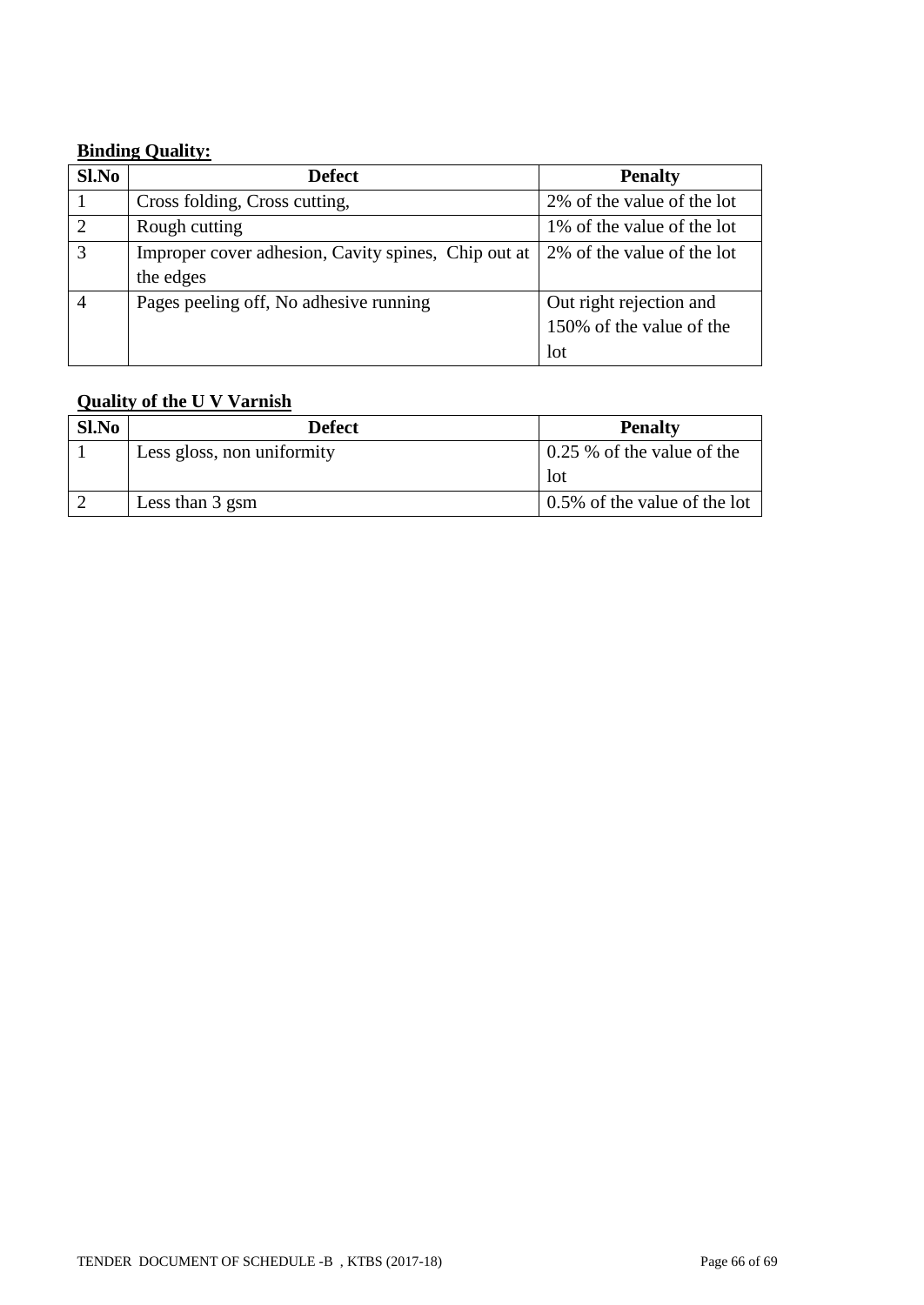**Binding Quality:**

| Sl.No | Defect | Penalty |
|---|---|---|
| 1 | Cross folding, Cross cutting, | 2% of the value of the lot |
| 2 | Rough cutting | 1% of the value of the lot |
| 3 | Improper cover adhesion, Cavity spines, Chip out at the edges | 2% of the value of the lot |
| 4 | Pages peeling off, No adhesive running | Out right rejection and 150% of the value of the lot |

**Quality of the U V Varnish**

| Sl.No | Defect | Penalty |
|---|---|---|
| 1 | Less gloss, non uniformity | 0.25 % of the value of the lot |
| 2 | Less than 3 gsm | 0.5% of the value of the lot |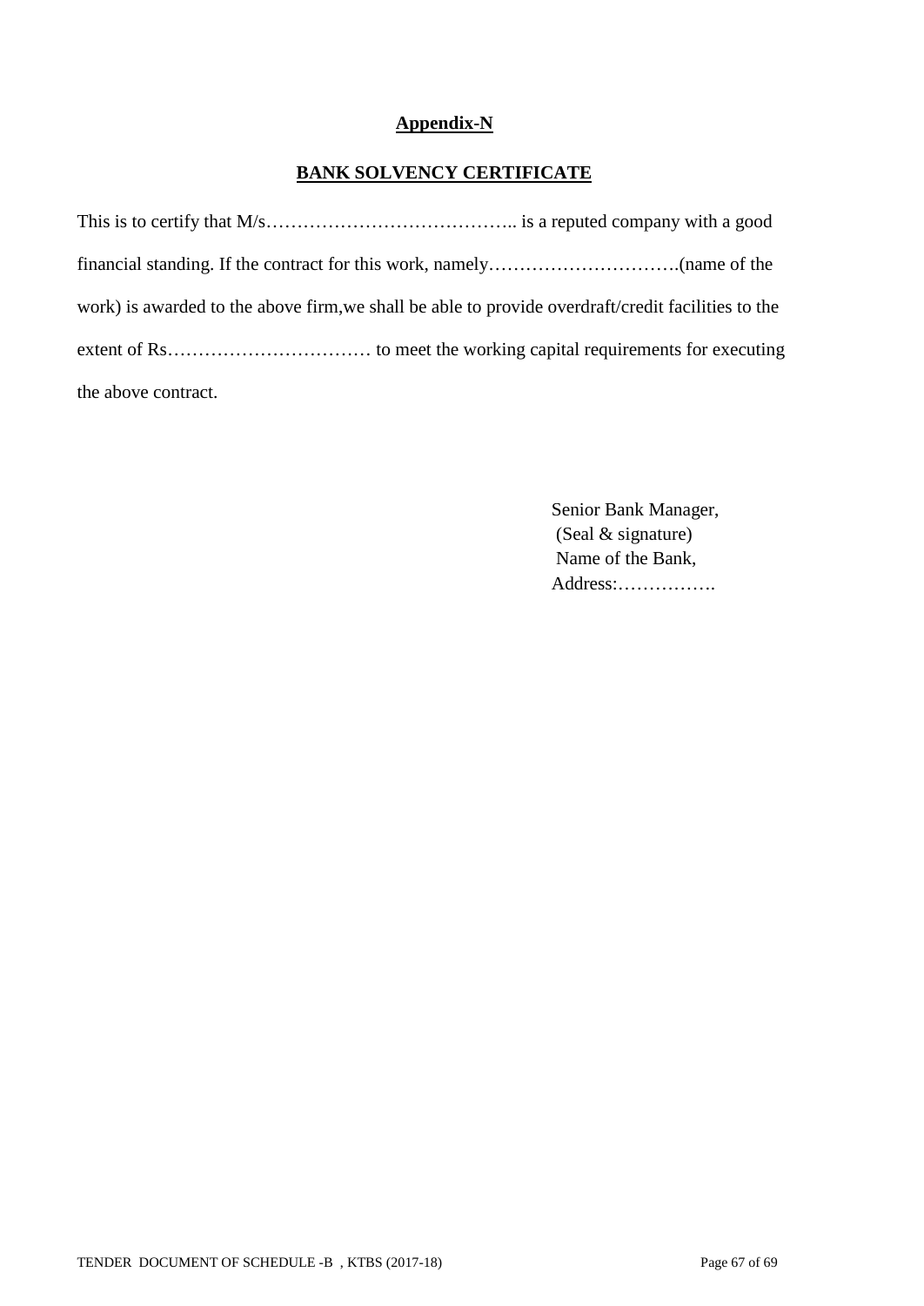**Appendix-N**

**BANK SOLVENCY CERTIFICATE**

This is to certify that M/s………………………………….. is a reputed company with a good financial standing. If the contract for this work, namely………………………….(name of the work) is awarded to the above firm,we shall be able to provide overdraft/credit facilities to the extent of Rs…………………………… to meet the working capital requirements for executing the above contract.

Senior Bank Manager,
(Seal & signature)
Name of the Bank,
Address:…………….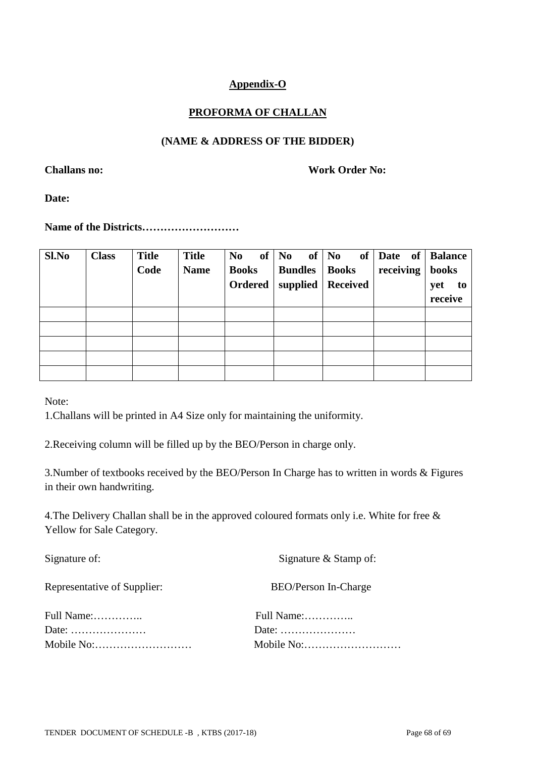**Appendix-O**

**PROFORMA OF CHALLAN**

**(NAME & ADDRESS OF THE BIDDER)**

**Challans no:** **Work Order No:**

**Date:**

**Name of the Districts………………………**

| Sl.No | Class | Title Code | Title Name | No of Books Ordered | No of Bundles supplied | No of Books Received | Date of receiving | Balance books yet to receive |
|---|---|---|---|---|---|---|---|---|
| | | | | | | | | |
| | | | | | | | | |
| | | | | | | | | |
| | | | | | | | | |
| | | | | | | | | |

Note:

1.Challans will be printed in A4 Size only for maintaining the uniformity.

2.Receiving column will be filled up by the BEO/Person in charge only.

3.Number of textbooks received by the BEO/Person In Charge has to written in words & Figures in their own handwriting.

4.The Delivery Challan shall be in the approved coloured formats only i.e. White for free & Yellow for Sale Category.

Signature of: Signature & Stamp of:

Representative of Supplier: BEO/Person In-Charge

Full Name:………….. Full Name:…………..

Date: ………………… Date: …………………

Mobile No:……………………… Mobile No:………………………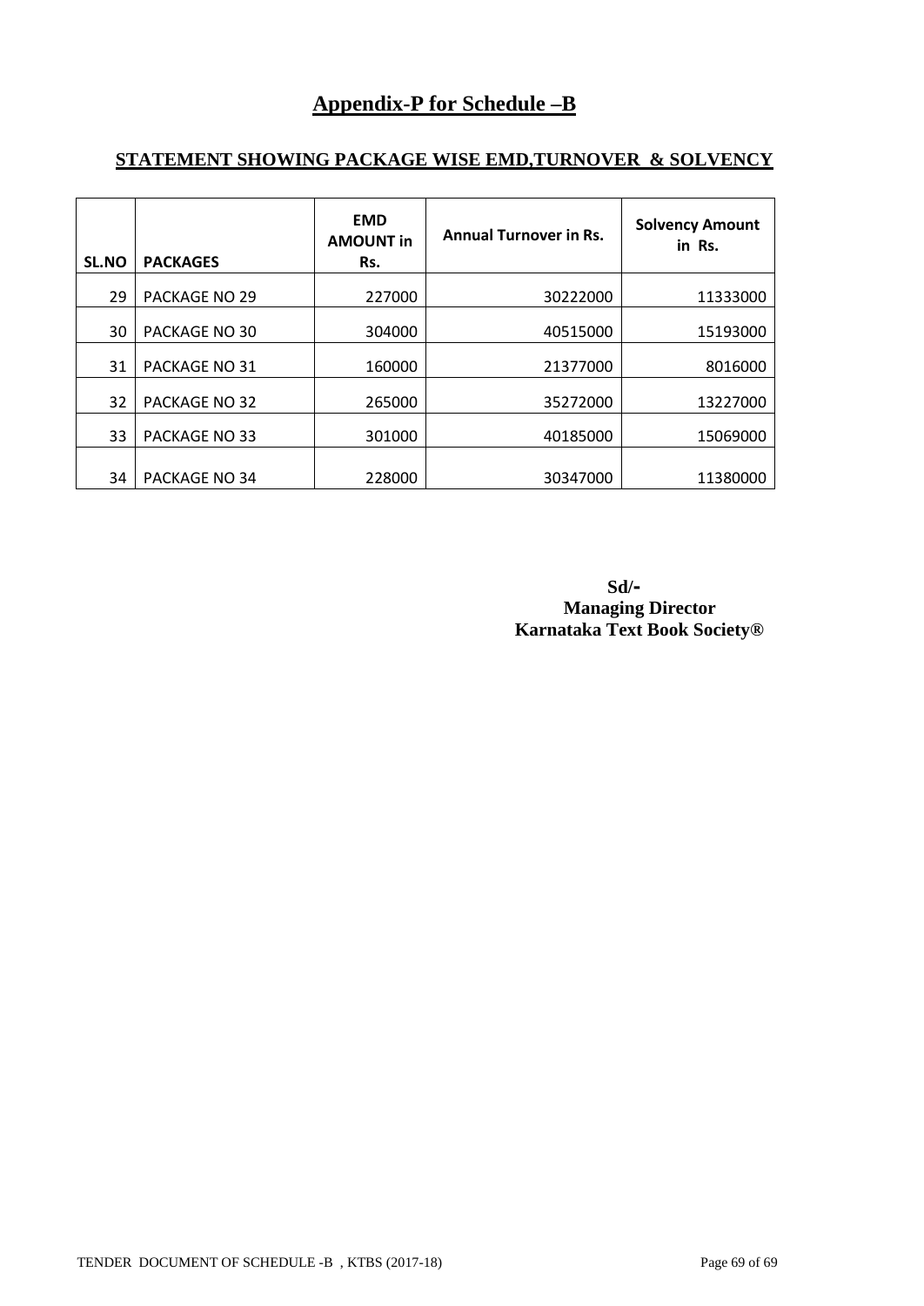# Appendix-P for Schedule –B

## STATEMENT SHOWING PACKAGE WISE EMD,TURNOVER & SOLVENCY

| SL.NO | PACKAGES | EMD AMOUNT in Rs. | Annual Turnover in Rs. | Solvency Amount in Rs. |
|---|---|---|---|---|
| 29 | PACKAGE NO 29 | 227000 | 30222000 | 11333000 |
| 30 | PACKAGE NO 30 | 304000 | 40515000 | 15193000 |
| 31 | PACKAGE NO 31 | 160000 | 21377000 | 8016000 |
| 32 | PACKAGE NO 32 | 265000 | 35272000 | 13227000 |
| 33 | PACKAGE NO 33 | 301000 | 40185000 | 15069000 |
| 34 | PACKAGE NO 34 | 228000 | 30347000 | 11380000 |

**Sd/-**
**Managing Director**
**Karnataka Text Book Society®**